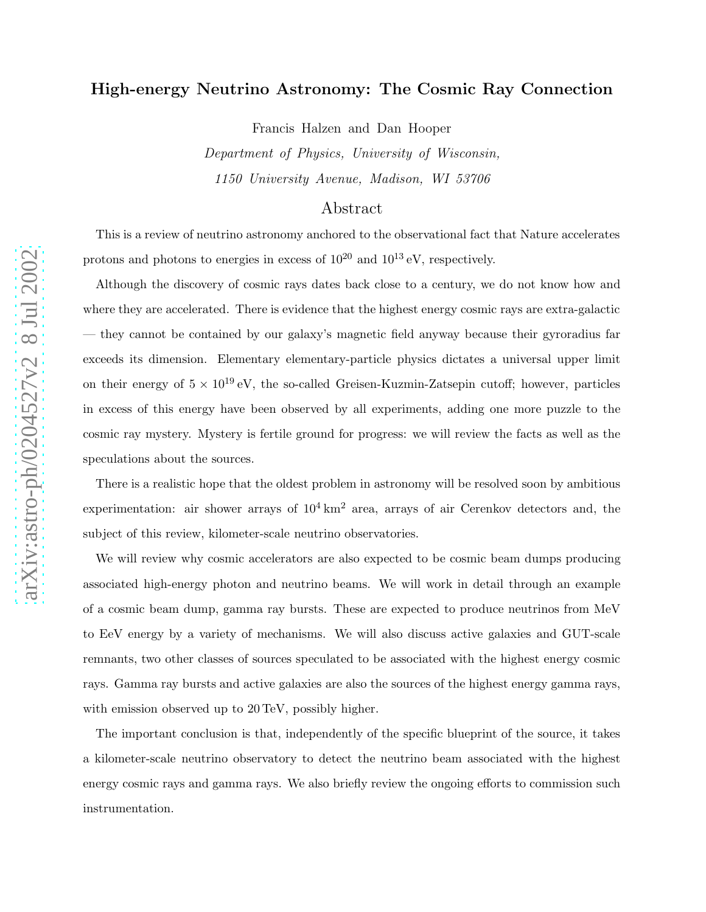# High-energy Neutrino Astronomy: The Cosmic Ray Connection

Francis Halzen and Dan Hooper

*Department of Physics, University of Wisconsin,*

*1150 University Avenue, Madison, WI 53706*

## Abstract

This is a review of neutrino astronomy anchored to the observational fact that Nature accelerates protons and photons to energies in excess of $10^{20}$ and $10^{13}$ eV, respectively.

Although the discovery of cosmic rays dates back close to a century, we do not know how and where they are accelerated. There is evidence that the highest energy cosmic rays are extra-galactic — they cannot be contained by our galaxy's magnetic field anyway because their gyroradius far exceeds its dimension. Elementary elementary-particle physics dictates a universal upper limit on their energy of $5 \times 10^{19}$ eV, the so-called Greisen-Kuzmin-Zatsepin cutoff; however, particles in excess of this energy have been observed by all experiments, adding one more puzzle to the cosmic ray mystery. Mystery is fertile ground for progress: we will review the facts as well as the speculations about the sources.

There is a realistic hope that the oldest problem in astronomy will be resolved soon by ambitious experimentation: air shower arrays of $10^4$ km$^2$ area, arrays of air Cerenkov detectors and, the subject of this review, kilometer-scale neutrino observatories.

We will review why cosmic accelerators are also expected to be cosmic beam dumps producing associated high-energy photon and neutrino beams. We will work in detail through an example of a cosmic beam dump, gamma ray bursts. These are expected to produce neutrinos from MeV to EeV energy by a variety of mechanisms. We will also discuss active galaxies and GUT-scale remnants, two other classes of sources speculated to be associated with the highest energy cosmic rays. Gamma ray bursts and active galaxies are also the sources of the highest energy gamma rays, with emission observed up to 20 TeV, possibly higher.

The important conclusion is that, independently of the specific blueprint of the source, it takes a kilometer-scale neutrino observatory to detect the neutrino beam associated with the highest energy cosmic rays and gamma rays. We also briefly review the ongoing efforts to commission such instrumentation.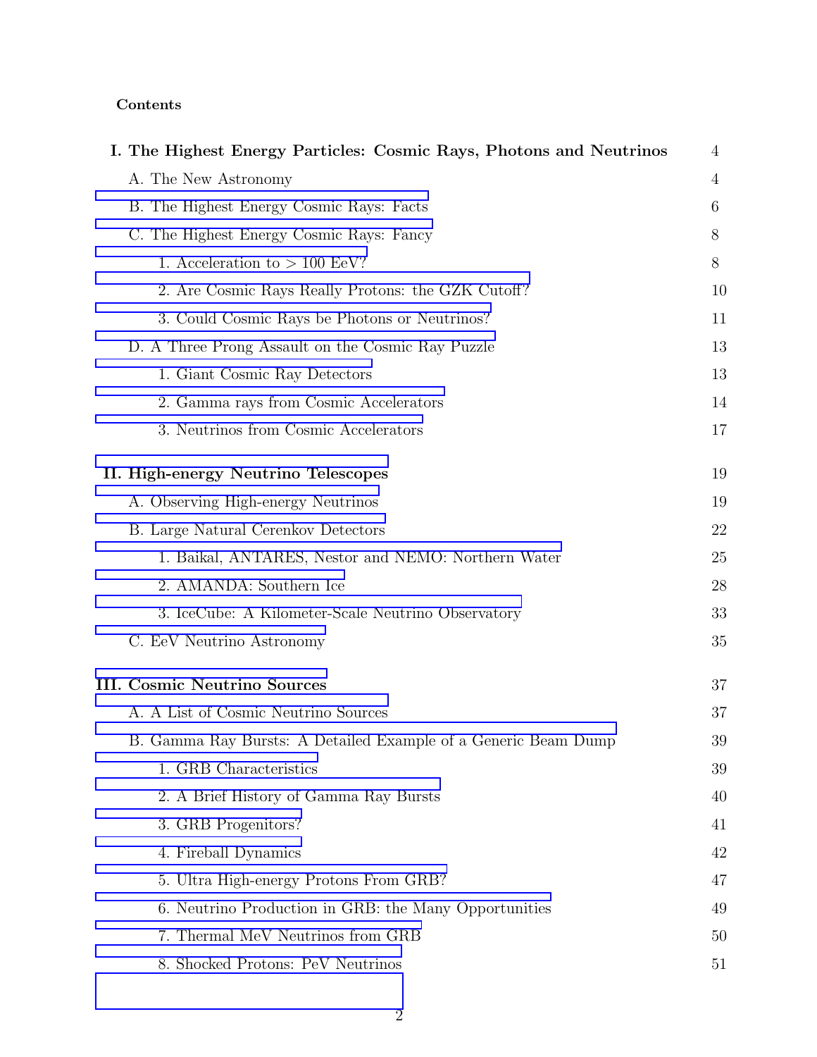**Contents**

| | |
|---|---|
| **I. The Highest Energy Particles: Cosmic Rays, Photons and Neutrinos** | 4 |
| A. The New Astronomy | 4 |
| B. The Highest Energy Cosmic Rays: Facts | 6 |
| C. The Highest Energy Cosmic Rays: Fancy | 8 |
| 1. Acceleration to $>$ 100 EeV? | 8 |
| 2. Are Cosmic Rays Really Protons: the GZK Cutoff? | 10 |
| 3. Could Cosmic Rays be Photons or Neutrinos? | 11 |
| D. A Three Prong Assault on the Cosmic Ray Puzzle | 13 |
| 1. Giant Cosmic Ray Detectors | 13 |
| 2. Gamma rays from Cosmic Accelerators | 14 |
| 3. Neutrinos from Cosmic Accelerators | 17 |
| **II. High-energy Neutrino Telescopes** | 19 |
| A. Observing High-energy Neutrinos | 19 |
| B. Large Natural Cerenkov Detectors | 22 |
| 1. Baikal, ANTARES, Nestor and NEMO: Northern Water | 25 |
| 2. AMANDA: Southern Ice | 28 |
| 3. IceCube: A Kilometer-Scale Neutrino Observatory | 33 |
| C. EeV Neutrino Astronomy | 35 |
| **III. Cosmic Neutrino Sources** | 37 |
| A. A List of Cosmic Neutrino Sources | 37 |
| B. Gamma Ray Bursts: A Detailed Example of a Generic Beam Dump | 39 |
| 1. GRB Characteristics | 39 |
| 2. A Brief History of Gamma Ray Bursts | 40 |
| 3. GRB Progenitors? | 41 |
| 4. Fireball Dynamics | 42 |
| 5. Ultra High-energy Protons From GRB? | 47 |
| 6. Neutrino Production in GRB: the Many Opportunities | 49 |
| 7. Thermal MeV Neutrinos from GRB | 50 |
| 8. Shocked Protons: PeV Neutrinos | 51 |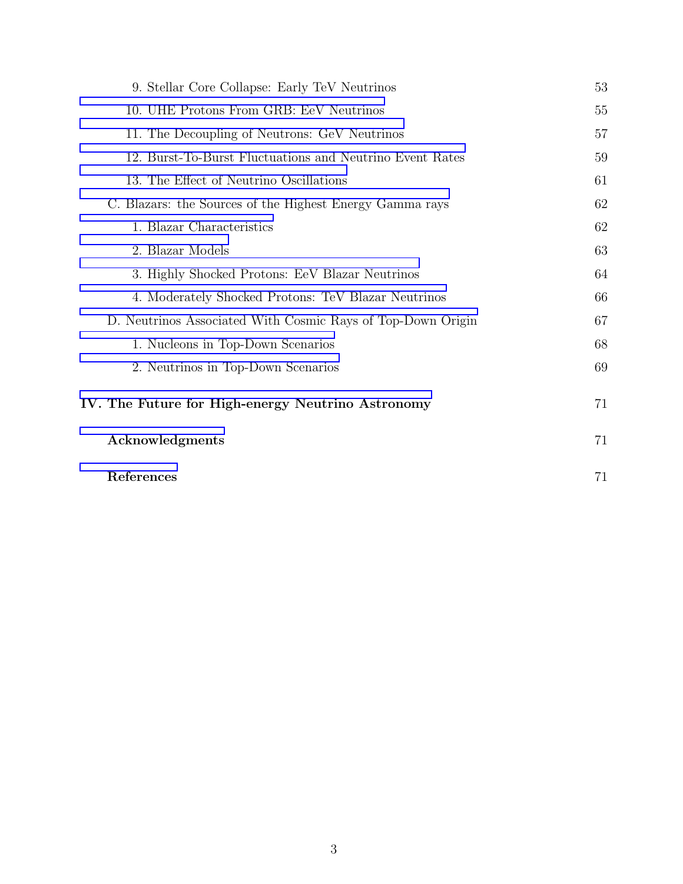9. Stellar Core Collapse: Early TeV Neutrinos 53
10. UHE Protons From GRB: EeV Neutrinos 55
11. The Decoupling of Neutrons: GeV Neutrinos 57
12. Burst-To-Burst Fluctuations and Neutrino Event Rates 59
13. The Effect of Neutrino Oscillations 61

C. Blazars: the Sources of the Highest Energy Gamma rays 62
1. Blazar Characteristics 62
2. Blazar Models 63
3. Highly Shocked Protons: EeV Blazar Neutrinos 64
4. Moderately Shocked Protons: TeV Blazar Neutrinos 66

D. Neutrinos Associated With Cosmic Rays of Top-Down Origin 67
1. Nucleons in Top-Down Scenarios 68
2. Neutrinos in Top-Down Scenarios 69

**IV. The Future for High-energy Neutrino Astronomy** 71

**Acknowledgments** 71

**References** 71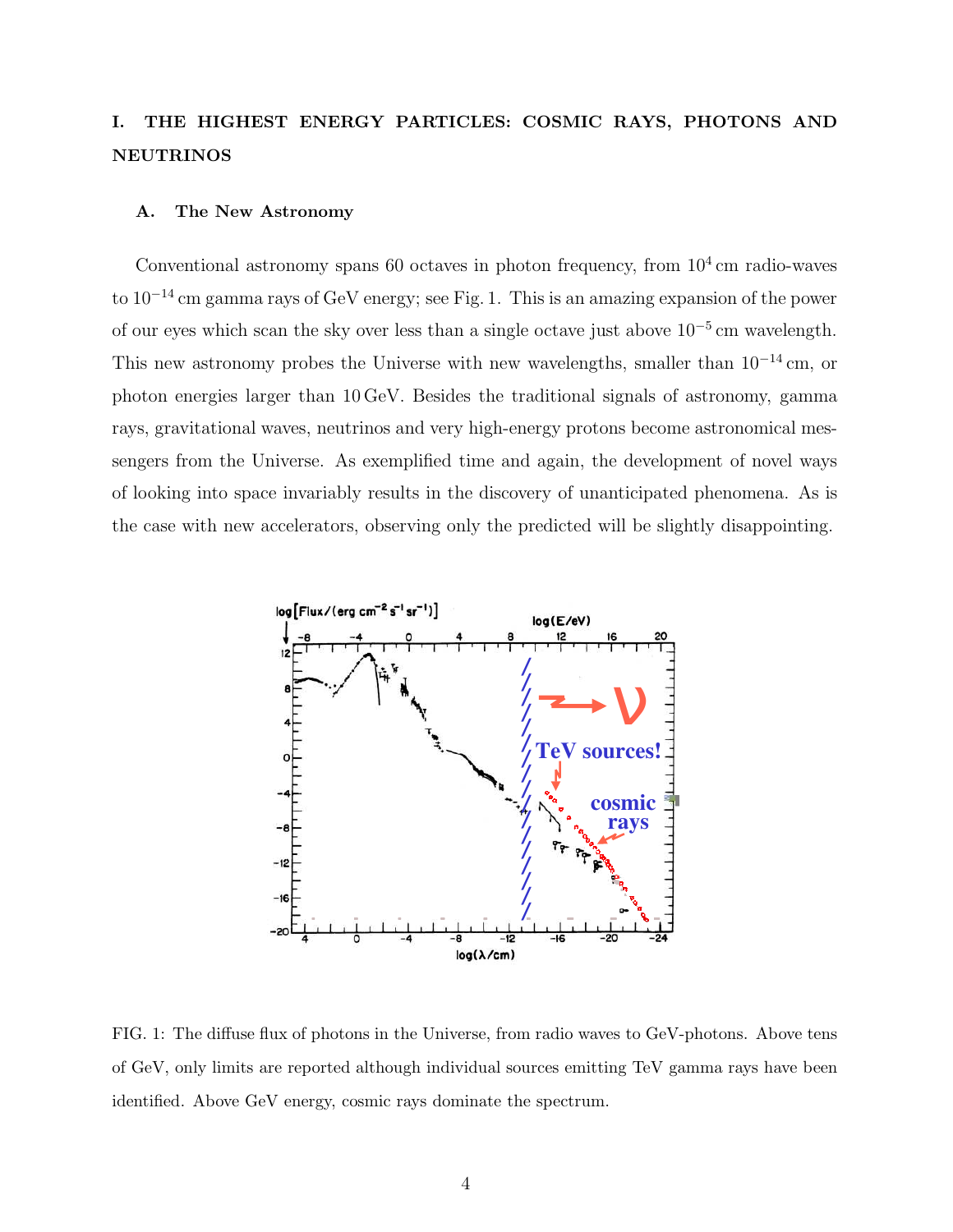# I. THE HIGHEST ENERGY PARTICLES: COSMIC RAYS, PHOTONS AND NEUTRINOS

## A. The New Astronomy

Conventional astronomy spans 60 octaves in photon frequency, from $10^4$ cm radio-waves to $10^{-14}$ cm gamma rays of GeV energy; see Fig. 1. This is an amazing expansion of the power of our eyes which scan the sky over less than a single octave just above $10^{-5}$ cm wavelength. This new astronomy probes the Universe with new wavelengths, smaller than $10^{-14}$ cm, or photon energies larger than 10 GeV. Besides the traditional signals of astronomy, gamma rays, gravitational waves, neutrinos and very high-energy protons become astronomical messengers from the Universe. As exemplified time and again, the development of novel ways of looking into space invariably results in the discovery of unanticipated phenomena. As is the case with new accelerators, observing only the predicted will be slightly disappointing.

FIG. 1: The diffuse flux of photons in the Universe, from radio waves to GeV-photons. Above tens of GeV, only limits are reported although individual sources emitting TeV gamma rays have been identified. Above GeV energy, cosmic rays dominate the spectrum.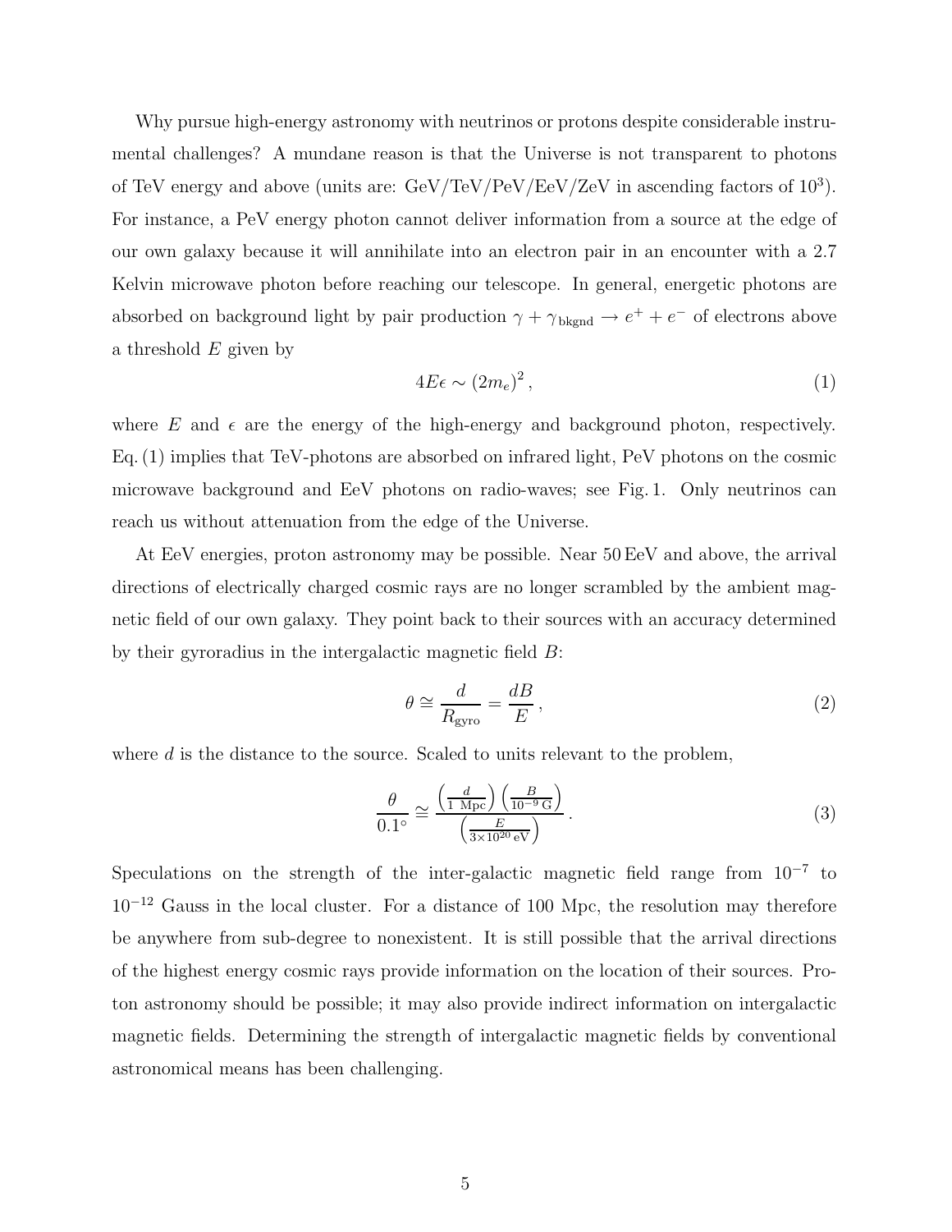Why pursue high-energy astronomy with neutrinos or protons despite considerable instrumental challenges? A mundane reason is that the Universe is not transparent to photons of TeV energy and above (units are: GeV/TeV/PeV/EeV/ZeV in ascending factors of $10^3$). For instance, a PeV energy photon cannot deliver information from a source at the edge of our own galaxy because it will annihilate into an electron pair in an encounter with a 2.7 Kelvin microwave photon before reaching our telescope. In general, energetic photons are absorbed on background light by pair production $\gamma + \gamma_{\rm bkgnd} \rightarrow e^+ + e^-$ of electrons above a threshold $E$ given by

$$4E\epsilon \sim (2m_e)^2\,, \tag{1}$$

where $E$ and $\epsilon$ are the energy of the high-energy and background photon, respectively. Eq. (1) implies that TeV-photons are absorbed on infrared light, PeV photons on the cosmic microwave background and EeV photons on radio-waves; see Fig. 1. Only neutrinos can reach us without attenuation from the edge of the Universe.

At EeV energies, proton astronomy may be possible. Near 50 EeV and above, the arrival directions of electrically charged cosmic rays are no longer scrambled by the ambient magnetic field of our own galaxy. They point back to their sources with an accuracy determined by their gyroradius in the intergalactic magnetic field $B$:

$$\theta \cong \frac{d}{R_{\rm gyro}} = \frac{dB}{E}\,, \tag{2}$$

where $d$ is the distance to the source. Scaled to units relevant to the problem,

$$\frac{\theta}{0.1^\circ} \cong \frac{\left(\frac{d}{1\ {\rm Mpc}}\right)\left(\frac{B}{10^{-9}\,{\rm G}}\right)}{\left(\frac{E}{3\times 10^{20}\,{\rm eV}}\right)}\,. \tag{3}$$

Speculations on the strength of the inter-galactic magnetic field range from $10^{-7}$ to $10^{-12}$ Gauss in the local cluster. For a distance of 100 Mpc, the resolution may therefore be anywhere from sub-degree to nonexistent. It is still possible that the arrival directions of the highest energy cosmic rays provide information on the location of their sources. Proton astronomy should be possible; it may also provide indirect information on intergalactic magnetic fields. Determining the strength of intergalactic magnetic fields by conventional astronomical means has been challenging.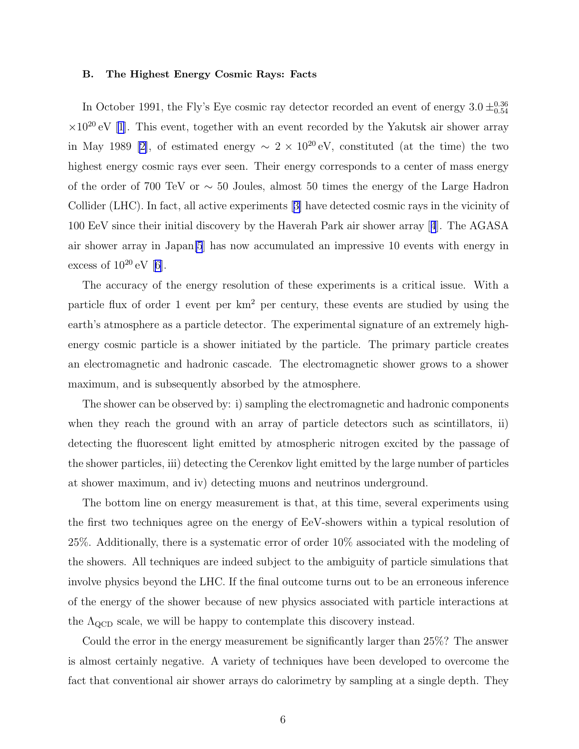### B. The Highest Energy Cosmic Rays: Facts

In October 1991, the Fly's Eye cosmic ray detector recorded an event of energy $3.0 \pm^{0.36}_{0.54} \times 10^{20}$ eV [1]. This event, together with an event recorded by the Yakutsk air shower array in May 1989 [2], of estimated energy $\sim 2 \times 10^{20}$ eV, constituted (at the time) the two highest energy cosmic rays ever seen. Their energy corresponds to a center of mass energy of the order of 700 TeV or $\sim$ 50 Joules, almost 50 times the energy of the Large Hadron Collider (LHC). In fact, all active experiments [3] have detected cosmic rays in the vicinity of 100 EeV since their initial discovery by the Haverah Park air shower array [4]. The AGASA air shower array in Japan[5] has now accumulated an impressive 10 events with energy in excess of $10^{20}$ eV [6].

The accuracy of the energy resolution of these experiments is a critical issue. With a particle flux of order 1 event per km$^2$ per century, these events are studied by using the earth's atmosphere as a particle detector. The experimental signature of an extremely high-energy cosmic particle is a shower initiated by the particle. The primary particle creates an electromagnetic and hadronic cascade. The electromagnetic shower grows to a shower maximum, and is subsequently absorbed by the atmosphere.

The shower can be observed by: i) sampling the electromagnetic and hadronic components when they reach the ground with an array of particle detectors such as scintillators, ii) detecting the fluorescent light emitted by atmospheric nitrogen excited by the passage of the shower particles, iii) detecting the Cerenkov light emitted by the large number of particles at shower maximum, and iv) detecting muons and neutrinos underground.

The bottom line on energy measurement is that, at this time, several experiments using the first two techniques agree on the energy of EeV-showers within a typical resolution of 25%. Additionally, there is a systematic error of order 10% associated with the modeling of the showers. All techniques are indeed subject to the ambiguity of particle simulations that involve physics beyond the LHC. If the final outcome turns out to be an erroneous inference of the energy of the shower because of new physics associated with particle interactions at the $\Lambda_{\rm QCD}$ scale, we will be happy to contemplate this discovery instead.

Could the error in the energy measurement be significantly larger than 25%? The answer is almost certainly negative. A variety of techniques have been developed to overcome the fact that conventional air shower arrays do calorimetry by sampling at a single depth. They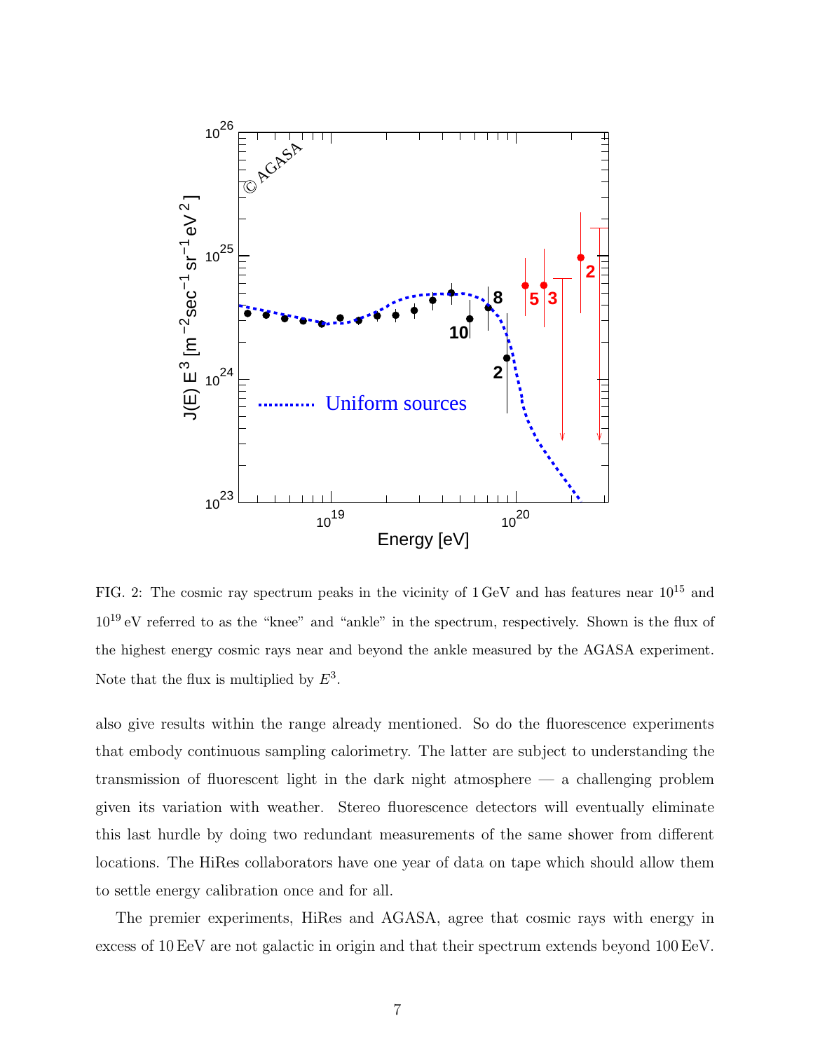FIG. 2: The cosmic ray spectrum peaks in the vicinity of 1 GeV and has features near $10^{15}$ and $10^{19}$ eV referred to as the "knee" and "ankle" in the spectrum, respectively. Shown is the flux of the highest energy cosmic rays near and beyond the ankle measured by the AGASA experiment. Note that the flux is multiplied by $E^3$.

also give results within the range already mentioned. So do the fluorescence experiments that embody continuous sampling calorimetry. The latter are subject to understanding the transmission of fluorescent light in the dark night atmosphere — a challenging problem given its variation with weather. Stereo fluorescence detectors will eventually eliminate this last hurdle by doing two redundant measurements of the same shower from different locations. The HiRes collaborators have one year of data on tape which should allow them to settle energy calibration once and for all.

The premier experiments, HiRes and AGASA, agree that cosmic rays with energy in excess of 10 EeV are not galactic in origin and that their spectrum extends beyond 100 EeV.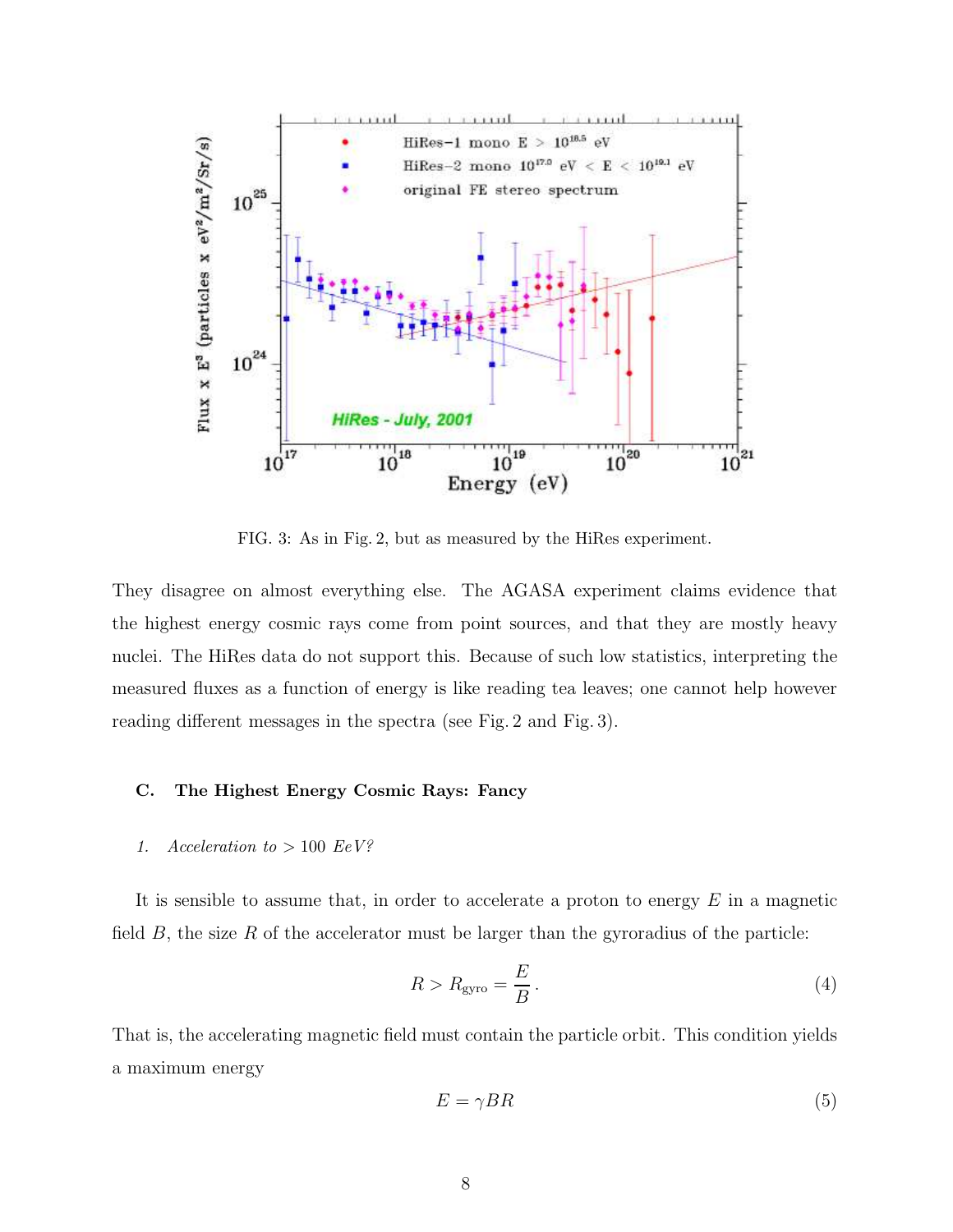FIG. 3: As in Fig. 2, but as measured by the HiRes experiment.

They disagree on almost everything else. The AGASA experiment claims evidence that the highest energy cosmic rays come from point sources, and that they are mostly heavy nuclei. The HiRes data do not support this. Because of such low statistics, interpreting the measured fluxes as a function of energy is like reading tea leaves; one cannot help however reading different messages in the spectra (see Fig. 2 and Fig. 3).

### C. The Highest Energy Cosmic Rays: Fancy

#### 1. *Acceleration to* $> 100$ *EeV?*

It is sensible to assume that, in order to accelerate a proton to energy $E$ in a magnetic field $B$, the size $R$ of the accelerator must be larger than the gyroradius of the particle:

$$R > R_{\rm gyro} = \frac{E}{B} \,. \tag{4}$$

That is, the accelerating magnetic field must contain the particle orbit. This condition yields a maximum energy

$$E = \gamma B R \tag{5}$$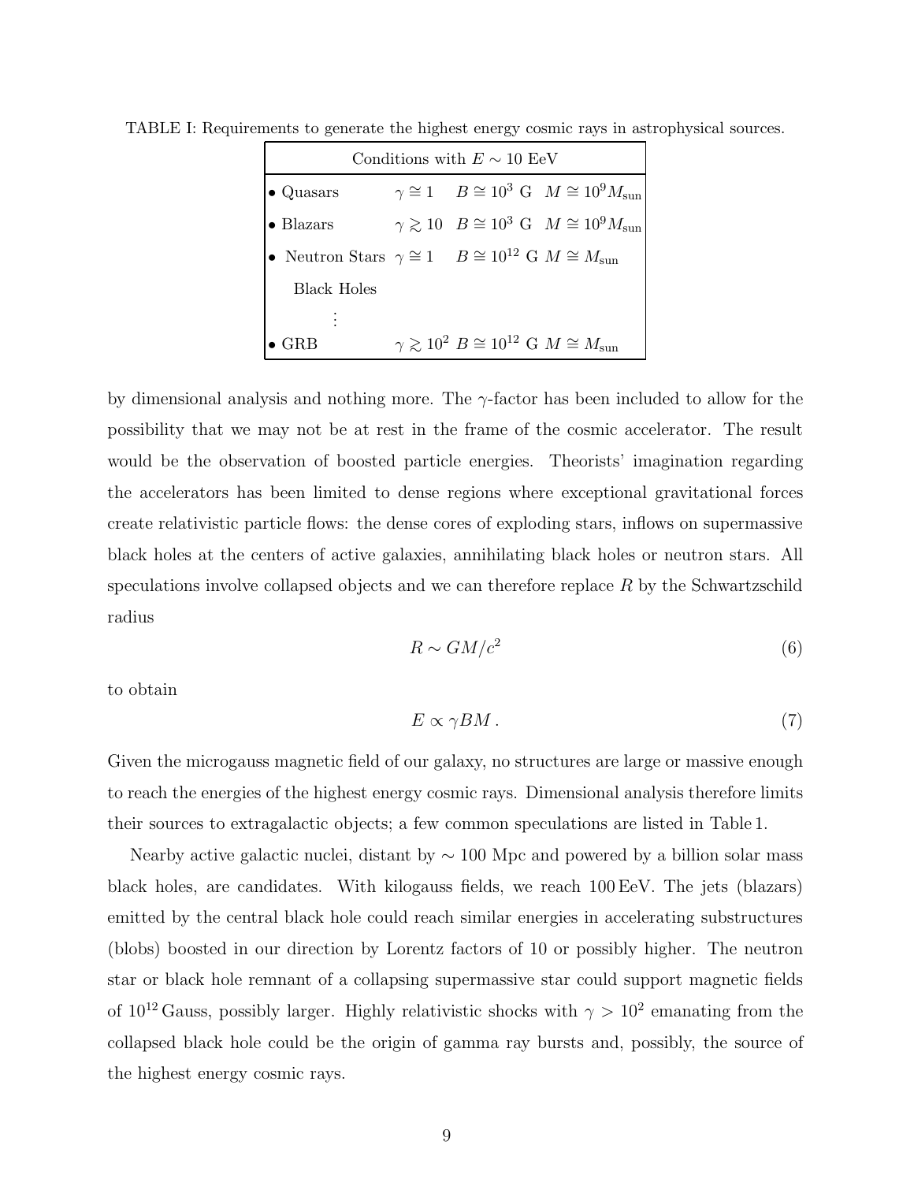TABLE I: Requirements to generate the highest energy cosmic rays in astrophysical sources.

| Conditions with $E \sim 10$ EeV | | | |
|---|---|---|---|
| • Quasars | $\gamma \cong 1$ | $B \cong 10^3$ G | $M \cong 10^9 M_{\rm sun}$ |
| • Blazars | $\gamma \gtrsim 10$ | $B \cong 10^3$ G | $M \cong 10^9 M_{\rm sun}$ |
| • Neutron Stars | $\gamma \cong 1$ | $B \cong 10^{12}$ G | $M \cong M_{\rm sun}$ |
| Black Holes | | | |
| ⋮ | | | |
| • GRB | $\gamma \gtrsim 10^2$ | $B \cong 10^{12}$ G | $M \cong M_{\rm sun}$ |

by dimensional analysis and nothing more. The $\gamma$-factor has been included to allow for the possibility that we may not be at rest in the frame of the cosmic accelerator. The result would be the observation of boosted particle energies. Theorists' imagination regarding the accelerators has been limited to dense regions where exceptional gravitational forces create relativistic particle flows: the dense cores of exploding stars, inflows on supermassive black holes at the centers of active galaxies, annihilating black holes or neutron stars. All speculations involve collapsed objects and we can therefore replace $R$ by the Schwartzschild radius

$$R \sim GM/c^2 \tag{6}$$

to obtain

$$E \propto \gamma BM\,. \tag{7}$$

Given the microgauss magnetic field of our galaxy, no structures are large or massive enough to reach the energies of the highest energy cosmic rays. Dimensional analysis therefore limits their sources to extragalactic objects; a few common speculations are listed in Table 1.

Nearby active galactic nuclei, distant by $\sim 100$ Mpc and powered by a billion solar mass black holes, are candidates. With kilogauss fields, we reach 100 EeV. The jets (blazars) emitted by the central black hole could reach similar energies in accelerating substructures (blobs) boosted in our direction by Lorentz factors of 10 or possibly higher. The neutron star or black hole remnant of a collapsing supermassive star could support magnetic fields of $10^{12}$ Gauss, possibly larger. Highly relativistic shocks with $\gamma > 10^2$ emanating from the collapsed black hole could be the origin of gamma ray bursts and, possibly, the source of the highest energy cosmic rays.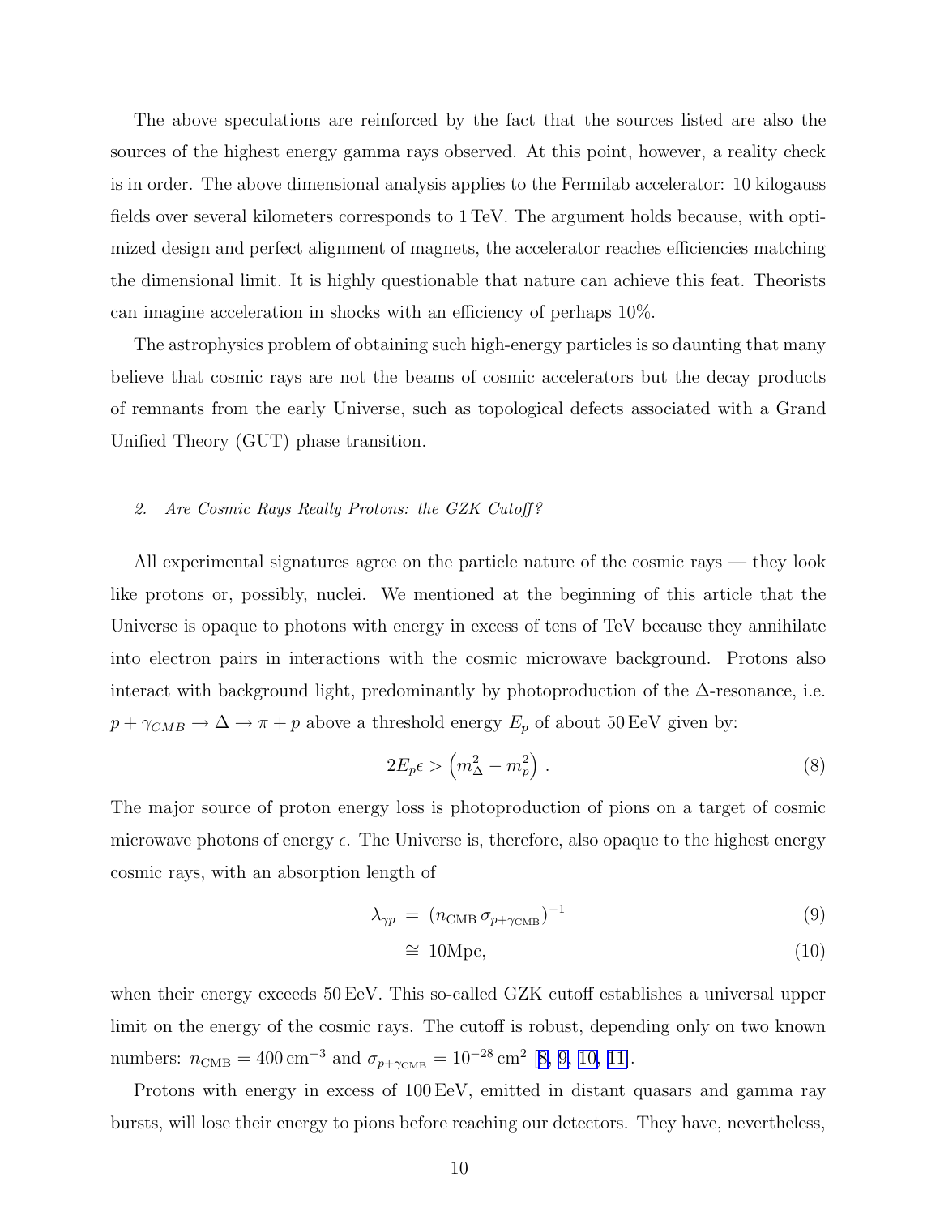The above speculations are reinforced by the fact that the sources listed are also the sources of the highest energy gamma rays observed. At this point, however, a reality check is in order. The above dimensional analysis applies to the Fermilab accelerator: 10 kilogauss fields over several kilometers corresponds to 1 TeV. The argument holds because, with optimized design and perfect alignment of magnets, the accelerator reaches efficiencies matching the dimensional limit. It is highly questionable that nature can achieve this feat. Theorists can imagine acceleration in shocks with an efficiency of perhaps 10%.

The astrophysics problem of obtaining such high-energy particles is so daunting that many believe that cosmic rays are not the beams of cosmic accelerators but the decay products of remnants from the early Universe, such as topological defects associated with a Grand Unified Theory (GUT) phase transition.

### *2. Are Cosmic Rays Really Protons: the GZK Cutoff?*

All experimental signatures agree on the particle nature of the cosmic rays — they look like protons or, possibly, nuclei. We mentioned at the beginning of this article that the Universe is opaque to photons with energy in excess of tens of TeV because they annihilate into electron pairs in interactions with the cosmic microwave background. Protons also interact with background light, predominantly by photoproduction of the Δ-resonance, i.e. $p + \gamma_{CMB} \to \Delta \to \pi + p$ above a threshold energy $E_p$ of about 50 EeV given by:

$$2E_p\epsilon > \left(m_\Delta^2 - m_p^2\right) . \tag{8}$$

The major source of proton energy loss is photoproduction of pions on a target of cosmic microwave photons of energy $\epsilon$. The Universe is, therefore, also opaque to the highest energy cosmic rays, with an absorption length of

$$\lambda_{\gamma p} = (n_{\rm CMB}\,\sigma_{p+\gamma_{\rm CMB}})^{-1} \tag{9}$$

$$\cong 10\text{Mpc}, \tag{10}$$

when their energy exceeds 50 EeV. This so-called GZK cutoff establishes a universal upper limit on the energy of the cosmic rays. The cutoff is robust, depending only on two known numbers: $n_{\rm CMB} = 400\,\text{cm}^{-3}$ and $\sigma_{p+\gamma_{\rm CMB}} = 10^{-28}\,\text{cm}^2$ [8, 9, 10, 11].

Protons with energy in excess of 100 EeV, emitted in distant quasars and gamma ray bursts, will lose their energy to pions before reaching our detectors. They have, nevertheless,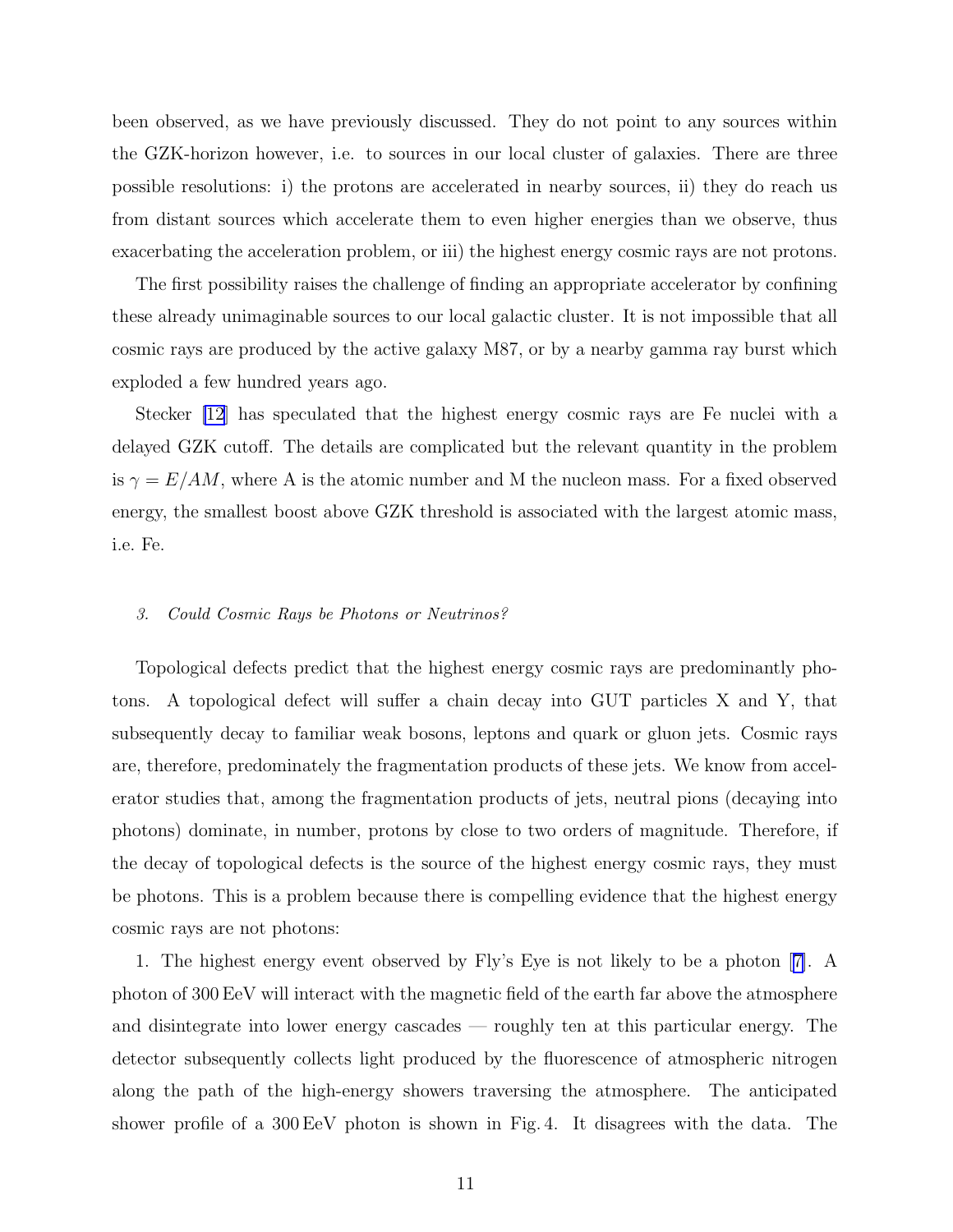been observed, as we have previously discussed. They do not point to any sources within the GZK-horizon however, i.e. to sources in our local cluster of galaxies. There are three possible resolutions: i) the protons are accelerated in nearby sources, ii) they do reach us from distant sources which accelerate them to even higher energies than we observe, thus exacerbating the acceleration problem, or iii) the highest energy cosmic rays are not protons.

The first possibility raises the challenge of finding an appropriate accelerator by confining these already unimaginable sources to our local galactic cluster. It is not impossible that all cosmic rays are produced by the active galaxy M87, or by a nearby gamma ray burst which exploded a few hundred years ago.

Stecker [12] has speculated that the highest energy cosmic rays are Fe nuclei with a delayed GZK cutoff. The details are complicated but the relevant quantity in the problem is $\gamma = E/AM$, where A is the atomic number and M the nucleon mass. For a fixed observed energy, the smallest boost above GZK threshold is associated with the largest atomic mass, i.e. Fe.

### *3. Could Cosmic Rays be Photons or Neutrinos?*

Topological defects predict that the highest energy cosmic rays are predominantly photons. A topological defect will suffer a chain decay into GUT particles X and Y, that subsequently decay to familiar weak bosons, leptons and quark or gluon jets. Cosmic rays are, therefore, predominately the fragmentation products of these jets. We know from accelerator studies that, among the fragmentation products of jets, neutral pions (decaying into photons) dominate, in number, protons by close to two orders of magnitude. Therefore, if the decay of topological defects is the source of the highest energy cosmic rays, they must be photons. This is a problem because there is compelling evidence that the highest energy cosmic rays are not photons:

1. The highest energy event observed by Fly's Eye is not likely to be a photon [7]. A photon of 300 EeV will interact with the magnetic field of the earth far above the atmosphere and disintegrate into lower energy cascades — roughly ten at this particular energy. The detector subsequently collects light produced by the fluorescence of atmospheric nitrogen along the path of the high-energy showers traversing the atmosphere. The anticipated shower profile of a 300 EeV photon is shown in Fig. 4. It disagrees with the data. The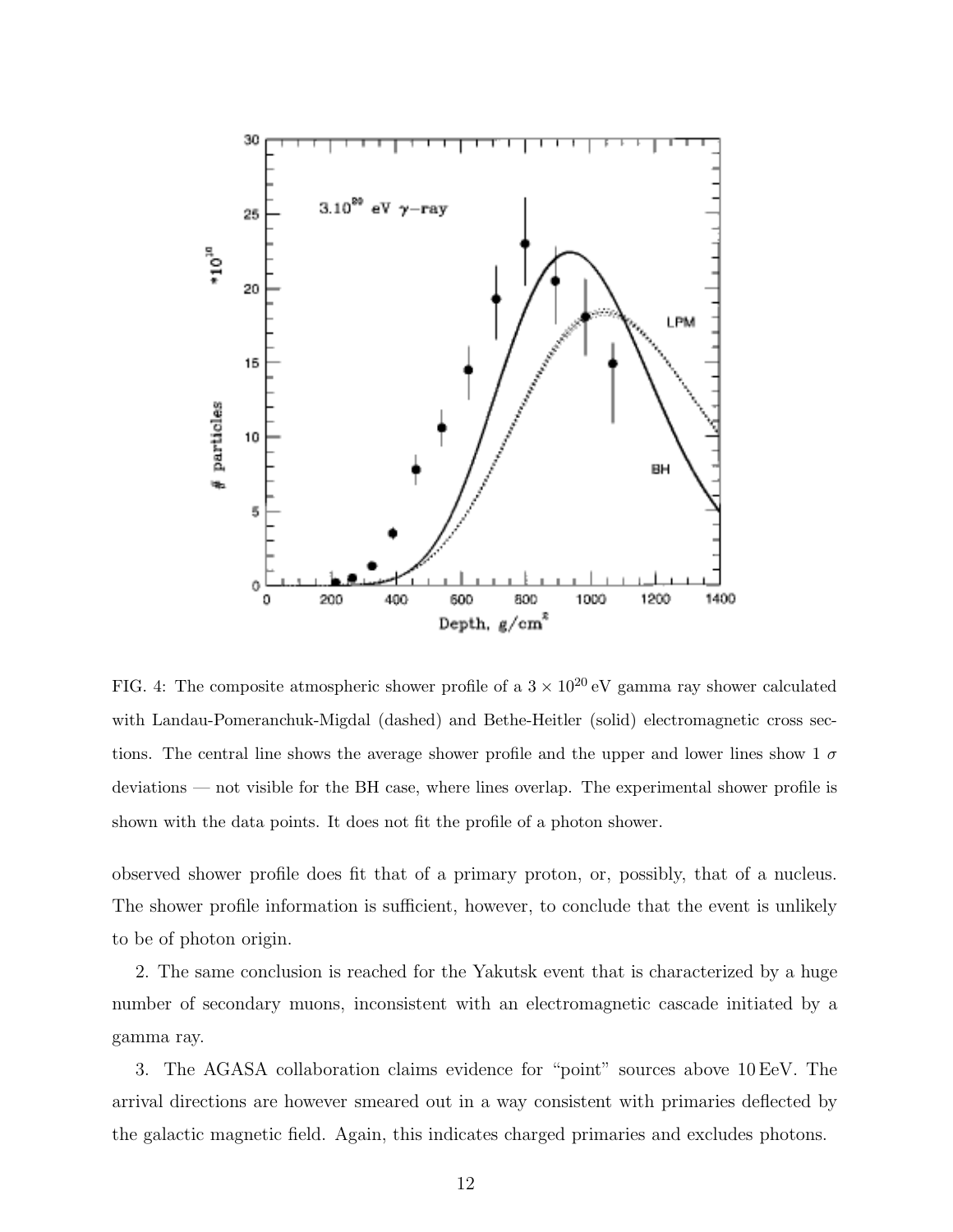FIG. 4: The composite atmospheric shower profile of a $3 \times 10^{20}$ eV gamma ray shower calculated with Landau-Pomeranchuk-Migdal (dashed) and Bethe-Heitler (solid) electromagnetic cross sections. The central line shows the average shower profile and the upper and lower lines show 1 $\sigma$ deviations — not visible for the BH case, where lines overlap. The experimental shower profile is shown with the data points. It does not fit the profile of a photon shower.

observed shower profile does fit that of a primary proton, or, possibly, that of a nucleus. The shower profile information is sufficient, however, to conclude that the event is unlikely to be of photon origin.

2. The same conclusion is reached for the Yakutsk event that is characterized by a huge number of secondary muons, inconsistent with an electromagnetic cascade initiated by a gamma ray.

3. The AGASA collaboration claims evidence for "point" sources above 10 EeV. The arrival directions are however smeared out in a way consistent with primaries deflected by the galactic magnetic field. Again, this indicates charged primaries and excludes photons.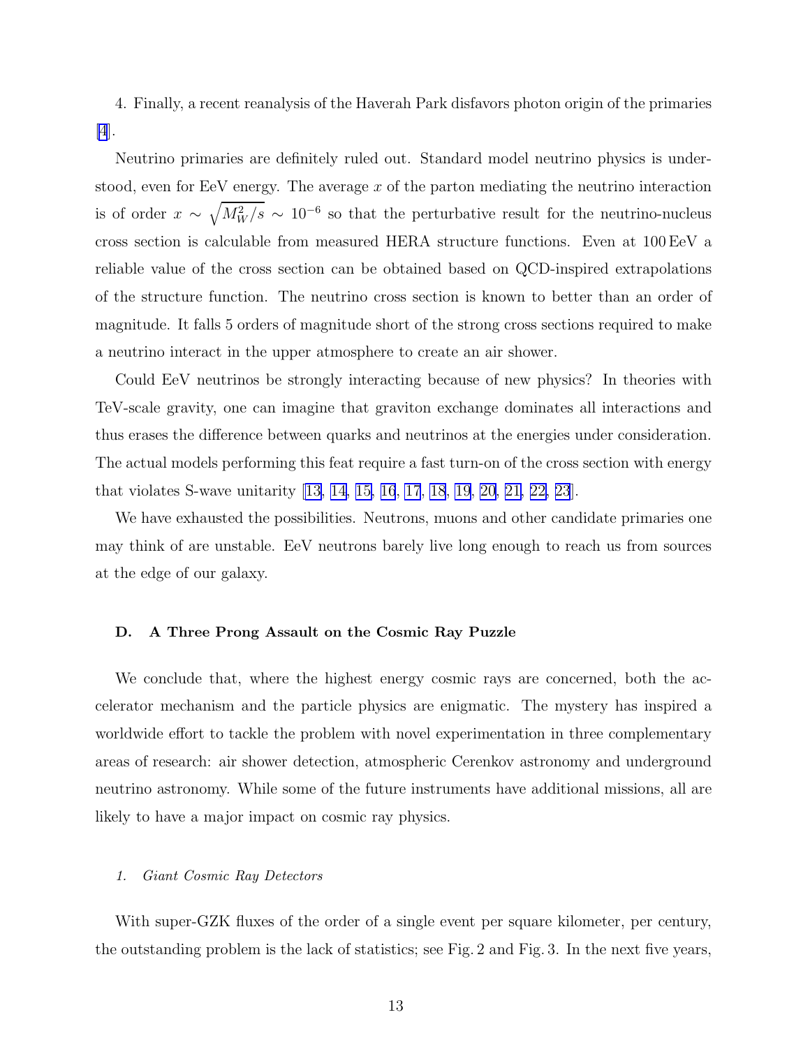4. Finally, a recent reanalysis of the Haverah Park disfavors photon origin of the primaries [4].

Neutrino primaries are definitely ruled out. Standard model neutrino physics is understood, even for EeV energy. The average $x$ of the parton mediating the neutrino interaction is of order $x \sim \sqrt{M_W^2/s} \sim 10^{-6}$ so that the perturbative result for the neutrino-nucleus cross section is calculable from measured HERA structure functions. Even at 100 EeV a reliable value of the cross section can be obtained based on QCD-inspired extrapolations of the structure function. The neutrino cross section is known to better than an order of magnitude. It falls 5 orders of magnitude short of the strong cross sections required to make a neutrino interact in the upper atmosphere to create an air shower.

Could EeV neutrinos be strongly interacting because of new physics? In theories with TeV-scale gravity, one can imagine that graviton exchange dominates all interactions and thus erases the difference between quarks and neutrinos at the energies under consideration. The actual models performing this feat require a fast turn-on of the cross section with energy that violates S-wave unitarity [13, 14, 15, 16, 17, 18, 19, 20, 21, 22, 23].

We have exhausted the possibilities. Neutrons, muons and other candidate primaries one may think of are unstable. EeV neutrons barely live long enough to reach us from sources at the edge of our galaxy.

### D. A Three Prong Assault on the Cosmic Ray Puzzle

We conclude that, where the highest energy cosmic rays are concerned, both the accelerator mechanism and the particle physics are enigmatic. The mystery has inspired a worldwide effort to tackle the problem with novel experimentation in three complementary areas of research: air shower detection, atmospheric Cerenkov astronomy and underground neutrino astronomy. While some of the future instruments have additional missions, all are likely to have a major impact on cosmic ray physics.

#### 1. *Giant Cosmic Ray Detectors*

With super-GZK fluxes of the order of a single event per square kilometer, per century, the outstanding problem is the lack of statistics; see Fig. 2 and Fig. 3. In the next five years,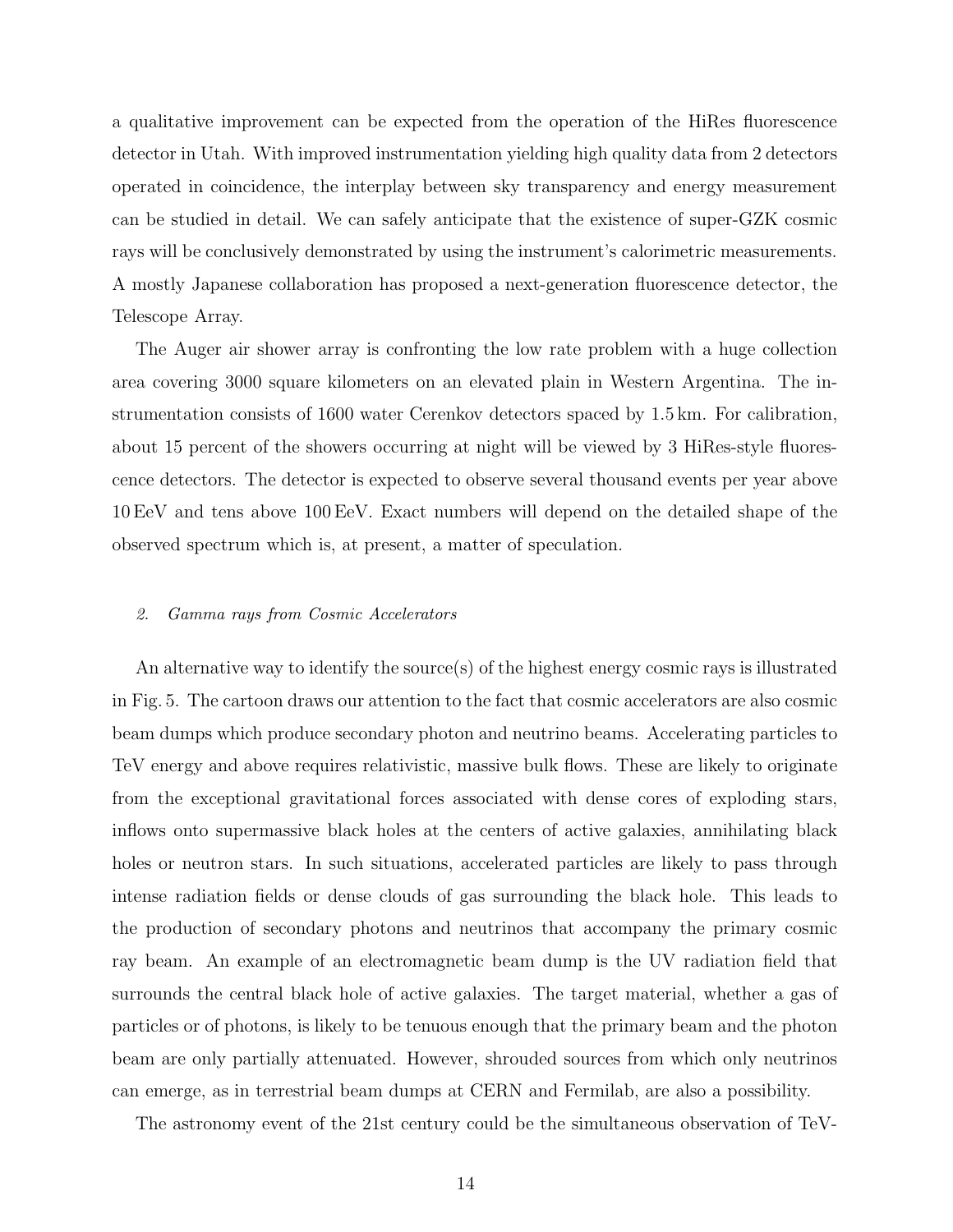a qualitative improvement can be expected from the operation of the HiRes fluorescence detector in Utah. With improved instrumentation yielding high quality data from 2 detectors operated in coincidence, the interplay between sky transparency and energy measurement can be studied in detail. We can safely anticipate that the existence of super-GZK cosmic rays will be conclusively demonstrated by using the instrument's calorimetric measurements. A mostly Japanese collaboration has proposed a next-generation fluorescence detector, the Telescope Array.

The Auger air shower array is confronting the low rate problem with a huge collection area covering 3000 square kilometers on an elevated plain in Western Argentina. The instrumentation consists of 1600 water Cerenkov detectors spaced by 1.5 km. For calibration, about 15 percent of the showers occurring at night will be viewed by 3 HiRes-style fluorescence detectors. The detector is expected to observe several thousand events per year above 10 EeV and tens above 100 EeV. Exact numbers will depend on the detailed shape of the observed spectrum which is, at present, a matter of speculation.

### *2. Gamma rays from Cosmic Accelerators*

An alternative way to identify the source(s) of the highest energy cosmic rays is illustrated in Fig. 5. The cartoon draws our attention to the fact that cosmic accelerators are also cosmic beam dumps which produce secondary photon and neutrino beams. Accelerating particles to TeV energy and above requires relativistic, massive bulk flows. These are likely to originate from the exceptional gravitational forces associated with dense cores of exploding stars, inflows onto supermassive black holes at the centers of active galaxies, annihilating black holes or neutron stars. In such situations, accelerated particles are likely to pass through intense radiation fields or dense clouds of gas surrounding the black hole. This leads to the production of secondary photons and neutrinos that accompany the primary cosmic ray beam. An example of an electromagnetic beam dump is the UV radiation field that surrounds the central black hole of active galaxies. The target material, whether a gas of particles or of photons, is likely to be tenuous enough that the primary beam and the photon beam are only partially attenuated. However, shrouded sources from which only neutrinos can emerge, as in terrestrial beam dumps at CERN and Fermilab, are also a possibility.

The astronomy event of the 21st century could be the simultaneous observation of TeV-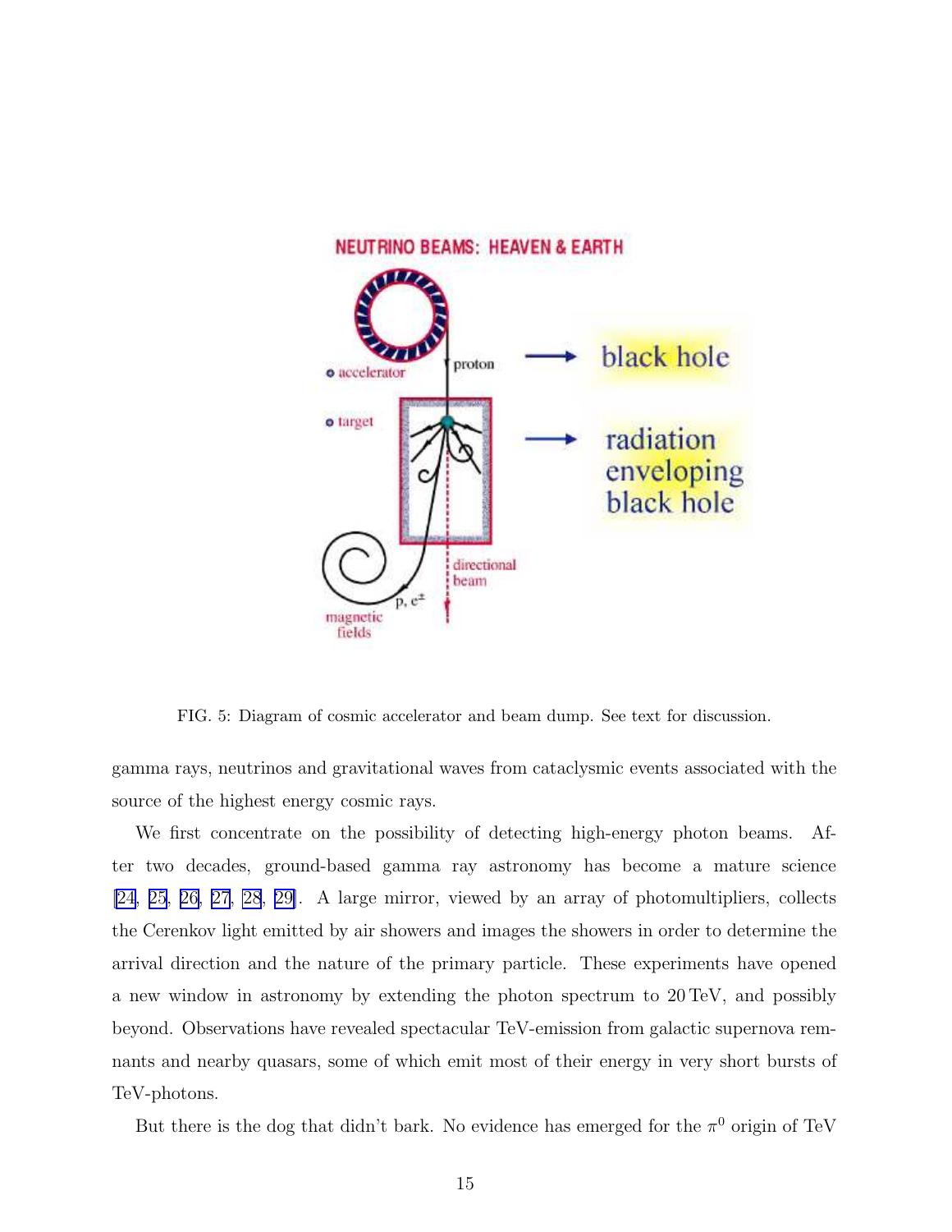FIG. 5: Diagram of cosmic accelerator and beam dump. See text for discussion.

gamma rays, neutrinos and gravitational waves from cataclysmic events associated with the source of the highest energy cosmic rays.

We first concentrate on the possibility of detecting high-energy photon beams. After two decades, ground-based gamma ray astronomy has become a mature science [24, 25, 26, 27, 28, 29]. A large mirror, viewed by an array of photomultipliers, collects the Cerenkov light emitted by air showers and images the showers in order to determine the arrival direction and the nature of the primary particle. These experiments have opened a new window in astronomy by extending the photon spectrum to 20 TeV, and possibly beyond. Observations have revealed spectacular TeV-emission from galactic supernova remnants and nearby quasars, some of which emit most of their energy in very short bursts of TeV-photons.

But there is the dog that didn't bark. No evidence has emerged for the $\pi^0$ origin of TeV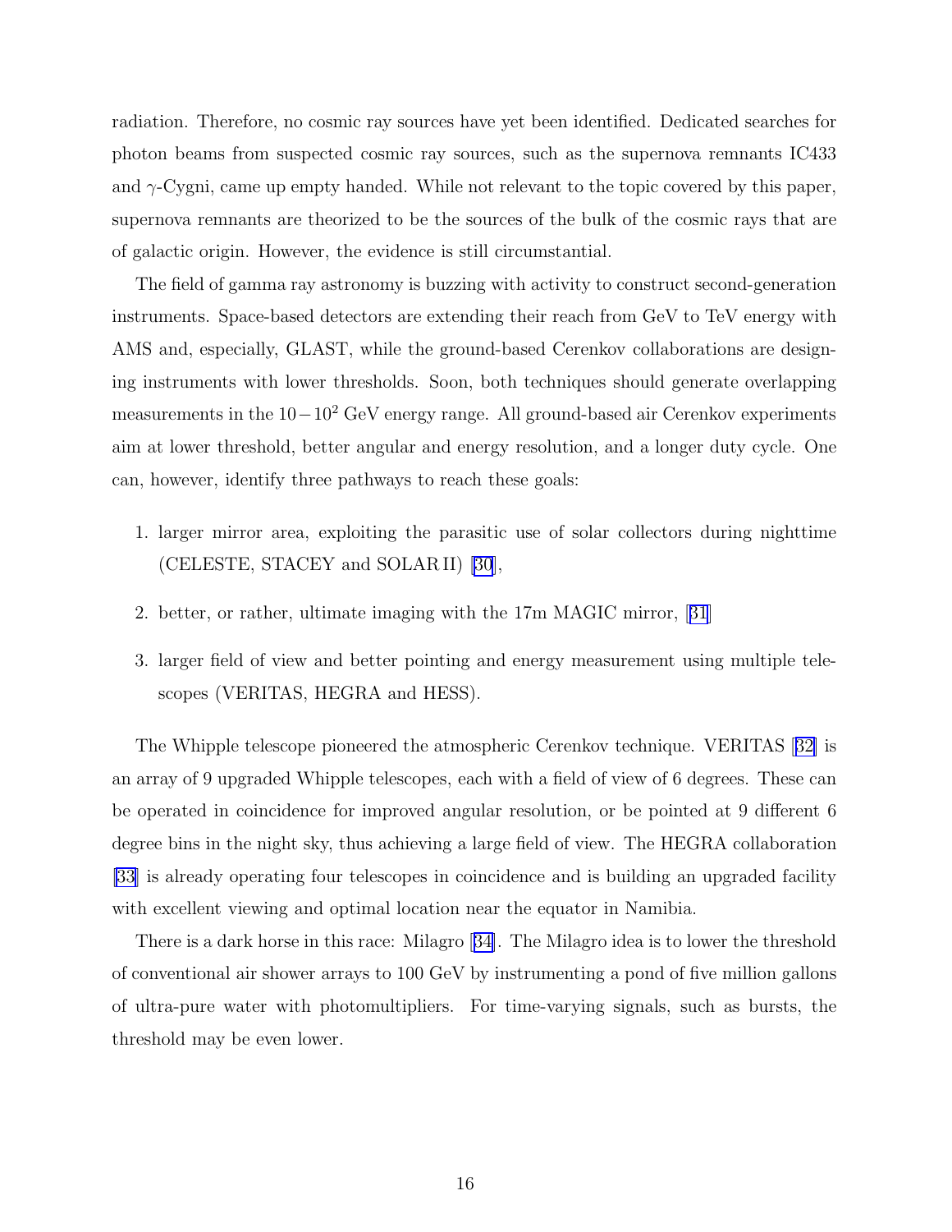radiation. Therefore, no cosmic ray sources have yet been identified. Dedicated searches for photon beams from suspected cosmic ray sources, such as the supernova remnants IC433 and $\gamma$-Cygni, came up empty handed. While not relevant to the topic covered by this paper, supernova remnants are theorized to be the sources of the bulk of the cosmic rays that are of galactic origin. However, the evidence is still circumstantial.

The field of gamma ray astronomy is buzzing with activity to construct second-generation instruments. Space-based detectors are extending their reach from GeV to TeV energy with AMS and, especially, GLAST, while the ground-based Cerenkov collaborations are designing instruments with lower thresholds. Soon, both techniques should generate overlapping measurements in the $10-10^2$ GeV energy range. All ground-based air Cerenkov experiments aim at lower threshold, better angular and energy resolution, and a longer duty cycle. One can, however, identify three pathways to reach these goals:

1. larger mirror area, exploiting the parasitic use of solar collectors during nighttime (CELESTE, STACEY and SOLAR II) [30],
2. better, or rather, ultimate imaging with the 17m MAGIC mirror, [31]
3. larger field of view and better pointing and energy measurement using multiple telescopes (VERITAS, HEGRA and HESS).

The Whipple telescope pioneered the atmospheric Cerenkov technique. VERITAS [32] is an array of 9 upgraded Whipple telescopes, each with a field of view of 6 degrees. These can be operated in coincidence for improved angular resolution, or be pointed at 9 different 6 degree bins in the night sky, thus achieving a large field of view. The HEGRA collaboration [33] is already operating four telescopes in coincidence and is building an upgraded facility with excellent viewing and optimal location near the equator in Namibia.

There is a dark horse in this race: Milagro [34]. The Milagro idea is to lower the threshold of conventional air shower arrays to 100 GeV by instrumenting a pond of five million gallons of ultra-pure water with photomultipliers. For time-varying signals, such as bursts, the threshold may be even lower.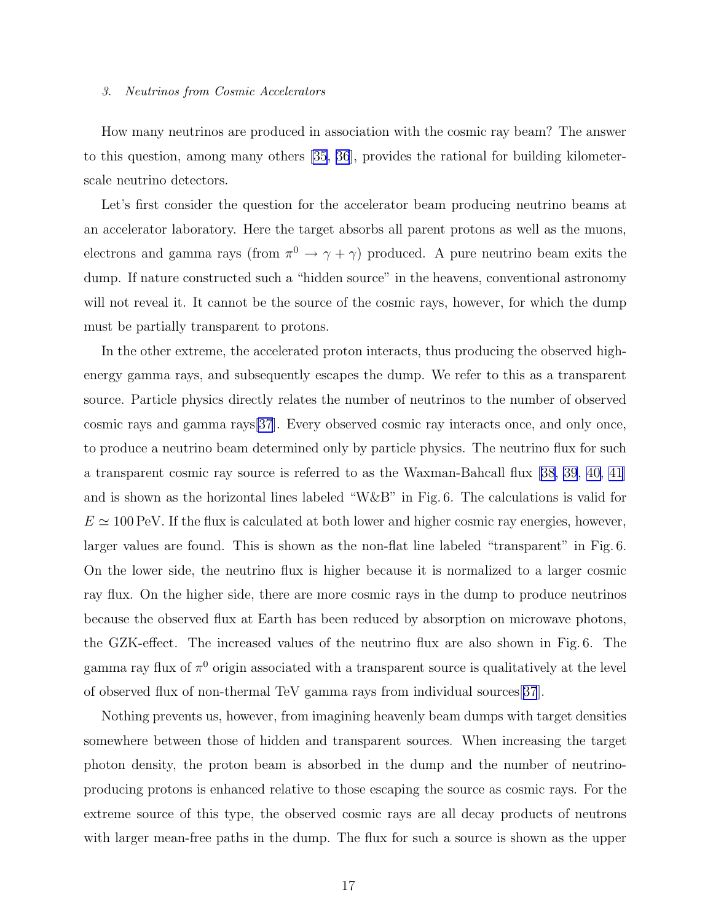### 3. Neutrinos from Cosmic Accelerators

How many neutrinos are produced in association with the cosmic ray beam? The answer to this question, among many others [35, 36], provides the rational for building kilometer-scale neutrino detectors.

Let's first consider the question for the accelerator beam producing neutrino beams at an accelerator laboratory. Here the target absorbs all parent protons as well as the muons, electrons and gamma rays (from $\pi^0 \rightarrow \gamma + \gamma$) produced. A pure neutrino beam exits the dump. If nature constructed such a "hidden source" in the heavens, conventional astronomy will not reveal it. It cannot be the source of the cosmic rays, however, for which the dump must be partially transparent to protons.

In the other extreme, the accelerated proton interacts, thus producing the observed high-energy gamma rays, and subsequently escapes the dump. We refer to this as a transparent source. Particle physics directly relates the number of neutrinos to the number of observed cosmic rays and gamma rays[37]. Every observed cosmic ray interacts once, and only once, to produce a neutrino beam determined only by particle physics. The neutrino flux for such a transparent cosmic ray source is referred to as the Waxman-Bahcall flux [38, 39, 40, 41] and is shown as the horizontal lines labeled "W&B" in Fig. 6. The calculations is valid for $E \simeq 100\,\mathrm{PeV}$. If the flux is calculated at both lower and higher cosmic ray energies, however, larger values are found. This is shown as the non-flat line labeled "transparent" in Fig. 6. On the lower side, the neutrino flux is higher because it is normalized to a larger cosmic ray flux. On the higher side, there are more cosmic rays in the dump to produce neutrinos because the observed flux at Earth has been reduced by absorption on microwave photons, the GZK-effect. The increased values of the neutrino flux are also shown in Fig. 6. The gamma ray flux of $\pi^0$ origin associated with a transparent source is qualitatively at the level of observed flux of non-thermal TeV gamma rays from individual sources[37].

Nothing prevents us, however, from imagining heavenly beam dumps with target densities somewhere between those of hidden and transparent sources. When increasing the target photon density, the proton beam is absorbed in the dump and the number of neutrino-producing protons is enhanced relative to those escaping the source as cosmic rays. For the extreme source of this type, the observed cosmic rays are all decay products of neutrons with larger mean-free paths in the dump. The flux for such a source is shown as the upper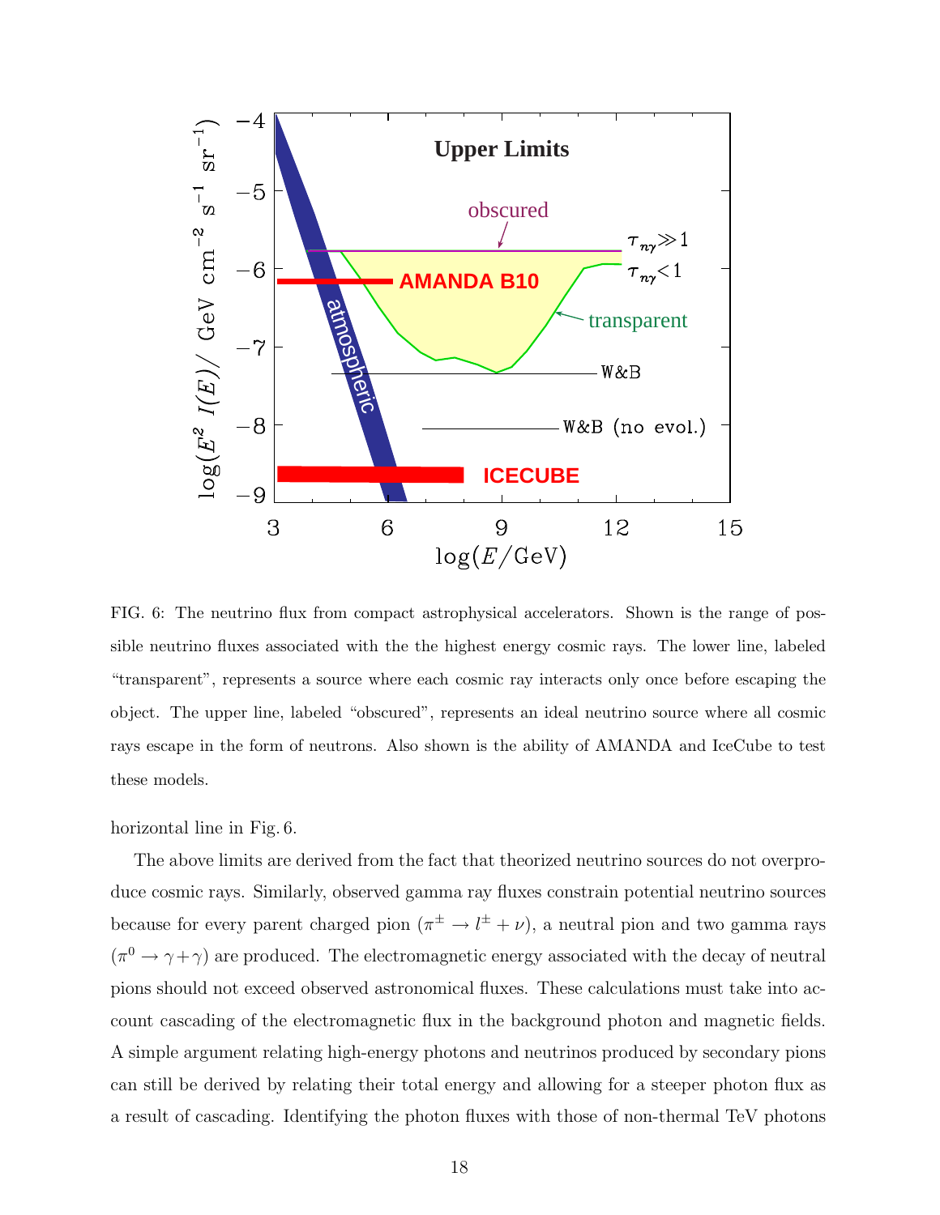FIG. 6: The neutrino flux from compact astrophysical accelerators. Shown is the range of possible neutrino fluxes associated with the the highest energy cosmic rays. The lower line, labeled "transparent", represents a source where each cosmic ray interacts only once before escaping the object. The upper line, labeled "obscured", represents an ideal neutrino source where all cosmic rays escape in the form of neutrons. Also shown is the ability of AMANDA and IceCube to test these models.

horizontal line in Fig. 6.

The above limits are derived from the fact that theorized neutrino sources do not overproduce cosmic rays. Similarly, observed gamma ray fluxes constrain potential neutrino sources because for every parent charged pion ($\pi^{\pm} \rightarrow l^{\pm} + \nu$), a neutral pion and two gamma rays ($\pi^0 \rightarrow \gamma + \gamma$) are produced. The electromagnetic energy associated with the decay of neutral pions should not exceed observed astronomical fluxes. These calculations must take into account cascading of the electromagnetic flux in the background photon and magnetic fields. A simple argument relating high-energy photons and neutrinos produced by secondary pions can still be derived by relating their total energy and allowing for a steeper photon flux as a result of cascading. Identifying the photon fluxes with those of non-thermal TeV photons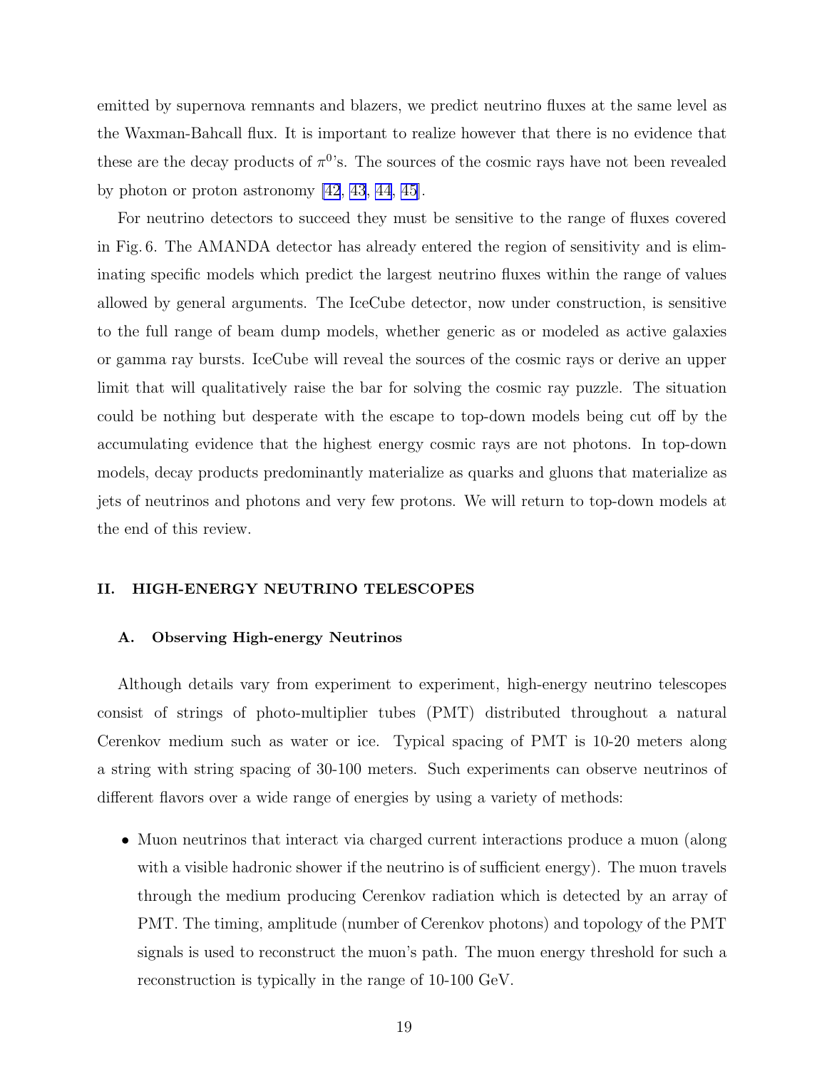emitted by supernova remnants and blazers, we predict neutrino fluxes at the same level as the Waxman-Bahcall flux. It is important to realize however that there is no evidence that these are the decay products of $\pi^0$'s. The sources of the cosmic rays have not been revealed by photon or proton astronomy [42, 43, 44, 45].

For neutrino detectors to succeed they must be sensitive to the range of fluxes covered in Fig. 6. The AMANDA detector has already entered the region of sensitivity and is eliminating specific models which predict the largest neutrino fluxes within the range of values allowed by general arguments. The IceCube detector, now under construction, is sensitive to the full range of beam dump models, whether generic as or modeled as active galaxies or gamma ray bursts. IceCube will reveal the sources of the cosmic rays or derive an upper limit that will qualitatively raise the bar for solving the cosmic ray puzzle. The situation could be nothing but desperate with the escape to top-down models being cut off by the accumulating evidence that the highest energy cosmic rays are not photons. In top-down models, decay products predominantly materialize as quarks and gluons that materialize as jets of neutrinos and photons and very few protons. We will return to top-down models at the end of this review.

## II. HIGH-ENERGY NEUTRINO TELESCOPES

### A. Observing High-energy Neutrinos

Although details vary from experiment to experiment, high-energy neutrino telescopes consist of strings of photo-multiplier tubes (PMT) distributed throughout a natural Cerenkov medium such as water or ice. Typical spacing of PMT is 10-20 meters along a string with string spacing of 30-100 meters. Such experiments can observe neutrinos of different flavors over a wide range of energies by using a variety of methods:

- Muon neutrinos that interact via charged current interactions produce a muon (along with a visible hadronic shower if the neutrino is of sufficient energy). The muon travels through the medium producing Cerenkov radiation which is detected by an array of PMT. The timing, amplitude (number of Cerenkov photons) and topology of the PMT signals is used to reconstruct the muon's path. The muon energy threshold for such a reconstruction is typically in the range of 10-100 GeV.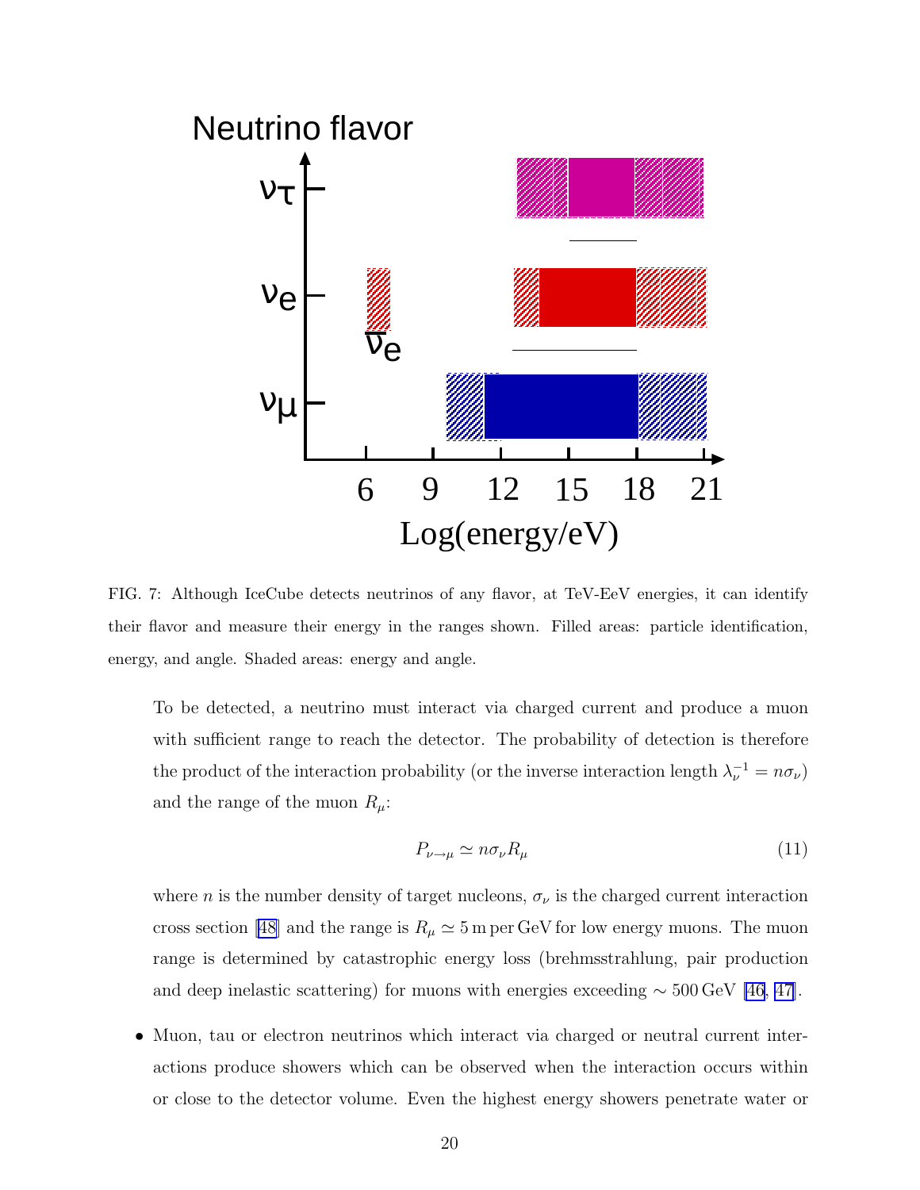FIG. 7: Although IceCube detects neutrinos of any flavor, at TeV-EeV energies, it can identify their flavor and measure their energy in the ranges shown. Filled areas: particle identification, energy, and angle. Shaded areas: energy and angle.

To be detected, a neutrino must interact via charged current and produce a muon with sufficient range to reach the detector. The probability of detection is therefore the product of the interaction probability (or the inverse interaction length $\lambda_\nu^{-1} = n\sigma_\nu$) and the range of the muon $R_\mu$:

$$P_{\nu\to\mu} \simeq n\sigma_\nu R_\mu \tag{11}$$

where $n$ is the number density of target nucleons, $\sigma_\nu$ is the charged current interaction cross section [48] and the range is $R_\mu \simeq 5\,\text{m per GeV}$ for low energy muons. The muon range is determined by catastrophic energy loss (brehmsstrahlung, pair production and deep inelastic scattering) for muons with energies exceeding $\sim 500\,\text{GeV}$ [46, 47].

- Muon, tau or electron neutrinos which interact via charged or neutral current interactions produce showers which can be observed when the interaction occurs within or close to the detector volume. Even the highest energy showers penetrate water or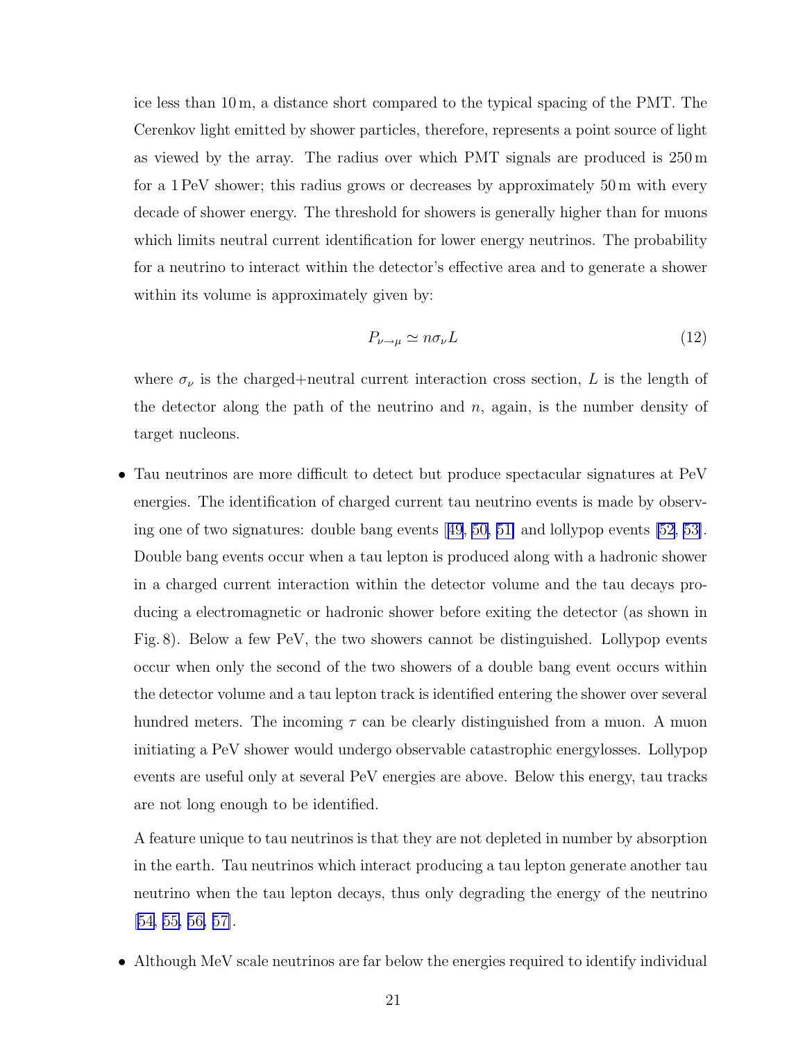ice less than 10 m, a distance short compared to the typical spacing of the PMT. The Cerenkov light emitted by shower particles, therefore, represents a point source of light as viewed by the array. The radius over which PMT signals are produced is 250 m for a 1 PeV shower; this radius grows or decreases by approximately 50 m with every decade of shower energy. The threshold for showers is generally higher than for muons which limits neutral current identification for lower energy neutrinos. The probability for a neutrino to interact within the detector's effective area and to generate a shower within its volume is approximately given by:

$$P_{\nu \to \mu} \simeq n \sigma_\nu L \tag{12}$$

where $\sigma_\nu$ is the charged+neutral current interaction cross section, $L$ is the length of the detector along the path of the neutrino and $n$, again, is the number density of target nucleons.

- Tau neutrinos are more difficult to detect but produce spectacular signatures at PeV energies. The identification of charged current tau neutrino events is made by observing one of two signatures: double bang events [49, 50, 51] and lollypop events [52, 53]. Double bang events occur when a tau lepton is produced along with a hadronic shower in a charged current interaction within the detector volume and the tau decays producing a electromagnetic or hadronic shower before exiting the detector (as shown in Fig. 8). Below a few PeV, the two showers cannot be distinguished. Lollypop events occur when only the second of the two showers of a double bang event occurs within the detector volume and a tau lepton track is identified entering the shower over several hundred meters. The incoming $\tau$ can be clearly distinguished from a muon. A muon initiating a PeV shower would undergo observable catastrophic energylosses. Lollypop events are useful only at several PeV energies are above. Below this energy, tau tracks are not long enough to be identified.

  A feature unique to tau neutrinos is that they are not depleted in number by absorption in the earth. Tau neutrinos which interact producing a tau lepton generate another tau neutrino when the tau lepton decays, thus only degrading the energy of the neutrino [54, 55, 56, 57].

- Although MeV scale neutrinos are far below the energies required to identify individual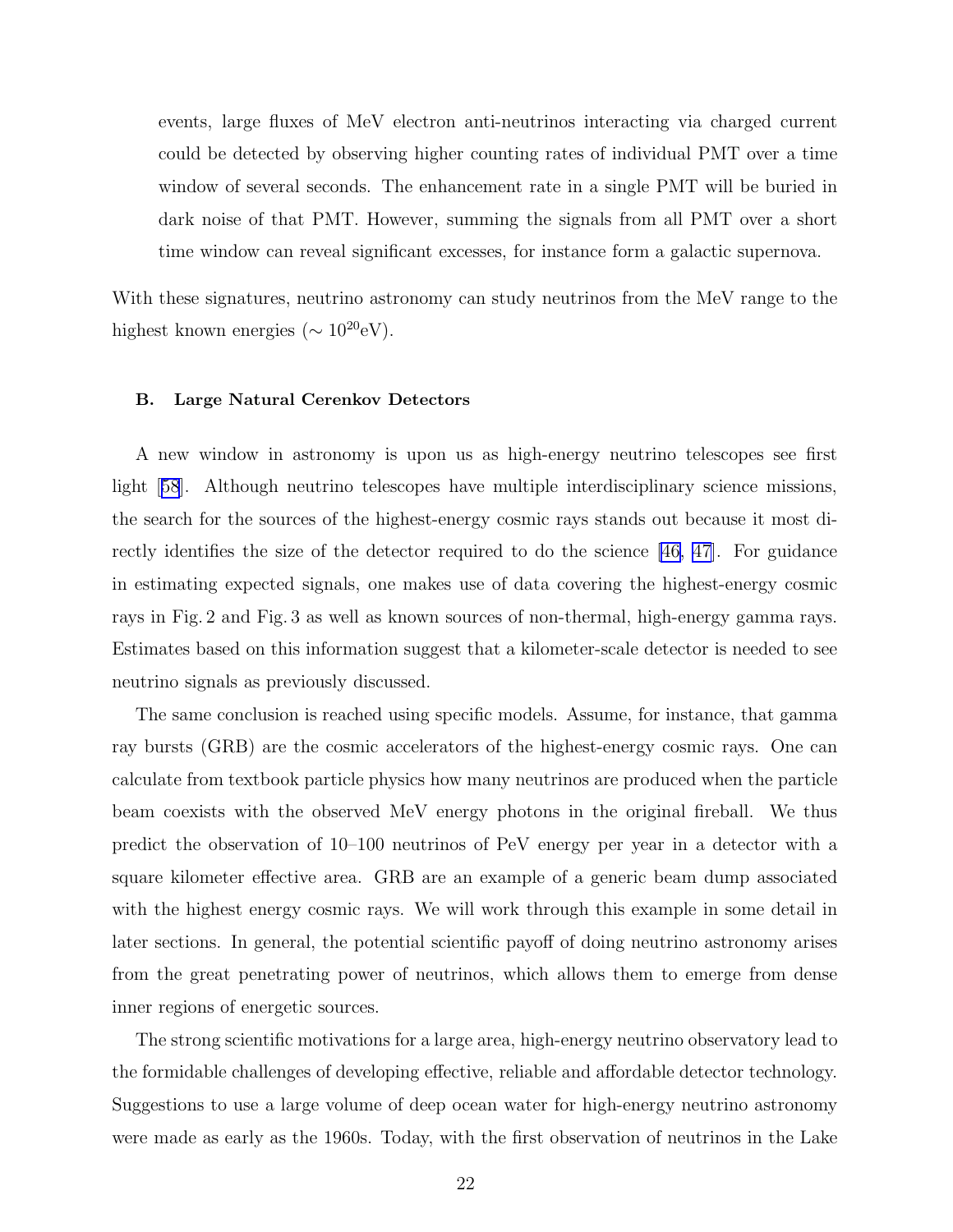events, large fluxes of MeV electron anti-neutrinos interacting via charged current could be detected by observing higher counting rates of individual PMT over a time window of several seconds. The enhancement rate in a single PMT will be buried in dark noise of that PMT. However, summing the signals from all PMT over a short time window can reveal significant excesses, for instance form a galactic supernova.

With these signatures, neutrino astronomy can study neutrinos from the MeV range to the highest known energies ($\sim 10^{20}$eV).

### B. Large Natural Cerenkov Detectors

A new window in astronomy is upon us as high-energy neutrino telescopes see first light [58]. Although neutrino telescopes have multiple interdisciplinary science missions, the search for the sources of the highest-energy cosmic rays stands out because it most directly identifies the size of the detector required to do the science [46, 47]. For guidance in estimating expected signals, one makes use of data covering the highest-energy cosmic rays in Fig. 2 and Fig. 3 as well as known sources of non-thermal, high-energy gamma rays. Estimates based on this information suggest that a kilometer-scale detector is needed to see neutrino signals as previously discussed.

The same conclusion is reached using specific models. Assume, for instance, that gamma ray bursts (GRB) are the cosmic accelerators of the highest-energy cosmic rays. One can calculate from textbook particle physics how many neutrinos are produced when the particle beam coexists with the observed MeV energy photons in the original fireball. We thus predict the observation of 10–100 neutrinos of PeV energy per year in a detector with a square kilometer effective area. GRB are an example of a generic beam dump associated with the highest energy cosmic rays. We will work through this example in some detail in later sections. In general, the potential scientific payoff of doing neutrino astronomy arises from the great penetrating power of neutrinos, which allows them to emerge from dense inner regions of energetic sources.

The strong scientific motivations for a large area, high-energy neutrino observatory lead to the formidable challenges of developing effective, reliable and affordable detector technology. Suggestions to use a large volume of deep ocean water for high-energy neutrino astronomy were made as early as the 1960s. Today, with the first observation of neutrinos in the Lake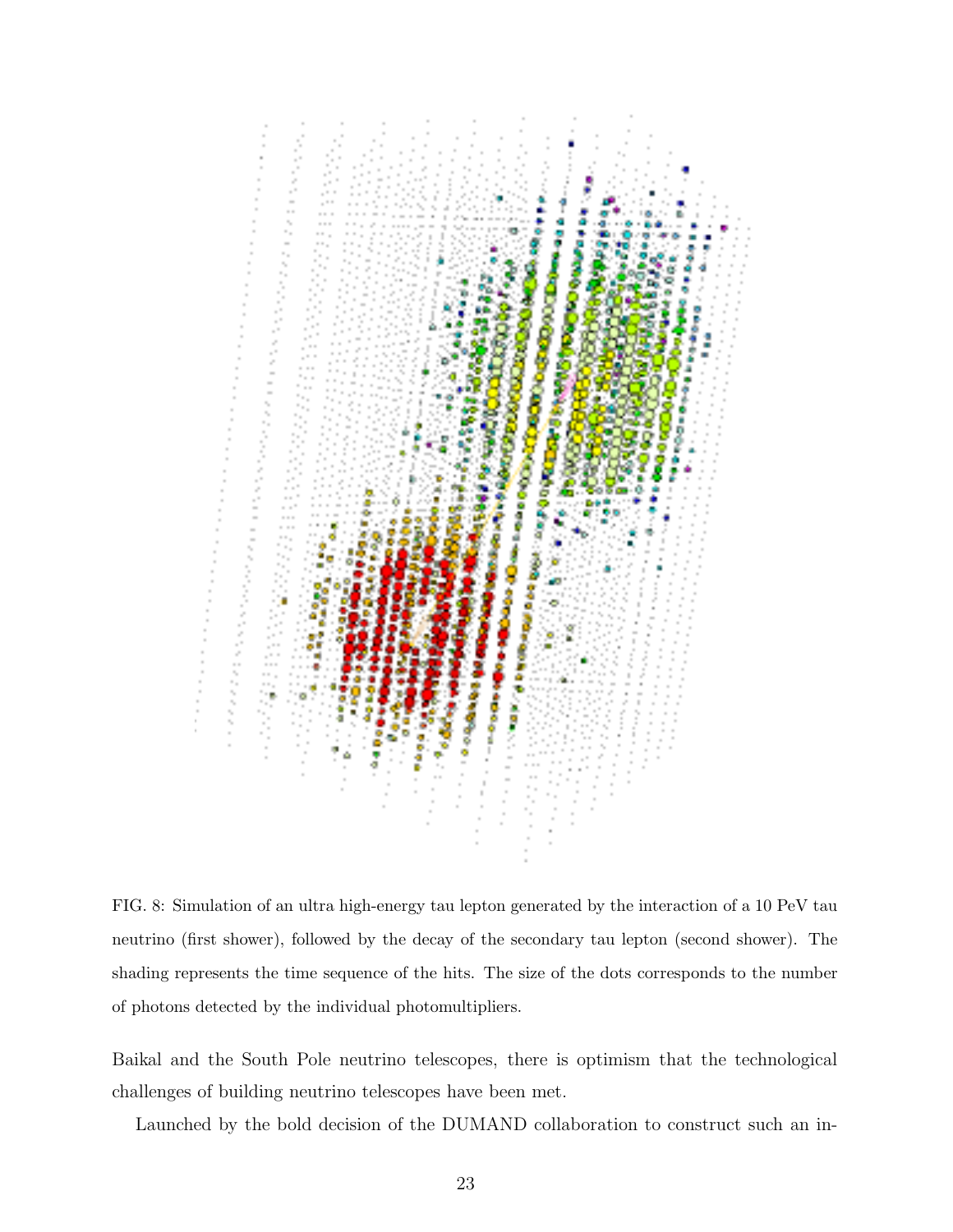FIG. 8: Simulation of an ultra high-energy tau lepton generated by the interaction of a 10 PeV tau neutrino (first shower), followed by the decay of the secondary tau lepton (second shower). The shading represents the time sequence of the hits. The size of the dots corresponds to the number of photons detected by the individual photomultipliers.

Baikal and the South Pole neutrino telescopes, there is optimism that the technological challenges of building neutrino telescopes have been met.

Launched by the bold decision of the DUMAND collaboration to construct such an in-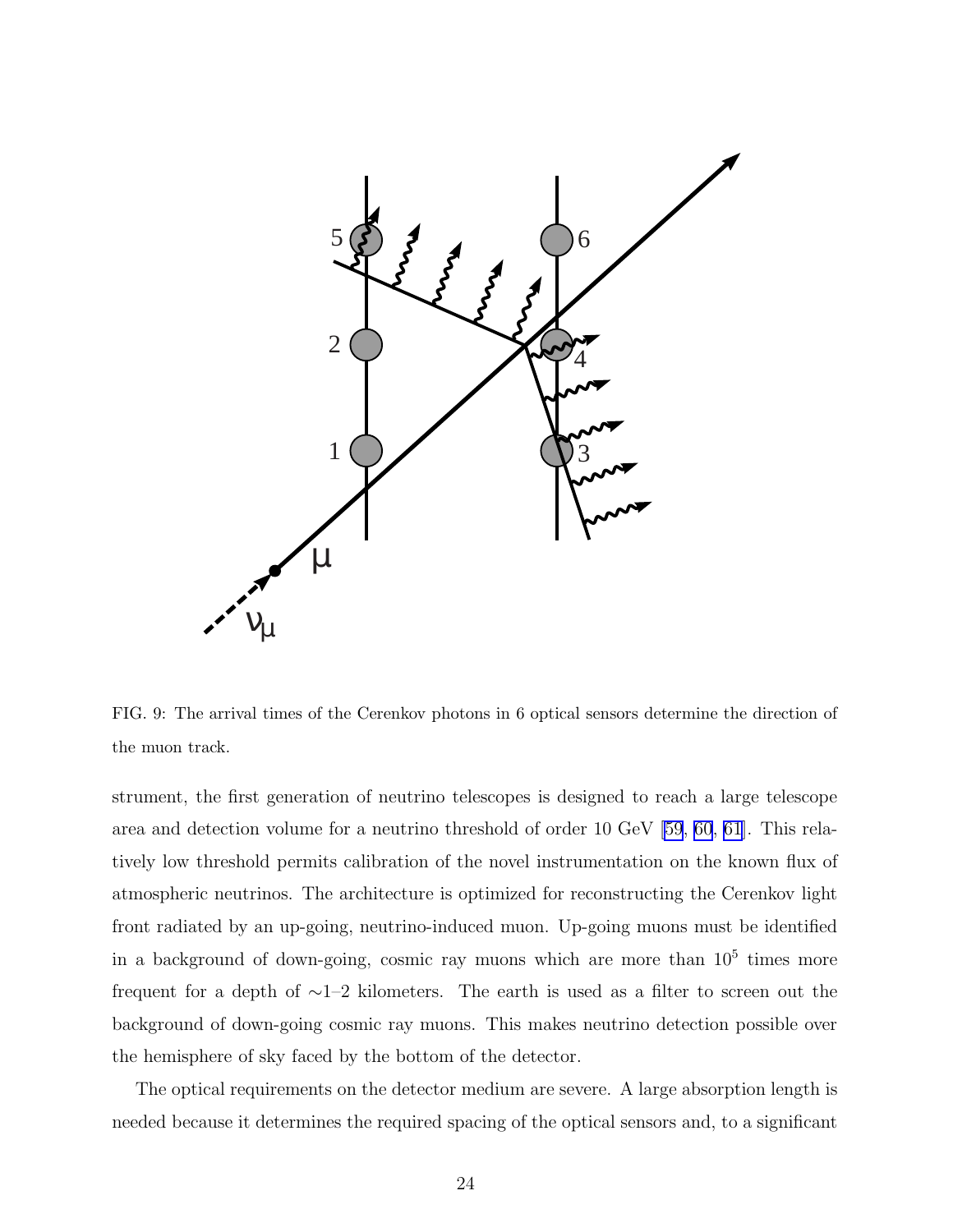FIG. 9: The arrival times of the Cerenkov photons in 6 optical sensors determine the direction of the muon track.

strument, the first generation of neutrino telescopes is designed to reach a large telescope area and detection volume for a neutrino threshold of order 10 GeV [59, 60, 61]. This relatively low threshold permits calibration of the novel instrumentation on the known flux of atmospheric neutrinos. The architecture is optimized for reconstructing the Cerenkov light front radiated by an up-going, neutrino-induced muon. Up-going muons must be identified in a background of down-going, cosmic ray muons which are more than $10^5$ times more frequent for a depth of $\sim$1–2 kilometers. The earth is used as a filter to screen out the background of down-going cosmic ray muons. This makes neutrino detection possible over the hemisphere of sky faced by the bottom of the detector.

The optical requirements on the detector medium are severe. A large absorption length is needed because it determines the required spacing of the optical sensors and, to a significant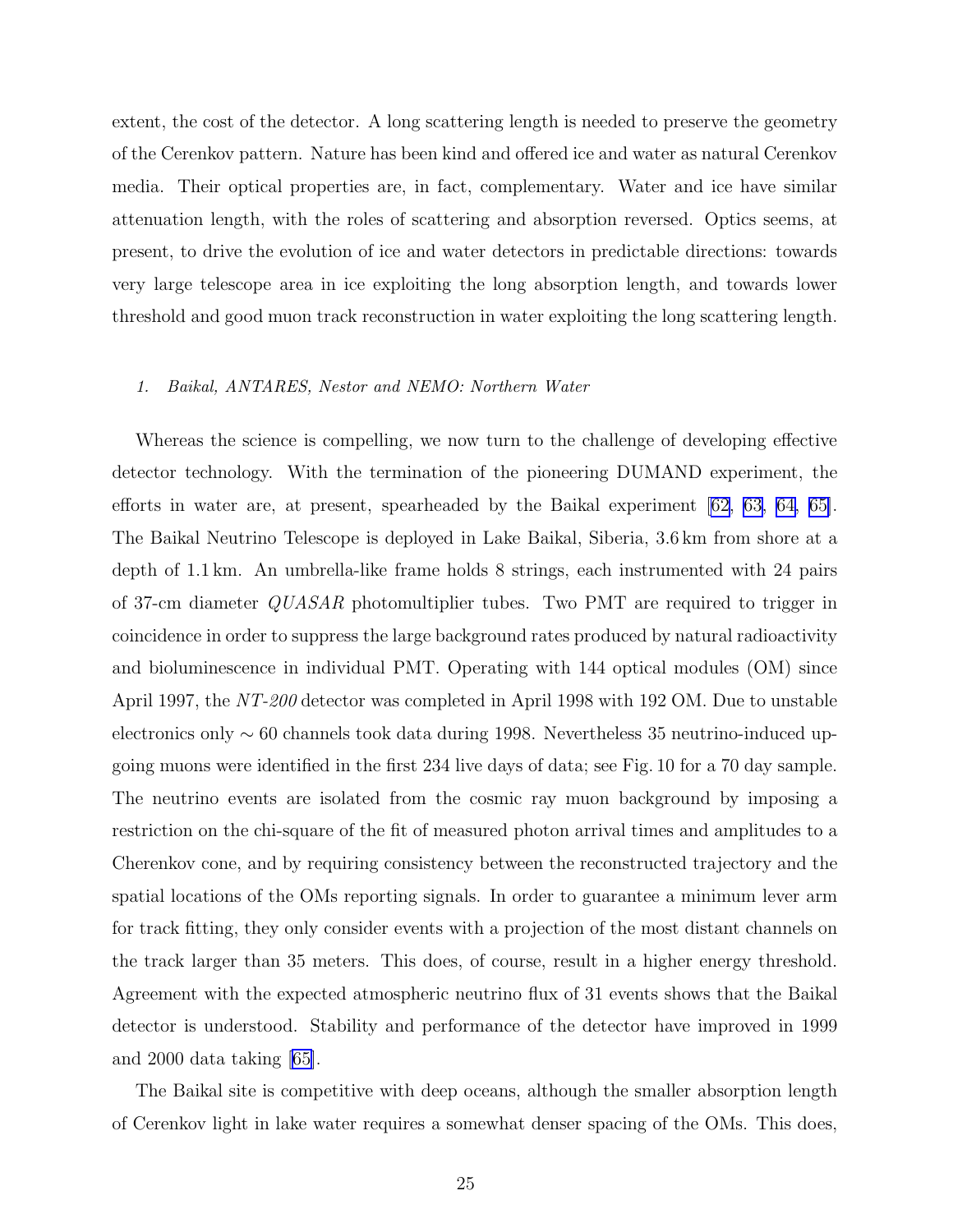extent, the cost of the detector. A long scattering length is needed to preserve the geometry of the Cerenkov pattern. Nature has been kind and offered ice and water as natural Cerenkov media. Their optical properties are, in fact, complementary. Water and ice have similar attenuation length, with the roles of scattering and absorption reversed. Optics seems, at present, to drive the evolution of ice and water detectors in predictable directions: towards very large telescope area in ice exploiting the long absorption length, and towards lower threshold and good muon track reconstruction in water exploiting the long scattering length.

### 1. *Baikal, ANTARES, Nestor and NEMO: Northern Water*

Whereas the science is compelling, we now turn to the challenge of developing effective detector technology. With the termination of the pioneering DUMAND experiment, the efforts in water are, at present, spearheaded by the Baikal experiment [62, 63, 64, 65]. The Baikal Neutrino Telescope is deployed in Lake Baikal, Siberia, 3.6 km from shore at a depth of 1.1 km. An umbrella-like frame holds 8 strings, each instrumented with 24 pairs of 37-cm diameter *QUASAR* photomultiplier tubes. Two PMT are required to trigger in coincidence in order to suppress the large background rates produced by natural radioactivity and bioluminescence in individual PMT. Operating with 144 optical modules (OM) since April 1997, the *NT-200* detector was completed in April 1998 with 192 OM. Due to unstable electronics only $\sim 60$ channels took data during 1998. Nevertheless 35 neutrino-induced up-going muons were identified in the first 234 live days of data; see Fig. 10 for a 70 day sample. The neutrino events are isolated from the cosmic ray muon background by imposing a restriction on the chi-square of the fit of measured photon arrival times and amplitudes to a Cherenkov cone, and by requiring consistency between the reconstructed trajectory and the spatial locations of the OMs reporting signals. In order to guarantee a minimum lever arm for track fitting, they only consider events with a projection of the most distant channels on the track larger than 35 meters. This does, of course, result in a higher energy threshold. Agreement with the expected atmospheric neutrino flux of 31 events shows that the Baikal detector is understood. Stability and performance of the detector have improved in 1999 and 2000 data taking [65].

The Baikal site is competitive with deep oceans, although the smaller absorption length of Cerenkov light in lake water requires a somewhat denser spacing of the OMs. This does,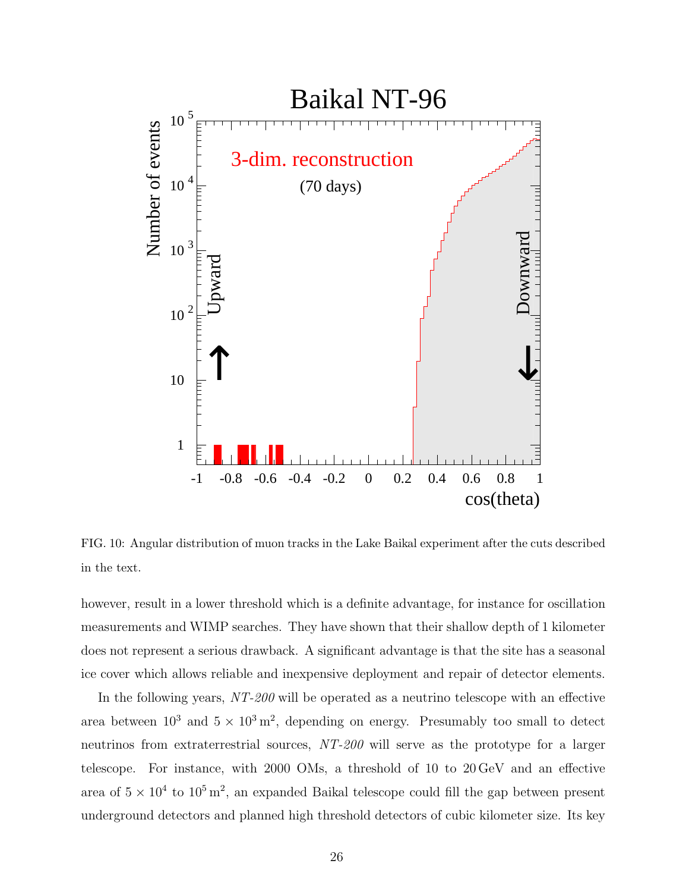FIG. 10: Angular distribution of muon tracks in the Lake Baikal experiment after the cuts described in the text.

however, result in a lower threshold which is a definite advantage, for instance for oscillation measurements and WIMP searches. They have shown that their shallow depth of 1 kilometer does not represent a serious drawback. A significant advantage is that the site has a seasonal ice cover which allows reliable and inexpensive deployment and repair of detector elements.

In the following years, *NT-200* will be operated as a neutrino telescope with an effective area between $10^3$ and $5 \times 10^3\,\mathrm{m}^2$, depending on energy. Presumably too small to detect neutrinos from extraterrestrial sources, *NT-200* will serve as the prototype for a larger telescope. For instance, with 2000 OMs, a threshold of 10 to 20 GeV and an effective area of $5 \times 10^4$ to $10^5\,\mathrm{m}^2$, an expanded Baikal telescope could fill the gap between present underground detectors and planned high threshold detectors of cubic kilometer size. Its key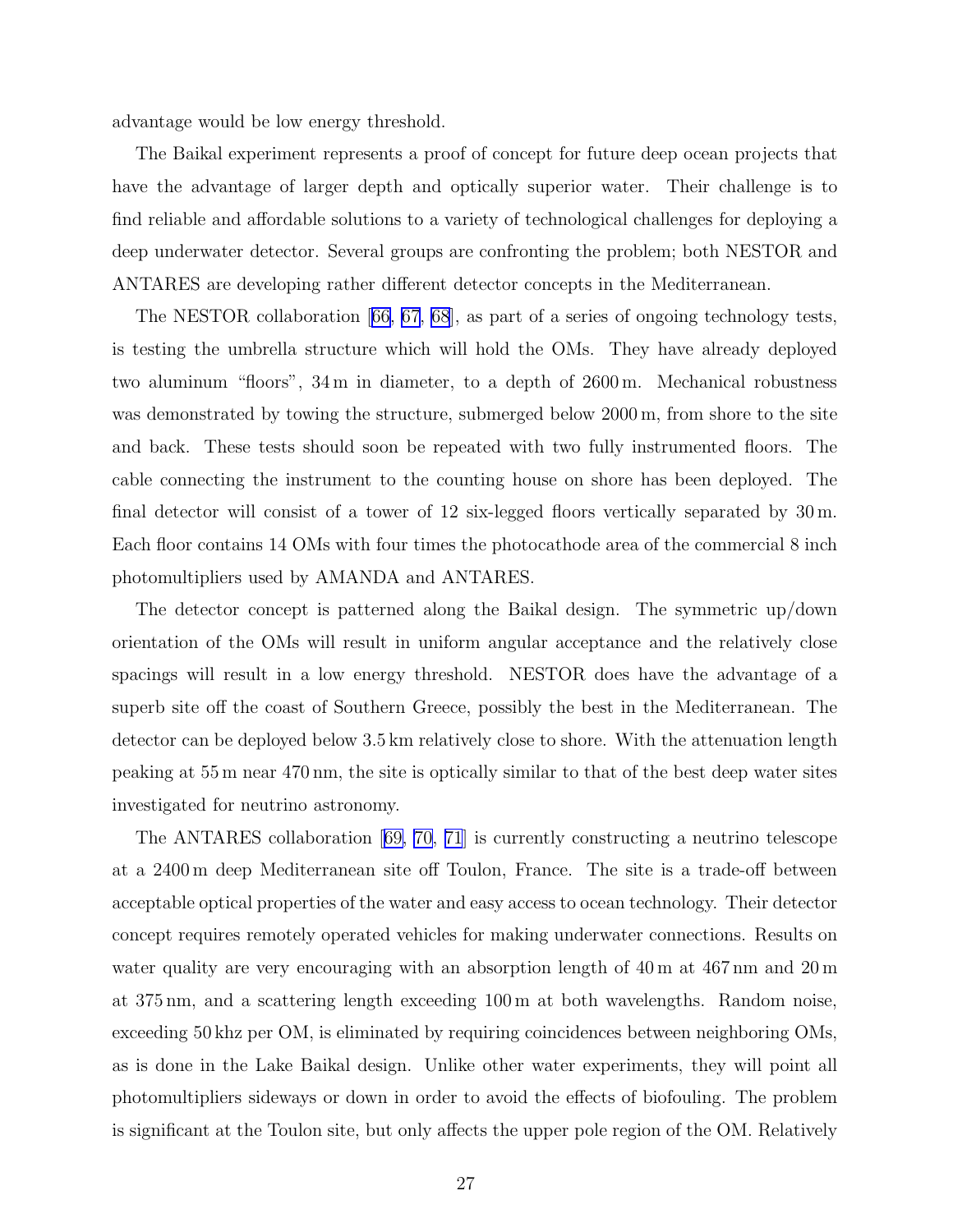advantage would be low energy threshold.

The Baikal experiment represents a proof of concept for future deep ocean projects that have the advantage of larger depth and optically superior water. Their challenge is to find reliable and affordable solutions to a variety of technological challenges for deploying a deep underwater detector. Several groups are confronting the problem; both NESTOR and ANTARES are developing rather different detector concepts in the Mediterranean.

The NESTOR collaboration [66, 67, 68], as part of a series of ongoing technology tests, is testing the umbrella structure which will hold the OMs. They have already deployed two aluminum "floors", 34 m in diameter, to a depth of 2600 m. Mechanical robustness was demonstrated by towing the structure, submerged below 2000 m, from shore to the site and back. These tests should soon be repeated with two fully instrumented floors. The cable connecting the instrument to the counting house on shore has been deployed. The final detector will consist of a tower of 12 six-legged floors vertically separated by 30 m. Each floor contains 14 OMs with four times the photocathode area of the commercial 8 inch photomultipliers used by AMANDA and ANTARES.

The detector concept is patterned along the Baikal design. The symmetric up/down orientation of the OMs will result in uniform angular acceptance and the relatively close spacings will result in a low energy threshold. NESTOR does have the advantage of a superb site off the coast of Southern Greece, possibly the best in the Mediterranean. The detector can be deployed below 3.5 km relatively close to shore. With the attenuation length peaking at 55 m near 470 nm, the site is optically similar to that of the best deep water sites investigated for neutrino astronomy.

The ANTARES collaboration [69, 70, 71] is currently constructing a neutrino telescope at a 2400 m deep Mediterranean site off Toulon, France. The site is a trade-off between acceptable optical properties of the water and easy access to ocean technology. Their detector concept requires remotely operated vehicles for making underwater connections. Results on water quality are very encouraging with an absorption length of 40 m at 467 nm and 20 m at 375 nm, and a scattering length exceeding 100 m at both wavelengths. Random noise, exceeding 50 khz per OM, is eliminated by requiring coincidences between neighboring OMs, as is done in the Lake Baikal design. Unlike other water experiments, they will point all photomultipliers sideways or down in order to avoid the effects of biofouling. The problem is significant at the Toulon site, but only affects the upper pole region of the OM. Relatively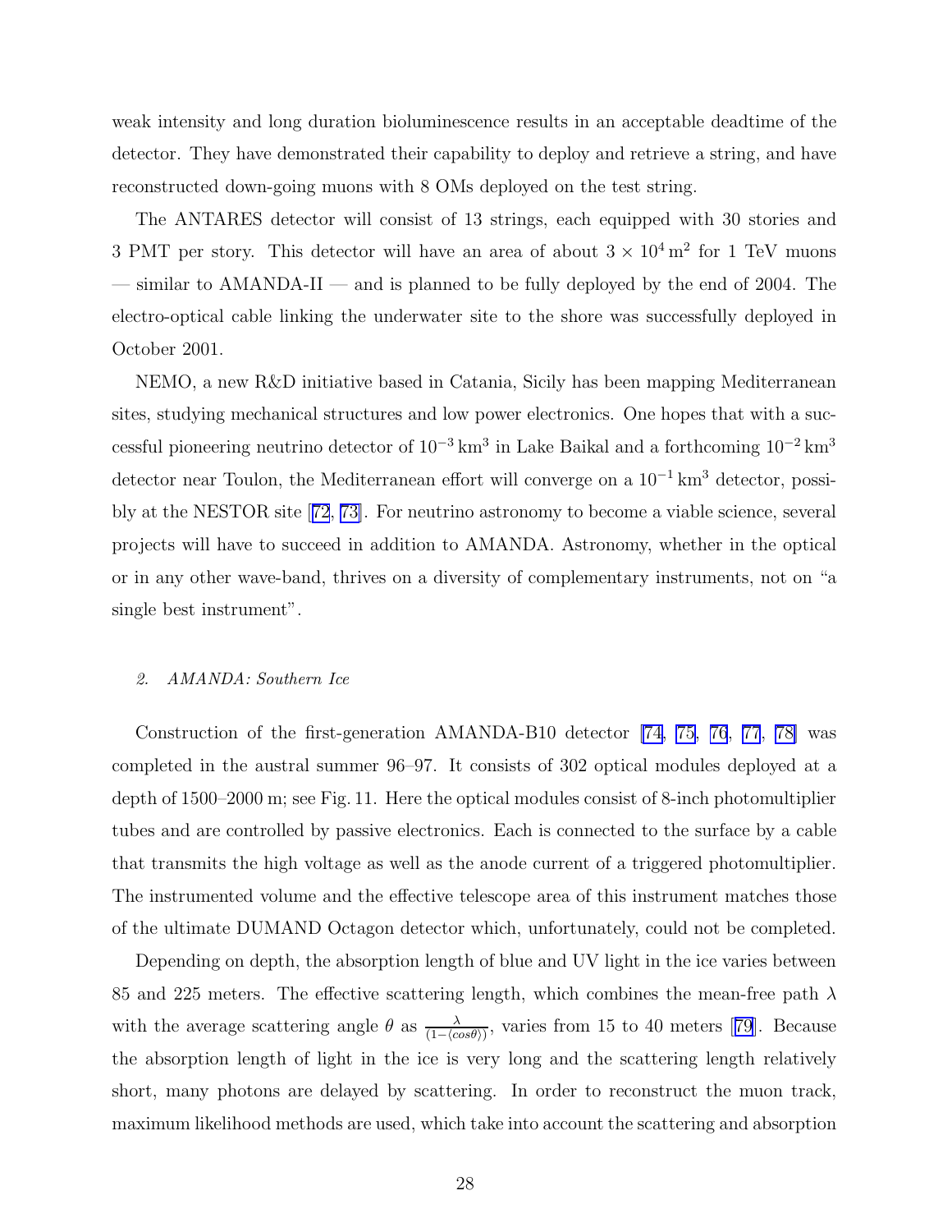weak intensity and long duration bioluminescence results in an acceptable deadtime of the detector. They have demonstrated their capability to deploy and retrieve a string, and have reconstructed down-going muons with 8 OMs deployed on the test string.

The ANTARES detector will consist of 13 strings, each equipped with 30 stories and 3 PMT per story. This detector will have an area of about $3 \times 10^4\,\mathrm{m}^2$ for 1 TeV muons — similar to AMANDA-II — and is planned to be fully deployed by the end of 2004. The electro-optical cable linking the underwater site to the shore was successfully deployed in October 2001.

NEMO, a new R&D initiative based in Catania, Sicily has been mapping Mediterranean sites, studying mechanical structures and low power electronics. One hopes that with a successful pioneering neutrino detector of $10^{-3}\,\mathrm{km}^3$ in Lake Baikal and a forthcoming $10^{-2}\,\mathrm{km}^3$ detector near Toulon, the Mediterranean effort will converge on a $10^{-1}\,\mathrm{km}^3$ detector, possibly at the NESTOR site [72, 73]. For neutrino astronomy to become a viable science, several projects will have to succeed in addition to AMANDA. Astronomy, whether in the optical or in any other wave-band, thrives on a diversity of complementary instruments, not on "a single best instrument".

### *2. AMANDA: Southern Ice*

Construction of the first-generation AMANDA-B10 detector [74, 75, 76, 77, 78] was completed in the austral summer 96–97. It consists of 302 optical modules deployed at a depth of 1500–2000 m; see Fig. 11. Here the optical modules consist of 8-inch photomultiplier tubes and are controlled by passive electronics. Each is connected to the surface by a cable that transmits the high voltage as well as the anode current of a triggered photomultiplier. The instrumented volume and the effective telescope area of this instrument matches those of the ultimate DUMAND Octagon detector which, unfortunately, could not be completed.

Depending on depth, the absorption length of blue and UV light in the ice varies between 85 and 225 meters. The effective scattering length, which combines the mean-free path $\lambda$ with the average scattering angle $\theta$ as $\frac{\lambda}{(1-\langle cos\theta\rangle)}$, varies from 15 to 40 meters [79]. Because the absorption length of light in the ice is very long and the scattering length relatively short, many photons are delayed by scattering. In order to reconstruct the muon track, maximum likelihood methods are used, which take into account the scattering and absorption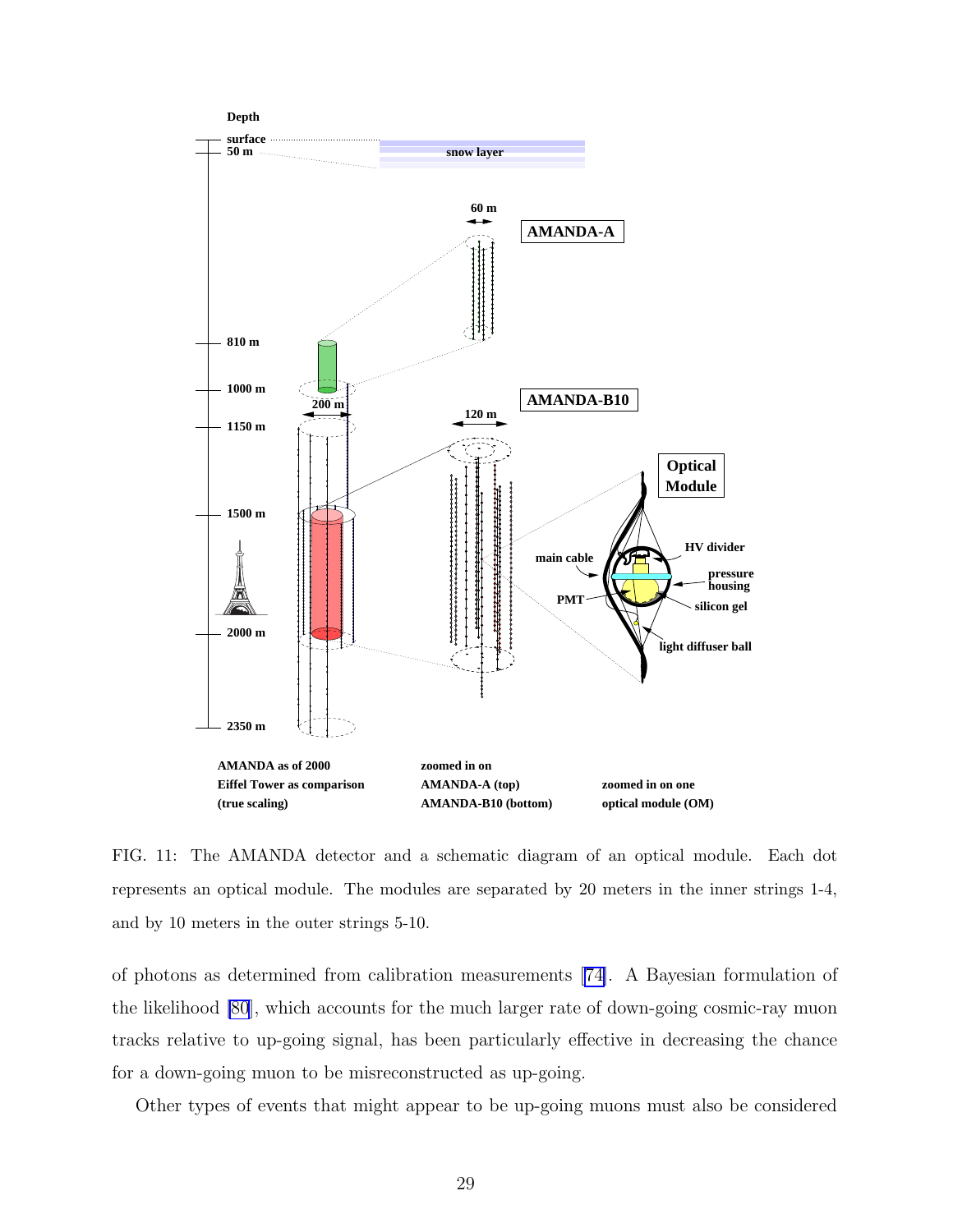FIG. 11: The AMANDA detector and a schematic diagram of an optical module. Each dot represents an optical module. The modules are separated by 20 meters in the inner strings 1-4, and by 10 meters in the outer strings 5-10.

of photons as determined from calibration measurements [74]. A Bayesian formulation of the likelihood [80], which accounts for the much larger rate of down-going cosmic-ray muon tracks relative to up-going signal, has been particularly effective in decreasing the chance for a down-going muon to be misreconstructed as up-going.

Other types of events that might appear to be up-going muons must also be considered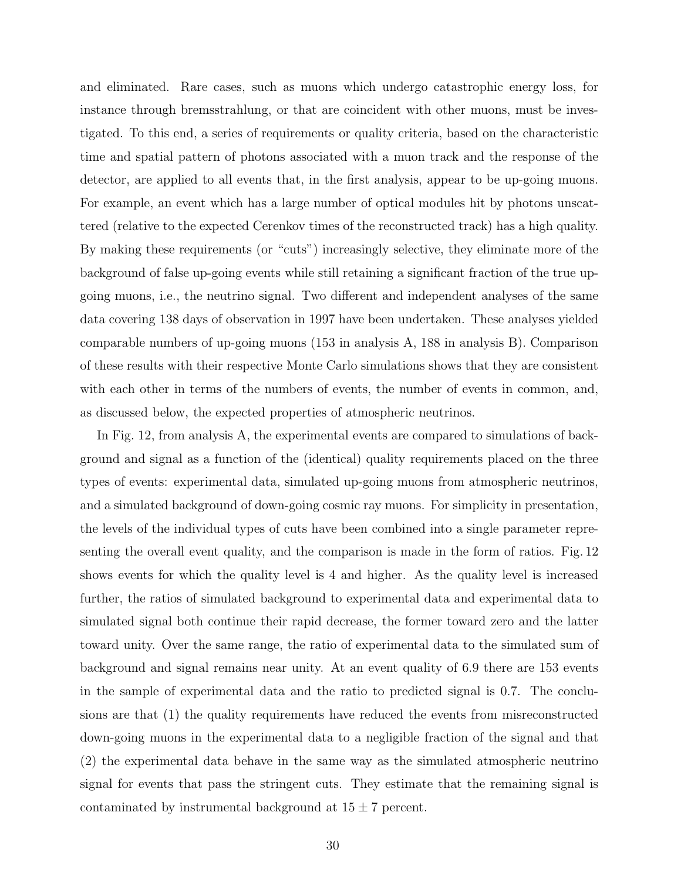and eliminated. Rare cases, such as muons which undergo catastrophic energy loss, for instance through bremsstrahlung, or that are coincident with other muons, must be investigated. To this end, a series of requirements or quality criteria, based on the characteristic time and spatial pattern of photons associated with a muon track and the response of the detector, are applied to all events that, in the first analysis, appear to be up-going muons. For example, an event which has a large number of optical modules hit by photons unscattered (relative to the expected Cerenkov times of the reconstructed track) has a high quality. By making these requirements (or "cuts") increasingly selective, they eliminate more of the background of false up-going events while still retaining a significant fraction of the true up-going muons, i.e., the neutrino signal. Two different and independent analyses of the same data covering 138 days of observation in 1997 have been undertaken. These analyses yielded comparable numbers of up-going muons (153 in analysis A, 188 in analysis B). Comparison of these results with their respective Monte Carlo simulations shows that they are consistent with each other in terms of the numbers of events, the number of events in common, and, as discussed below, the expected properties of atmospheric neutrinos.

In Fig. 12, from analysis A, the experimental events are compared to simulations of background and signal as a function of the (identical) quality requirements placed on the three types of events: experimental data, simulated up-going muons from atmospheric neutrinos, and a simulated background of down-going cosmic ray muons. For simplicity in presentation, the levels of the individual types of cuts have been combined into a single parameter representing the overall event quality, and the comparison is made in the form of ratios. Fig. 12 shows events for which the quality level is 4 and higher. As the quality level is increased further, the ratios of simulated background to experimental data and experimental data to simulated signal both continue their rapid decrease, the former toward zero and the latter toward unity. Over the same range, the ratio of experimental data to the simulated sum of background and signal remains near unity. At an event quality of 6.9 there are 153 events in the sample of experimental data and the ratio to predicted signal is 0.7. The conclusions are that (1) the quality requirements have reduced the events from misreconstructed down-going muons in the experimental data to a negligible fraction of the signal and that (2) the experimental data behave in the same way as the simulated atmospheric neutrino signal for events that pass the stringent cuts. They estimate that the remaining signal is contaminated by instrumental background at $15 \pm 7$ percent.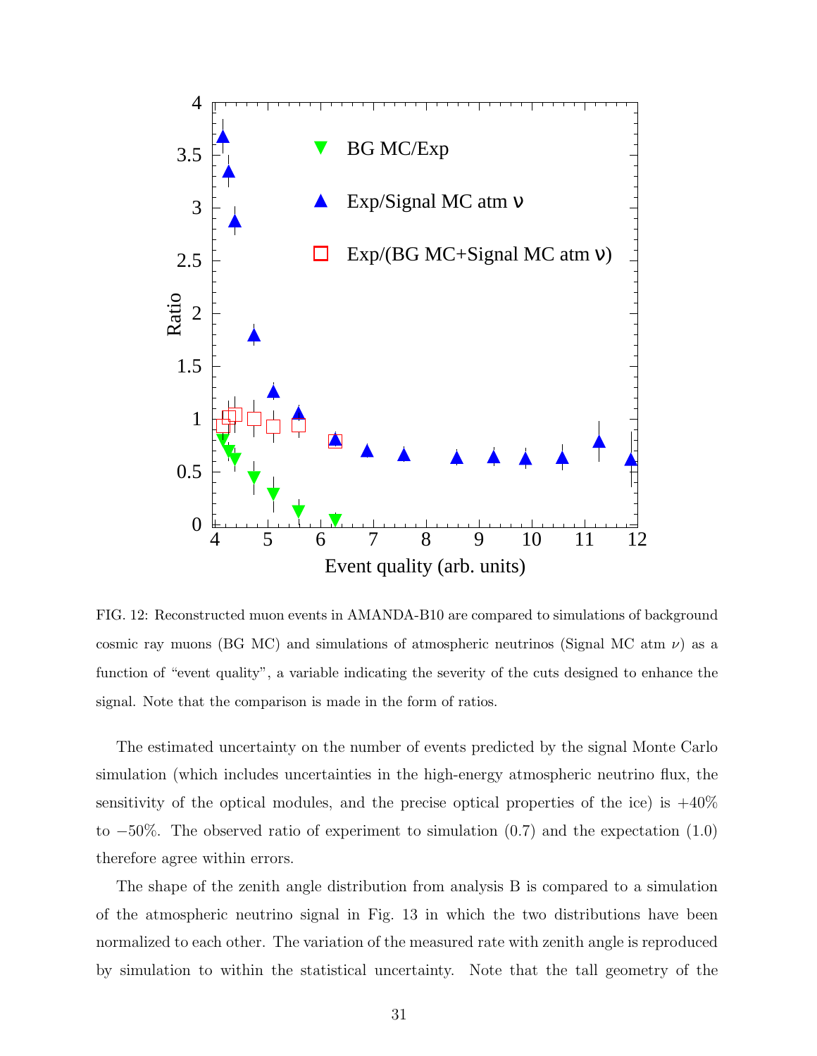FIG. 12: Reconstructed muon events in AMANDA-B10 are compared to simulations of background cosmic ray muons (BG MC) and simulations of atmospheric neutrinos (Signal MC atm $\nu$) as a function of "event quality", a variable indicating the severity of the cuts designed to enhance the signal. Note that the comparison is made in the form of ratios.

The estimated uncertainty on the number of events predicted by the signal Monte Carlo simulation (which includes uncertainties in the high-energy atmospheric neutrino flux, the sensitivity of the optical modules, and the precise optical properties of the ice) is $+40\%$ to $-50\%$. The observed ratio of experiment to simulation (0.7) and the expectation (1.0) therefore agree within errors.

The shape of the zenith angle distribution from analysis B is compared to a simulation of the atmospheric neutrino signal in Fig. 13 in which the two distributions have been normalized to each other. The variation of the measured rate with zenith angle is reproduced by simulation to within the statistical uncertainty. Note that the tall geometry of the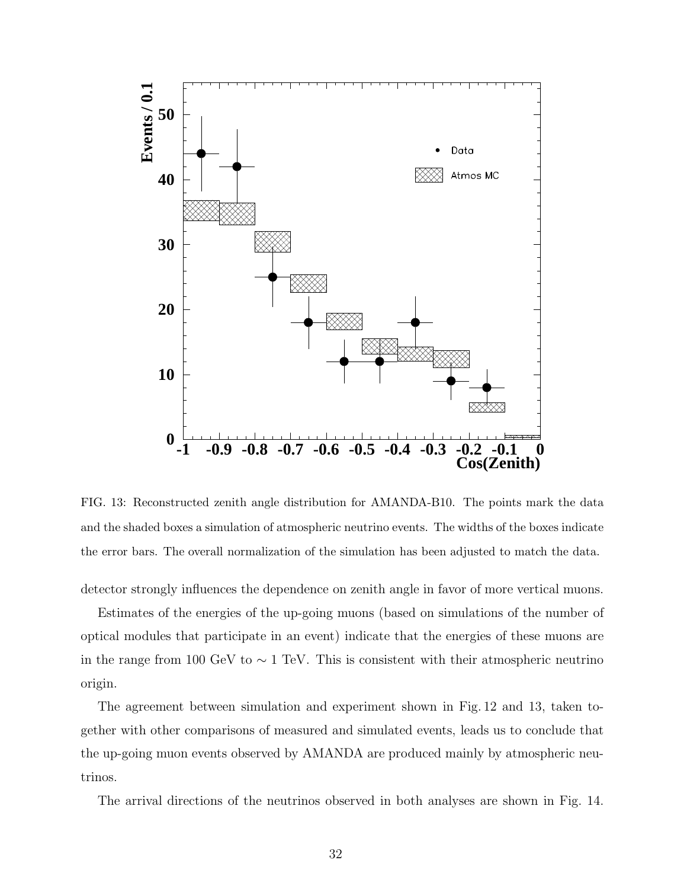FIG. 13: Reconstructed zenith angle distribution for AMANDA-B10. The points mark the data and the shaded boxes a simulation of atmospheric neutrino events. The widths of the boxes indicate the error bars. The overall normalization of the simulation has been adjusted to match the data.

detector strongly influences the dependence on zenith angle in favor of more vertical muons.

Estimates of the energies of the up-going muons (based on simulations of the number of optical modules that participate in an event) indicate that the energies of these muons are in the range from 100 GeV to $\sim 1$ TeV. This is consistent with their atmospheric neutrino origin.

The agreement between simulation and experiment shown in Fig. 12 and 13, taken together with other comparisons of measured and simulated events, leads us to conclude that the up-going muon events observed by AMANDA are produced mainly by atmospheric neutrinos.

The arrival directions of the neutrinos observed in both analyses are shown in Fig. 14.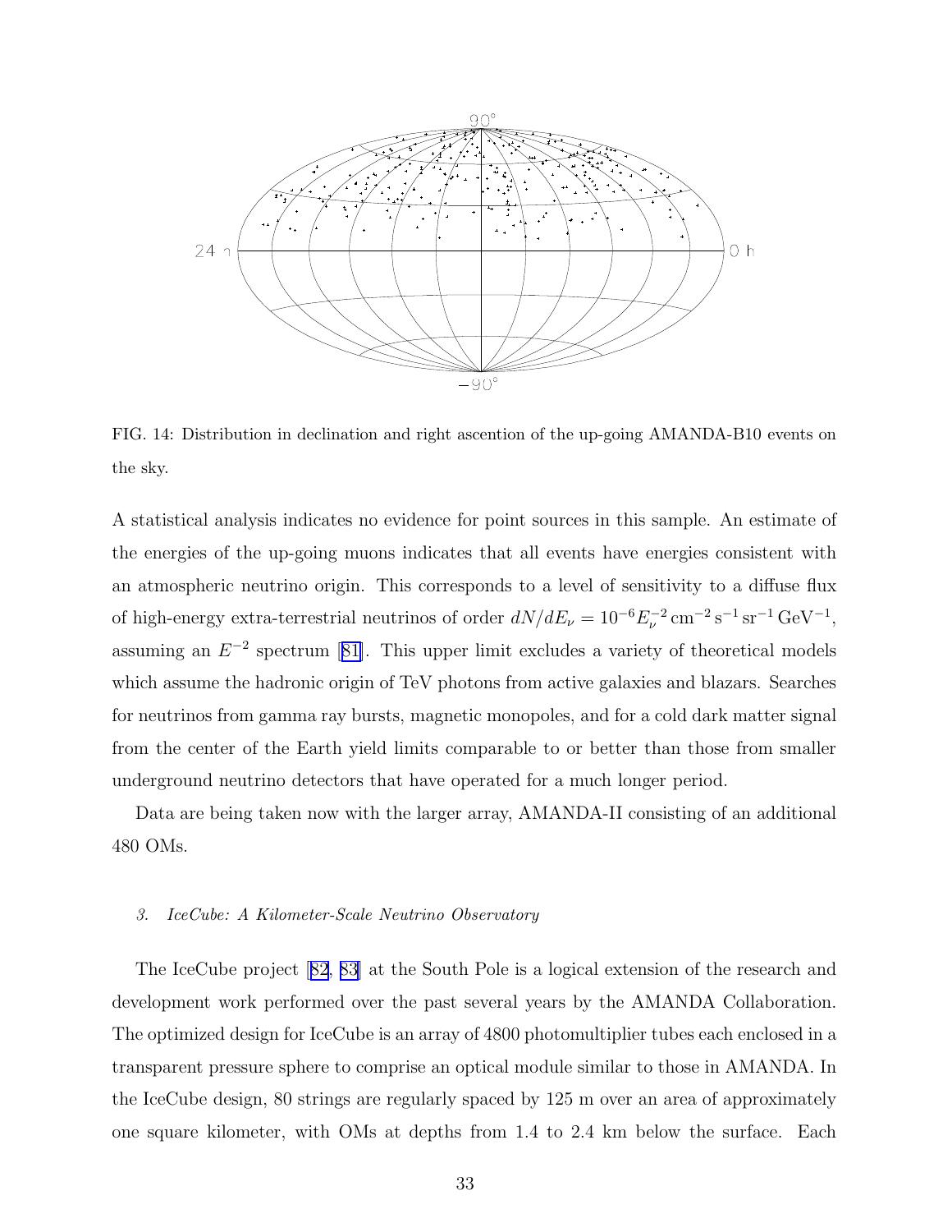FIG. 14: Distribution in declination and right ascention of the up-going AMANDA-B10 events on the sky.

A statistical analysis indicates no evidence for point sources in this sample. An estimate of the energies of the up-going muons indicates that all events have energies consistent with an atmospheric neutrino origin. This corresponds to a level of sensitivity to a diffuse flux of high-energy extra-terrestrial neutrinos of order $dN/dE_\nu = 10^{-6} E_\nu^{-2}\,\mathrm{cm}^{-2}\,\mathrm{s}^{-1}\,\mathrm{sr}^{-1}\,\mathrm{GeV}^{-1}$, assuming an $E^{-2}$ spectrum [81]. This upper limit excludes a variety of theoretical models which assume the hadronic origin of TeV photons from active galaxies and blazars. Searches for neutrinos from gamma ray bursts, magnetic monopoles, and for a cold dark matter signal from the center of the Earth yield limits comparable to or better than those from smaller underground neutrino detectors that have operated for a much longer period.

Data are being taken now with the larger array, AMANDA-II consisting of an additional 480 OMs.

### *3. IceCube: A Kilometer-Scale Neutrino Observatory*

The IceCube project [82, 83] at the South Pole is a logical extension of the research and development work performed over the past several years by the AMANDA Collaboration. The optimized design for IceCube is an array of 4800 photomultiplier tubes each enclosed in a transparent pressure sphere to comprise an optical module similar to those in AMANDA. In the IceCube design, 80 strings are regularly spaced by 125 m over an area of approximately one square kilometer, with OMs at depths from 1.4 to 2.4 km below the surface. Each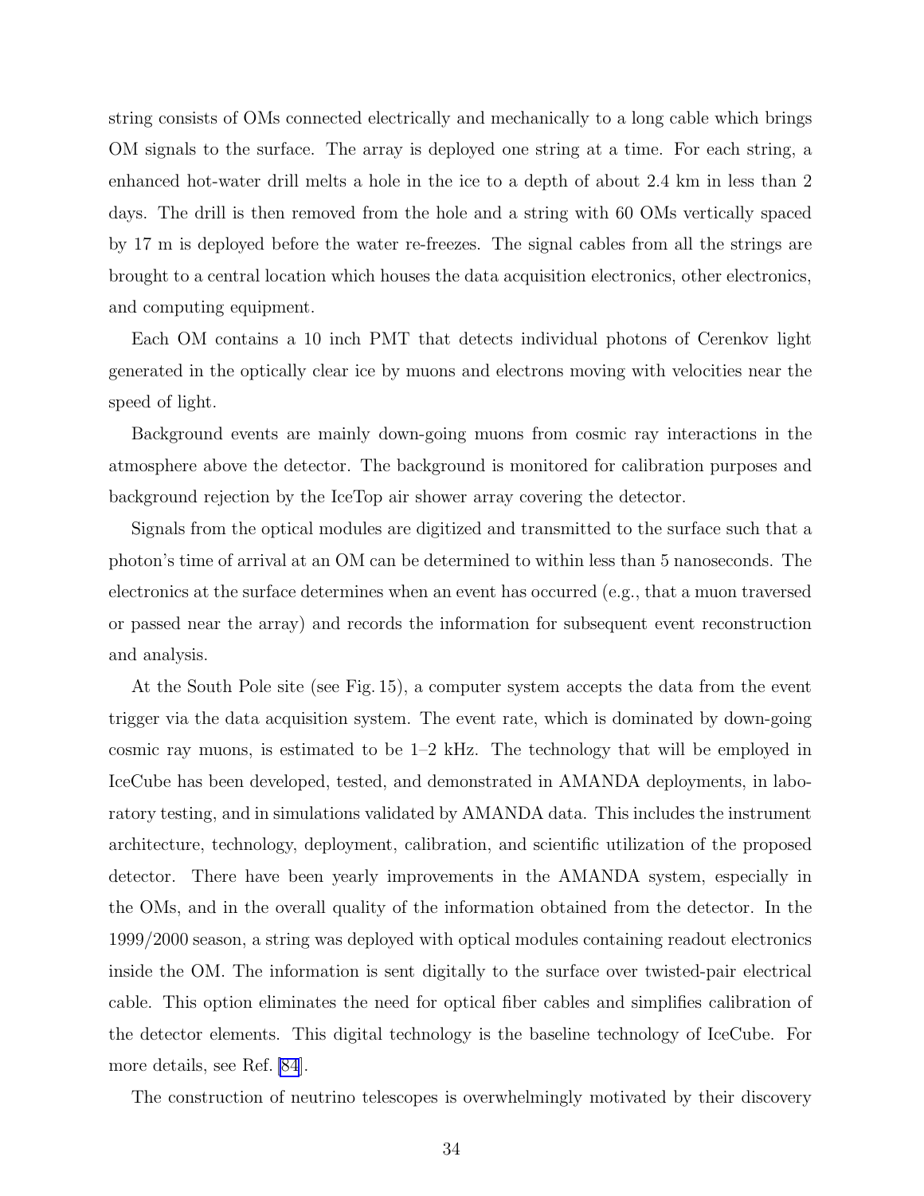string consists of OMs connected electrically and mechanically to a long cable which brings OM signals to the surface. The array is deployed one string at a time. For each string, a enhanced hot-water drill melts a hole in the ice to a depth of about 2.4 km in less than 2 days. The drill is then removed from the hole and a string with 60 OMs vertically spaced by 17 m is deployed before the water re-freezes. The signal cables from all the strings are brought to a central location which houses the data acquisition electronics, other electronics, and computing equipment.

Each OM contains a 10 inch PMT that detects individual photons of Cerenkov light generated in the optically clear ice by muons and electrons moving with velocities near the speed of light.

Background events are mainly down-going muons from cosmic ray interactions in the atmosphere above the detector. The background is monitored for calibration purposes and background rejection by the IceTop air shower array covering the detector.

Signals from the optical modules are digitized and transmitted to the surface such that a photon's time of arrival at an OM can be determined to within less than 5 nanoseconds. The electronics at the surface determines when an event has occurred (e.g., that a muon traversed or passed near the array) and records the information for subsequent event reconstruction and analysis.

At the South Pole site (see Fig. 15), a computer system accepts the data from the event trigger via the data acquisition system. The event rate, which is dominated by down-going cosmic ray muons, is estimated to be 1–2 kHz. The technology that will be employed in IceCube has been developed, tested, and demonstrated in AMANDA deployments, in laboratory testing, and in simulations validated by AMANDA data. This includes the instrument architecture, technology, deployment, calibration, and scientific utilization of the proposed detector. There have been yearly improvements in the AMANDA system, especially in the OMs, and in the overall quality of the information obtained from the detector. In the 1999/2000 season, a string was deployed with optical modules containing readout electronics inside the OM. The information is sent digitally to the surface over twisted-pair electrical cable. This option eliminates the need for optical fiber cables and simplifies calibration of the detector elements. This digital technology is the baseline technology of IceCube. For more details, see Ref. [84].

The construction of neutrino telescopes is overwhelmingly motivated by their discovery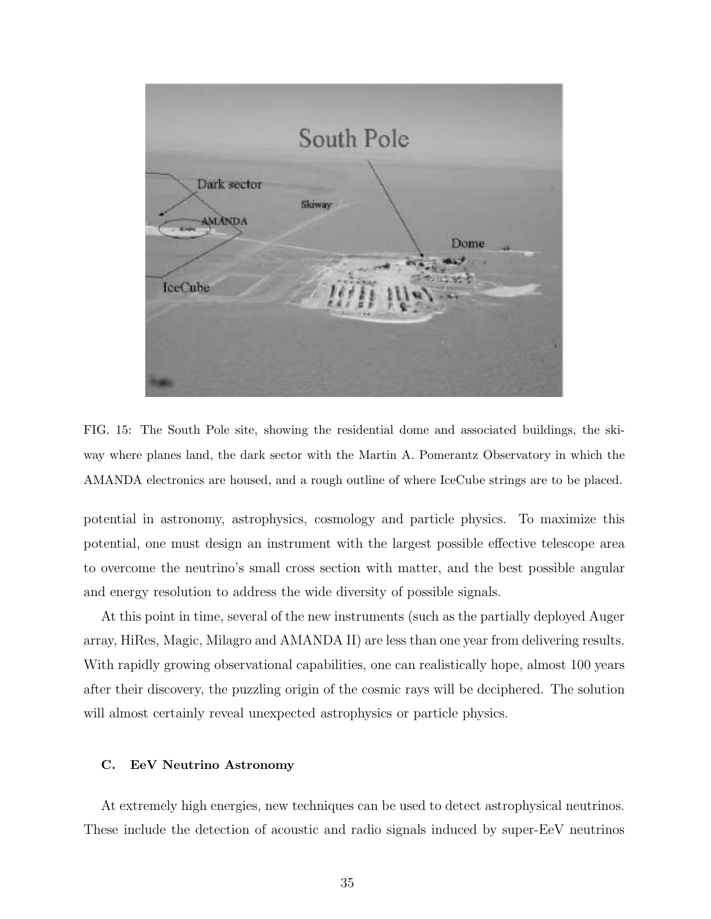FIG. 15: The South Pole site, showing the residential dome and associated buildings, the skiway where planes land, the dark sector with the Martin A. Pomerantz Observatory in which the AMANDA electronics are housed, and a rough outline of where IceCube strings are to be placed.

potential in astronomy, astrophysics, cosmology and particle physics. To maximize this potential, one must design an instrument with the largest possible effective telescope area to overcome the neutrino's small cross section with matter, and the best possible angular and energy resolution to address the wide diversity of possible signals.

At this point in time, several of the new instruments (such as the partially deployed Auger array, HiRes, Magic, Milagro and AMANDA II) are less than one year from delivering results. With rapidly growing observational capabilities, one can realistically hope, almost 100 years after their discovery, the puzzling origin of the cosmic rays will be deciphered. The solution will almost certainly reveal unexpected astrophysics or particle physics.

### C. EeV Neutrino Astronomy

At extremely high energies, new techniques can be used to detect astrophysical neutrinos. These include the detection of acoustic and radio signals induced by super-EeV neutrinos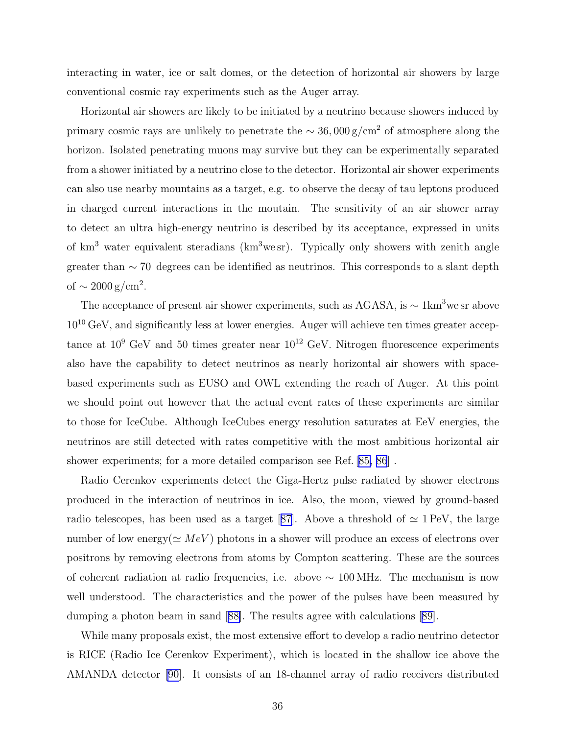interacting in water, ice or salt domes, or the detection of horizontal air showers by large conventional cosmic ray experiments such as the Auger array.

Horizontal air showers are likely to be initiated by a neutrino because showers induced by primary cosmic rays are unlikely to penetrate the $\sim 36,000\,\mathrm{g/cm^2}$ of atmosphere along the horizon. Isolated penetrating muons may survive but they can be experimentally separated from a shower initiated by a neutrino close to the detector. Horizontal air shower experiments can also use nearby mountains as a target, e.g. to observe the decay of tau leptons produced in charged current interactions in the moutain. The sensitivity of an air shower array to detect an ultra high-energy neutrino is described by its acceptance, expressed in units of $\mathrm{km^3}$ water equivalent steradians ($\mathrm{km^3 we\,sr}$). Typically only showers with zenith angle greater than $\sim 70$ degrees can be identified as neutrinos. This corresponds to a slant depth of $\sim 2000\,\mathrm{g/cm^2}$.

The acceptance of present air shower experiments, such as AGASA, is $\sim 1\mathrm{km^3 we\,sr}$ above $10^{10}$ GeV, and significantly less at lower energies. Auger will achieve ten times greater acceptance at $10^9$ GeV and 50 times greater near $10^{12}$ GeV. Nitrogen fluorescence experiments also have the capability to detect neutrinos as nearly horizontal air showers with space-based experiments such as EUSO and OWL extending the reach of Auger. At this point we should point out however that the actual event rates of these experiments are similar to those for IceCube. Although IceCubes energy resolution saturates at EeV energies, the neutrinos are still detected with rates competitive with the most ambitious horizontal air shower experiments; for a more detailed comparison see Ref. [85, 86] .

Radio Cerenkov experiments detect the Giga-Hertz pulse radiated by shower electrons produced in the interaction of neutrinos in ice. Also, the moon, viewed by ground-based radio telescopes, has been used as a target [87]. Above a threshold of $\simeq 1\,\mathrm{PeV}$, the large number of low energy($\simeq MeV$) photons in a shower will produce an excess of electrons over positrons by removing electrons from atoms by Compton scattering. These are the sources of coherent radiation at radio frequencies, i.e. above $\sim 100\,\mathrm{MHz}$. The mechanism is now well understood. The characteristics and the power of the pulses have been measured by dumping a photon beam in sand [88]. The results agree with calculations [89].

While many proposals exist, the most extensive effort to develop a radio neutrino detector is RICE (Radio Ice Cerenkov Experiment), which is located in the shallow ice above the AMANDA detector [90]. It consists of an 18-channel array of radio receivers distributed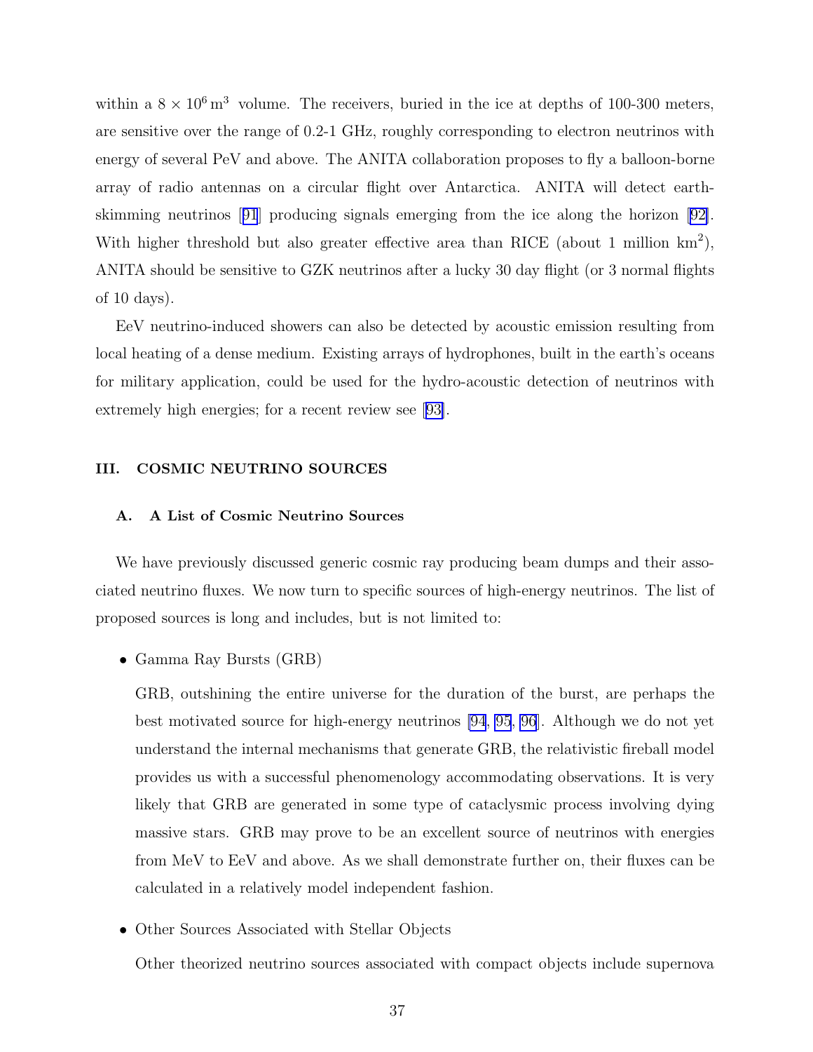within a $8 \times 10^6\,\mathrm{m}^3$ volume. The receivers, buried in the ice at depths of 100-300 meters, are sensitive over the range of 0.2-1 GHz, roughly corresponding to electron neutrinos with energy of several PeV and above. The ANITA collaboration proposes to fly a balloon-borne array of radio antennas on a circular flight over Antarctica. ANITA will detect earth-skimming neutrinos [91] producing signals emerging from the ice along the horizon [92]. With higher threshold but also greater effective area than RICE (about 1 million km$^2$), ANITA should be sensitive to GZK neutrinos after a lucky 30 day flight (or 3 normal flights of 10 days).

EeV neutrino-induced showers can also be detected by acoustic emission resulting from local heating of a dense medium. Existing arrays of hydrophones, built in the earth's oceans for military application, could be used for the hydro-acoustic detection of neutrinos with extremely high energies; for a recent review see [93].

## III. COSMIC NEUTRINO SOURCES

### A. A List of Cosmic Neutrino Sources

We have previously discussed generic cosmic ray producing beam dumps and their associated neutrino fluxes. We now turn to specific sources of high-energy neutrinos. The list of proposed sources is long and includes, but is not limited to:

- Gamma Ray Bursts (GRB)

  GRB, outshining the entire universe for the duration of the burst, are perhaps the best motivated source for high-energy neutrinos [94, 95, 96]. Although we do not yet understand the internal mechanisms that generate GRB, the relativistic fireball model provides us with a successful phenomenology accommodating observations. It is very likely that GRB are generated in some type of cataclysmic process involving dying massive stars. GRB may prove to be an excellent source of neutrinos with energies from MeV to EeV and above. As we shall demonstrate further on, their fluxes can be calculated in a relatively model independent fashion.

- Other Sources Associated with Stellar Objects

  Other theorized neutrino sources associated with compact objects include supernova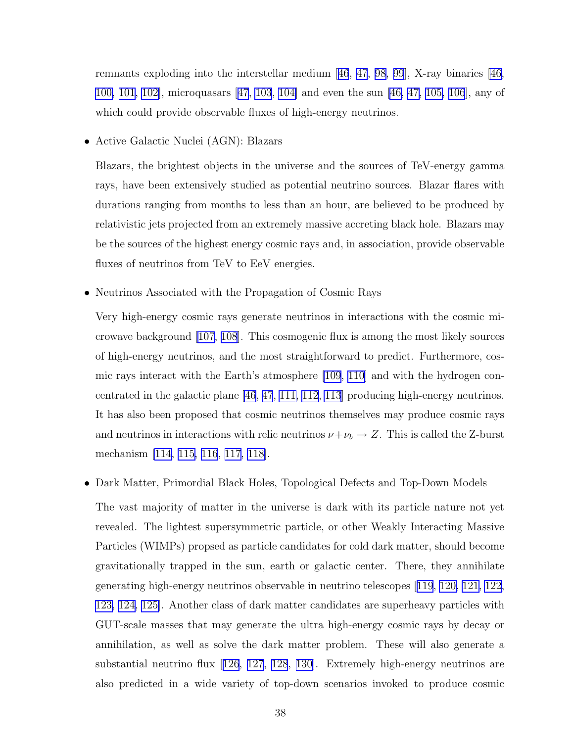remnants exploding into the interstellar medium [46, 47, 98, 99], X-ray binaries [46, 100, 101, 102], microquasars [47, 103, 104] and even the sun [46, 47, 105, 106], any of which could provide observable fluxes of high-energy neutrinos.

- Active Galactic Nuclei (AGN): Blazars

  Blazars, the brightest objects in the universe and the sources of TeV-energy gamma rays, have been extensively studied as potential neutrino sources. Blazar flares with durations ranging from months to less than an hour, are believed to be produced by relativistic jets projected from an extremely massive accreting black hole. Blazars may be the sources of the highest energy cosmic rays and, in association, provide observable fluxes of neutrinos from TeV to EeV energies.

- Neutrinos Associated with the Propagation of Cosmic Rays

  Very high-energy cosmic rays generate neutrinos in interactions with the cosmic microwave background [107, 108]. This cosmogenic flux is among the most likely sources of high-energy neutrinos, and the most straightforward to predict. Furthermore, cosmic rays interact with the Earth's atmosphere [109, 110] and with the hydrogen concentrated in the galactic plane [46, 47, 111, 112, 113] producing high-energy neutrinos. It has also been proposed that cosmic neutrinos themselves may produce cosmic rays and neutrinos in interactions with relic neutrinos $\nu + \nu_b \rightarrow Z$. This is called the Z-burst mechanism [114, 115, 116, 117, 118].

- Dark Matter, Primordial Black Holes, Topological Defects and Top-Down Models

  The vast majority of matter in the universe is dark with its particle nature not yet revealed. The lightest supersymmetric particle, or other Weakly Interacting Massive Particles (WIMPs) propsed as particle candidates for cold dark matter, should become gravitationally trapped in the sun, earth or galactic center. There, they annihilate generating high-energy neutrinos observable in neutrino telescopes [119, 120, 121, 122, 123, 124, 125]. Another class of dark matter candidates are superheavy particles with GUT-scale masses that may generate the ultra high-energy cosmic rays by decay or annihilation, as well as solve the dark matter problem. These will also generate a substantial neutrino flux [126, 127, 128, 130]. Extremely high-energy neutrinos are also predicted in a wide variety of top-down scenarios invoked to produce cosmic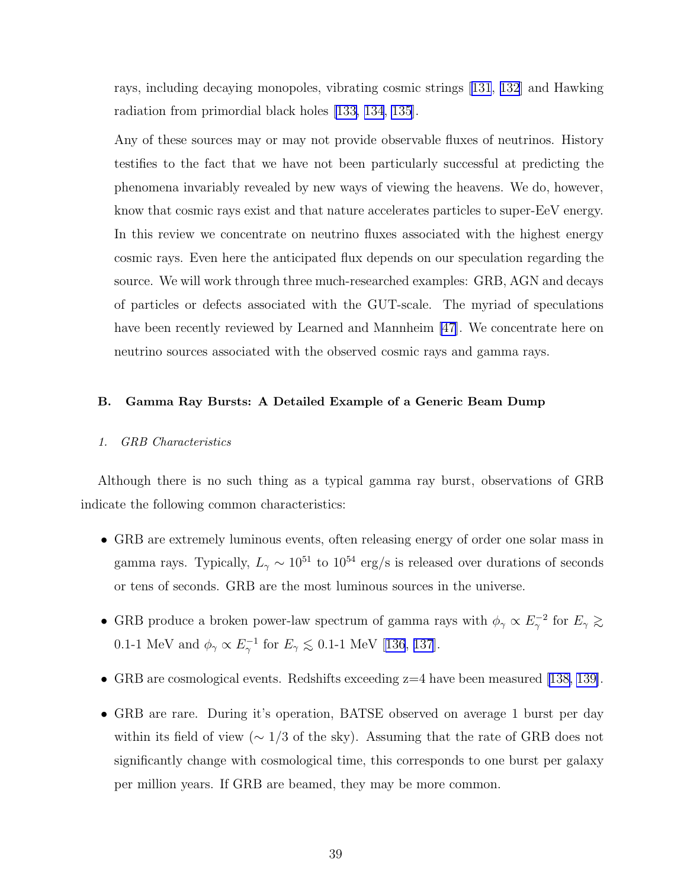rays, including decaying monopoles, vibrating cosmic strings [131, 132] and Hawking radiation from primordial black holes [133, 134, 135].

Any of these sources may or may not provide observable fluxes of neutrinos. History testifies to the fact that we have not been particularly successful at predicting the phenomena invariably revealed by new ways of viewing the heavens. We do, however, know that cosmic rays exist and that nature accelerates particles to super-EeV energy. In this review we concentrate on neutrino fluxes associated with the highest energy cosmic rays. Even here the anticipated flux depends on our speculation regarding the source. We will work through three much-researched examples: GRB, AGN and decays of particles or defects associated with the GUT-scale. The myriad of speculations have been recently reviewed by Learned and Mannheim [47]. We concentrate here on neutrino sources associated with the observed cosmic rays and gamma rays.

### B. Gamma Ray Bursts: A Detailed Example of a Generic Beam Dump

#### 1. GRB Characteristics

Although there is no such thing as a typical gamma ray burst, observations of GRB indicate the following common characteristics:

- GRB are extremely luminous events, often releasing energy of order one solar mass in gamma rays. Typically, $L_\gamma \sim 10^{51}$ to $10^{54}$ erg/s is released over durations of seconds or tens of seconds. GRB are the most luminous sources in the universe.
- GRB produce a broken power-law spectrum of gamma rays with $\phi_\gamma \propto E_\gamma^{-2}$ for $E_\gamma \gtrsim$ 0.1-1 MeV and $\phi_\gamma \propto E_\gamma^{-1}$ for $E_\gamma \lesssim$ 0.1-1 MeV [136, 137].
- GRB are cosmological events. Redshifts exceeding z=4 have been measured [138, 139].
- GRB are rare. During it's operation, BATSE observed on average 1 burst per day within its field of view ($\sim 1/3$ of the sky). Assuming that the rate of GRB does not significantly change with cosmological time, this corresponds to one burst per galaxy per million years. If GRB are beamed, they may be more common.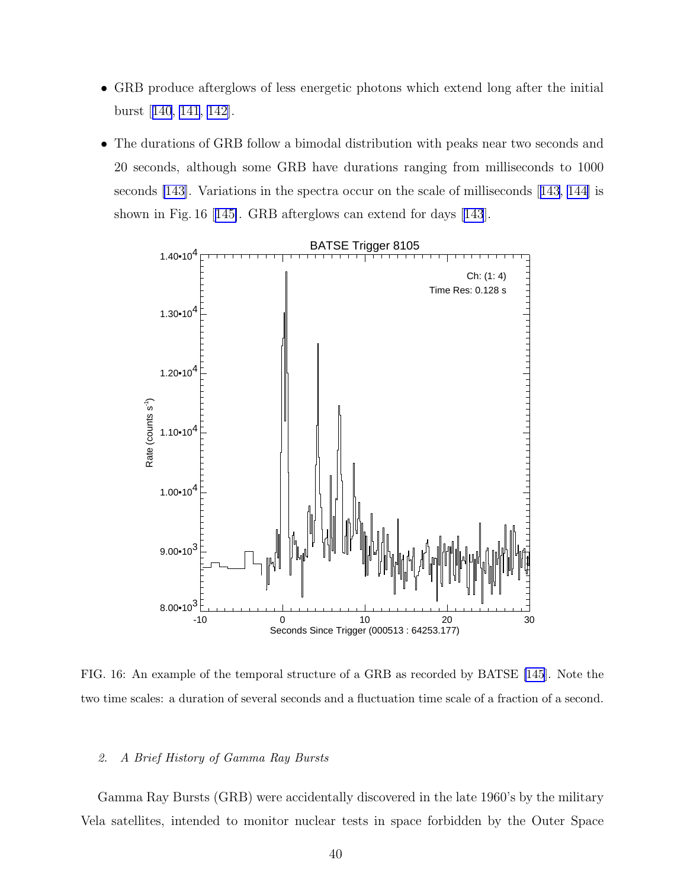- GRB produce afterglows of less energetic photons which extend long after the initial burst [140, 141, 142].
- The durations of GRB follow a bimodal distribution with peaks near two seconds and 20 seconds, although some GRB have durations ranging from milliseconds to 1000 seconds [143]. Variations in the spectra occur on the scale of milliseconds [143, 144] is shown in Fig. 16 [145]. GRB afterglows can extend for days [143].

FIG. 16: An example of the temporal structure of a GRB as recorded by BATSE [145]. Note the two time scales: a duration of several seconds and a fluctuation time scale of a fraction of a second.

### 2. *A Brief History of Gamma Ray Bursts*

Gamma Ray Bursts (GRB) were accidentally discovered in the late 1960's by the military Vela satellites, intended to monitor nuclear tests in space forbidden by the Outer Space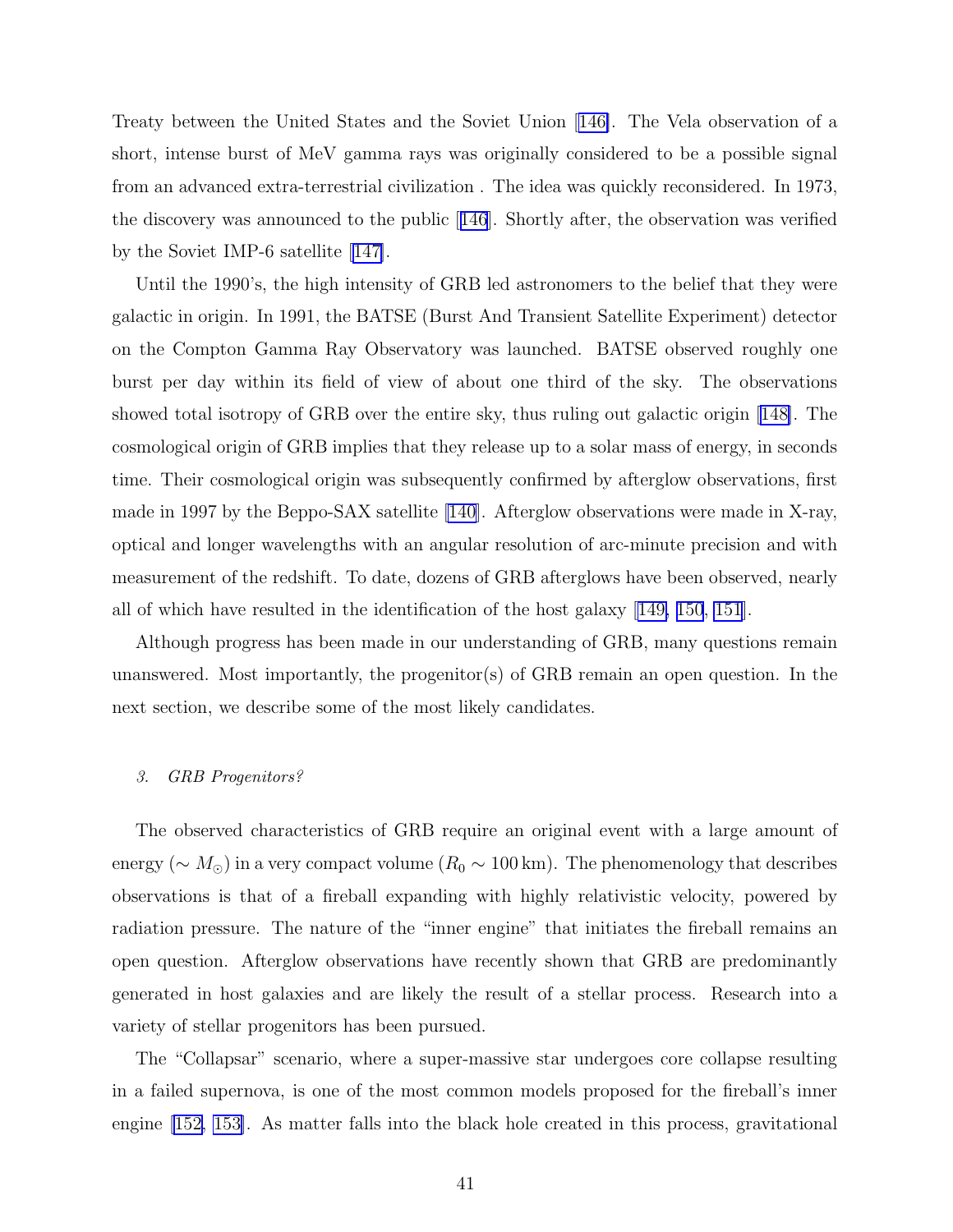Treaty between the United States and the Soviet Union [146]. The Vela observation of a short, intense burst of MeV gamma rays was originally considered to be a possible signal from an advanced extra-terrestrial civilization . The idea was quickly reconsidered. In 1973, the discovery was announced to the public [146]. Shortly after, the observation was verified by the Soviet IMP-6 satellite [147].

Until the 1990's, the high intensity of GRB led astronomers to the belief that they were galactic in origin. In 1991, the BATSE (Burst And Transient Satellite Experiment) detector on the Compton Gamma Ray Observatory was launched. BATSE observed roughly one burst per day within its field of view of about one third of the sky. The observations showed total isotropy of GRB over the entire sky, thus ruling out galactic origin [148]. The cosmological origin of GRB implies that they release up to a solar mass of energy, in seconds time. Their cosmological origin was subsequently confirmed by afterglow observations, first made in 1997 by the Beppo-SAX satellite [140]. Afterglow observations were made in X-ray, optical and longer wavelengths with an angular resolution of arc-minute precision and with measurement of the redshift. To date, dozens of GRB afterglows have been observed, nearly all of which have resulted in the identification of the host galaxy [149, 150, 151].

Although progress has been made in our understanding of GRB, many questions remain unanswered. Most importantly, the progenitor(s) of GRB remain an open question. In the next section, we describe some of the most likely candidates.

### *3. GRB Progenitors?*

The observed characteristics of GRB require an original event with a large amount of energy ($\sim M_{\odot}$) in a very compact volume ($R_0 \sim 100\,\mathrm{km}$). The phenomenology that describes observations is that of a fireball expanding with highly relativistic velocity, powered by radiation pressure. The nature of the "inner engine" that initiates the fireball remains an open question. Afterglow observations have recently shown that GRB are predominantly generated in host galaxies and are likely the result of a stellar process. Research into a variety of stellar progenitors has been pursued.

The "Collapsar" scenario, where a super-massive star undergoes core collapse resulting in a failed supernova, is one of the most common models proposed for the fireball's inner engine [152, 153]. As matter falls into the black hole created in this process, gravitational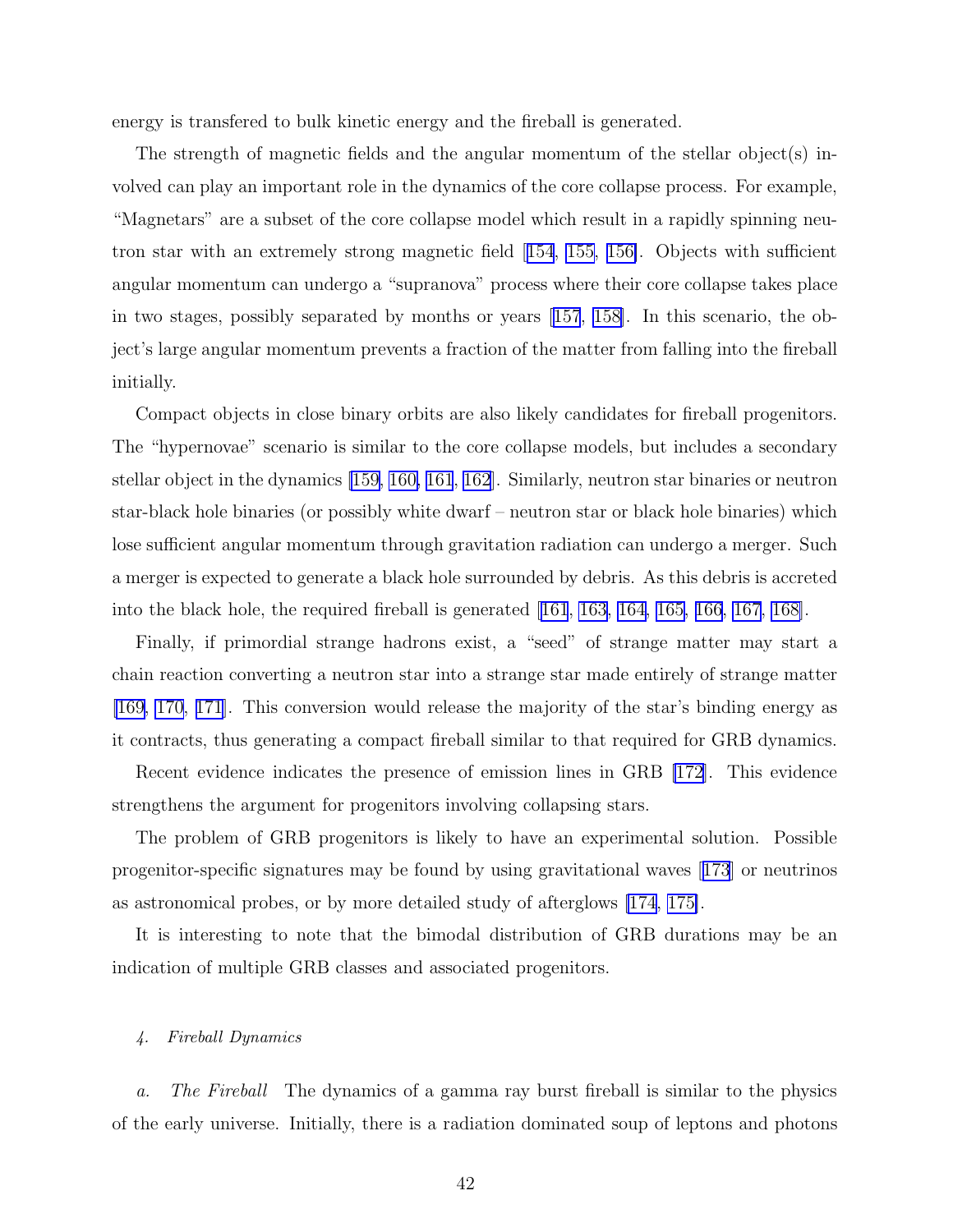energy is transfered to bulk kinetic energy and the fireball is generated.

The strength of magnetic fields and the angular momentum of the stellar object(s) involved can play an important role in the dynamics of the core collapse process. For example, "Magnetars" are a subset of the core collapse model which result in a rapidly spinning neutron star with an extremely strong magnetic field [154, 155, 156]. Objects with sufficient angular momentum can undergo a "supranova" process where their core collapse takes place in two stages, possibly separated by months or years [157, 158]. In this scenario, the object's large angular momentum prevents a fraction of the matter from falling into the fireball initially.

Compact objects in close binary orbits are also likely candidates for fireball progenitors. The "hypernovae" scenario is similar to the core collapse models, but includes a secondary stellar object in the dynamics [159, 160, 161, 162]. Similarly, neutron star binaries or neutron star-black hole binaries (or possibly white dwarf – neutron star or black hole binaries) which lose sufficient angular momentum through gravitation radiation can undergo a merger. Such a merger is expected to generate a black hole surrounded by debris. As this debris is accreted into the black hole, the required fireball is generated [161, 163, 164, 165, 166, 167, 168].

Finally, if primordial strange hadrons exist, a "seed" of strange matter may start a chain reaction converting a neutron star into a strange star made entirely of strange matter [169, 170, 171]. This conversion would release the majority of the star's binding energy as it contracts, thus generating a compact fireball similar to that required for GRB dynamics.

Recent evidence indicates the presence of emission lines in GRB [172]. This evidence strengthens the argument for progenitors involving collapsing stars.

The problem of GRB progenitors is likely to have an experimental solution. Possible progenitor-specific signatures may be found by using gravitational waves [173] or neutrinos as astronomical probes, or by more detailed study of afterglows [174, 175].

It is interesting to note that the bimodal distribution of GRB durations may be an indication of multiple GRB classes and associated progenitors.

#### *4. Fireball Dynamics*

*a. The Fireball* The dynamics of a gamma ray burst fireball is similar to the physics of the early universe. Initially, there is a radiation dominated soup of leptons and photons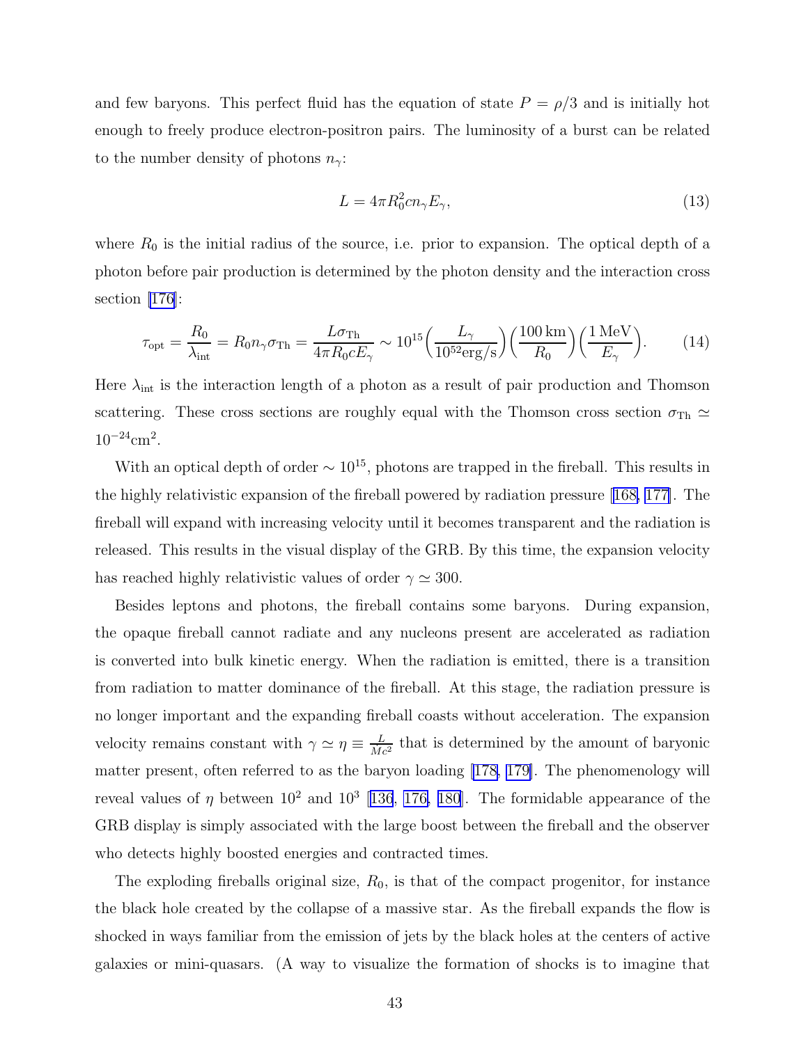and few baryons. This perfect fluid has the equation of state $P = \rho/3$ and is initially hot enough to freely produce electron-positron pairs. The luminosity of a burst can be related to the number density of photons $n_\gamma$:

$$L = 4\pi R_0^2 c n_\gamma E_\gamma, \tag{13}$$

where $R_0$ is the initial radius of the source, i.e. prior to expansion. The optical depth of a photon before pair production is determined by the photon density and the interaction cross section [176]:

$$\tau_{\rm opt} = \frac{R_0}{\lambda_{\rm int}} = R_0 n_\gamma \sigma_{\rm Th} = \frac{L\sigma_{\rm Th}}{4\pi R_0 c E_\gamma} \sim 10^{15}\Big(\frac{L_\gamma}{10^{52}{\rm erg/s}}\Big)\Big(\frac{100\,{\rm km}}{R_0}\Big)\Big(\frac{1\,{\rm MeV}}{E_\gamma}\Big). \tag{14}$$

Here $\lambda_{\rm int}$ is the interaction length of a photon as a result of pair production and Thomson scattering. These cross sections are roughly equal with the Thomson cross section $\sigma_{\rm Th} \simeq 10^{-24}{\rm cm}^2$.

With an optical depth of order $\sim 10^{15}$, photons are trapped in the fireball. This results in the highly relativistic expansion of the fireball powered by radiation pressure [168, 177]. The fireball will expand with increasing velocity until it becomes transparent and the radiation is released. This results in the visual display of the GRB. By this time, the expansion velocity has reached highly relativistic values of order $\gamma \simeq 300$.

Besides leptons and photons, the fireball contains some baryons. During expansion, the opaque fireball cannot radiate and any nucleons present are accelerated as radiation is converted into bulk kinetic energy. When the radiation is emitted, there is a transition from radiation to matter dominance of the fireball. At this stage, the radiation pressure is no longer important and the expanding fireball coasts without acceleration. The expansion velocity remains constant with $\gamma \simeq \eta \equiv \frac{L}{Mc^2}$ that is determined by the amount of baryonic matter present, often referred to as the baryon loading [178, 179]. The phenomenology will reveal values of $\eta$ between $10^2$ and $10^3$ [136, 176, 180]. The formidable appearance of the GRB display is simply associated with the large boost between the fireball and the observer who detects highly boosted energies and contracted times.

The exploding fireballs original size, $R_0$, is that of the compact progenitor, for instance the black hole created by the collapse of a massive star. As the fireball expands the flow is shocked in ways familiar from the emission of jets by the black holes at the centers of active galaxies or mini-quasars. (A way to visualize the formation of shocks is to imagine that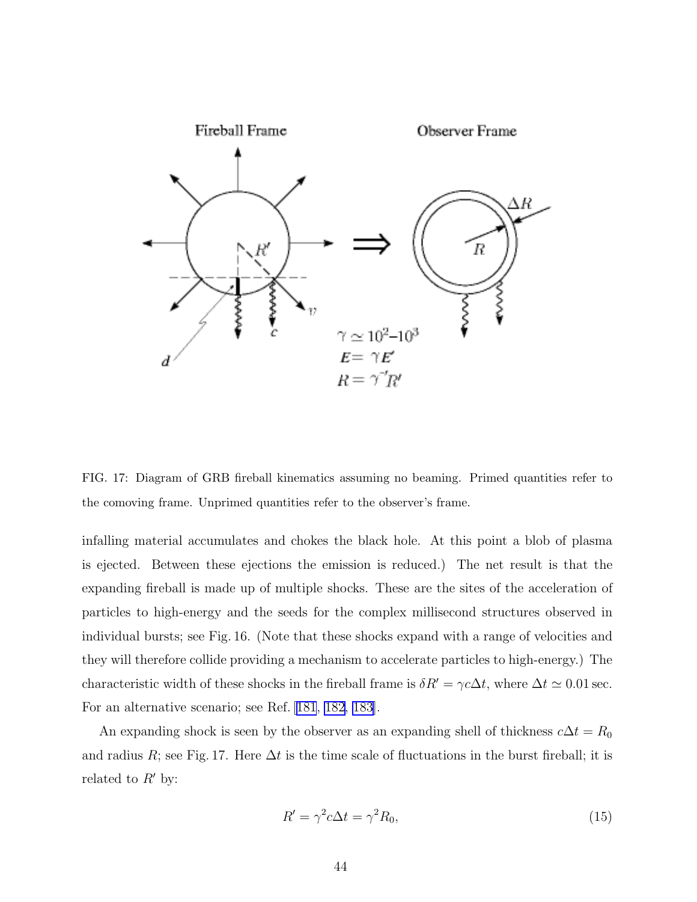FIG. 17: Diagram of GRB fireball kinematics assuming no beaming. Primed quantities refer to the comoving frame. Unprimed quantities refer to the observer's frame.

infalling material accumulates and chokes the black hole. At this point a blob of plasma is ejected. Between these ejections the emission is reduced.) The net result is that the expanding fireball is made up of multiple shocks. These are the sites of the acceleration of particles to high-energy and the seeds for the complex millisecond structures observed in individual bursts; see Fig. 16. (Note that these shocks expand with a range of velocities and they will therefore collide providing a mechanism to accelerate particles to high-energy.) The characteristic width of these shocks in the fireball frame is $\delta R' = \gamma c \Delta t$, where $\Delta t \simeq 0.01\,\mathrm{sec}$. For an alternative scenario; see Ref. [181, 182, 183].

An expanding shock is seen by the observer as an expanding shell of thickness $c\Delta t = R_0$ and radius $R$; see Fig. 17. Here $\Delta t$ is the time scale of fluctuations in the burst fireball; it is related to $R'$ by:

$$R' = \gamma^2 c \Delta t = \gamma^2 R_0, \tag{15}$$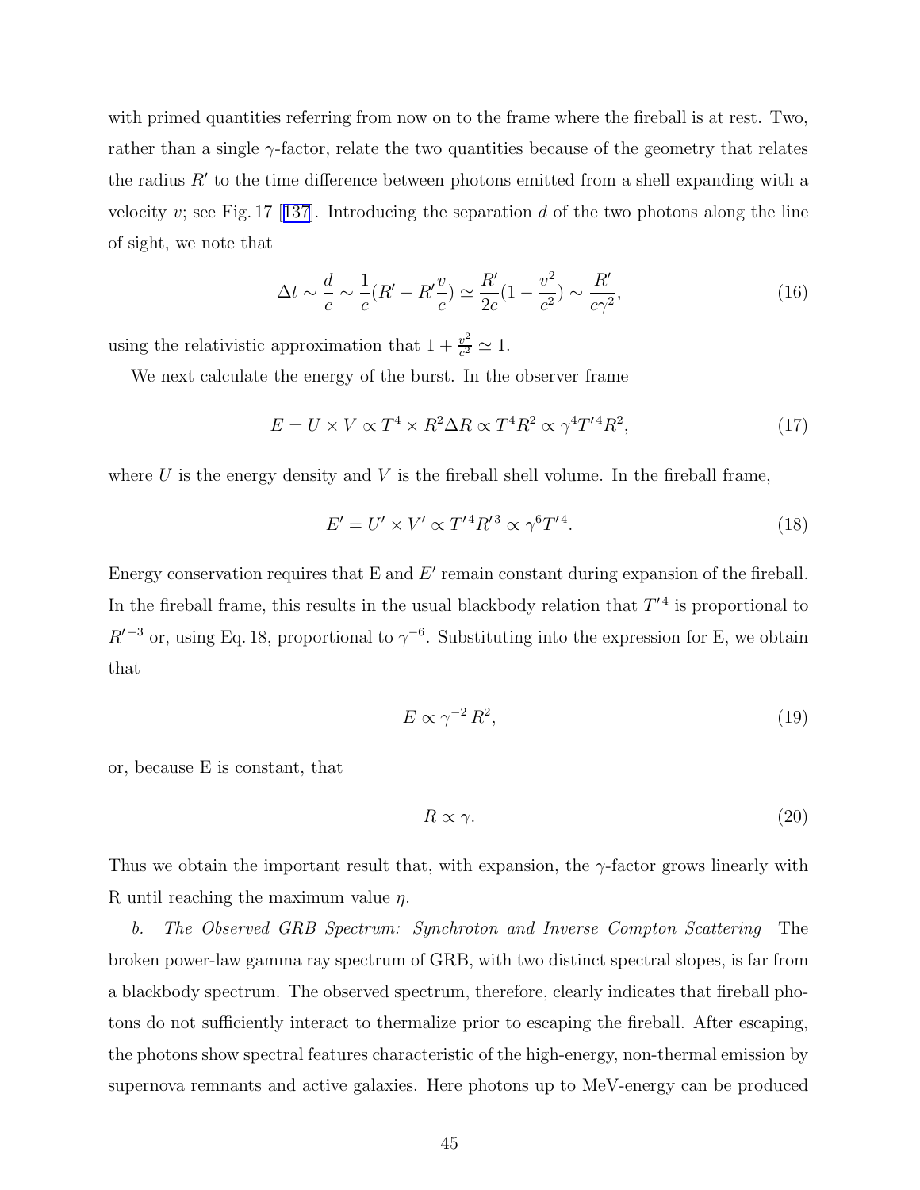with primed quantities referring from now on to the frame where the fireball is at rest. Two, rather than a single $\gamma$-factor, relate the two quantities because of the geometry that relates the radius $R'$ to the time difference between photons emitted from a shell expanding with a velocity $v$; see Fig. 17 [137]. Introducing the separation $d$ of the two photons along the line of sight, we note that

$$\Delta t \sim \frac{d}{c} \sim \frac{1}{c}(R' - R'\frac{v}{c}) \simeq \frac{R'}{2c}(1 - \frac{v^2}{c^2}) \sim \frac{R'}{c\gamma^2}, \tag{16}$$

using the relativistic approximation that $1 + \frac{v^2}{c^2} \simeq 1$.

We next calculate the energy of the burst. In the observer frame

$$E = U \times V \propto T^4 \times R^2 \Delta R \propto T^4 R^2 \propto \gamma^4 T'^4 R^2, \tag{17}$$

where $U$ is the energy density and $V$ is the fireball shell volume. In the fireball frame,

$$E' = U' \times V' \propto T'^4 R'^3 \propto \gamma^6 T'^4. \tag{18}$$

Energy conservation requires that E and $E'$ remain constant during expansion of the fireball. In the fireball frame, this results in the usual blackbody relation that $T'^4$ is proportional to $R'^{-3}$ or, using Eq. 18, proportional to $\gamma^{-6}$. Substituting into the expression for E, we obtain that

$$E \propto \gamma^{-2} R^2, \tag{19}$$

or, because E is constant, that

$$R \propto \gamma. \tag{20}$$

Thus we obtain the important result that, with expansion, the $\gamma$-factor grows linearly with R until reaching the maximum value $\eta$.

*b. The Observed GRB Spectrum: Synchroton and Inverse Compton Scattering* The broken power-law gamma ray spectrum of GRB, with two distinct spectral slopes, is far from a blackbody spectrum. The observed spectrum, therefore, clearly indicates that fireball photons do not sufficiently interact to thermalize prior to escaping the fireball. After escaping, the photons show spectral features characteristic of the high-energy, non-thermal emission by supernova remnants and active galaxies. Here photons up to MeV-energy can be produced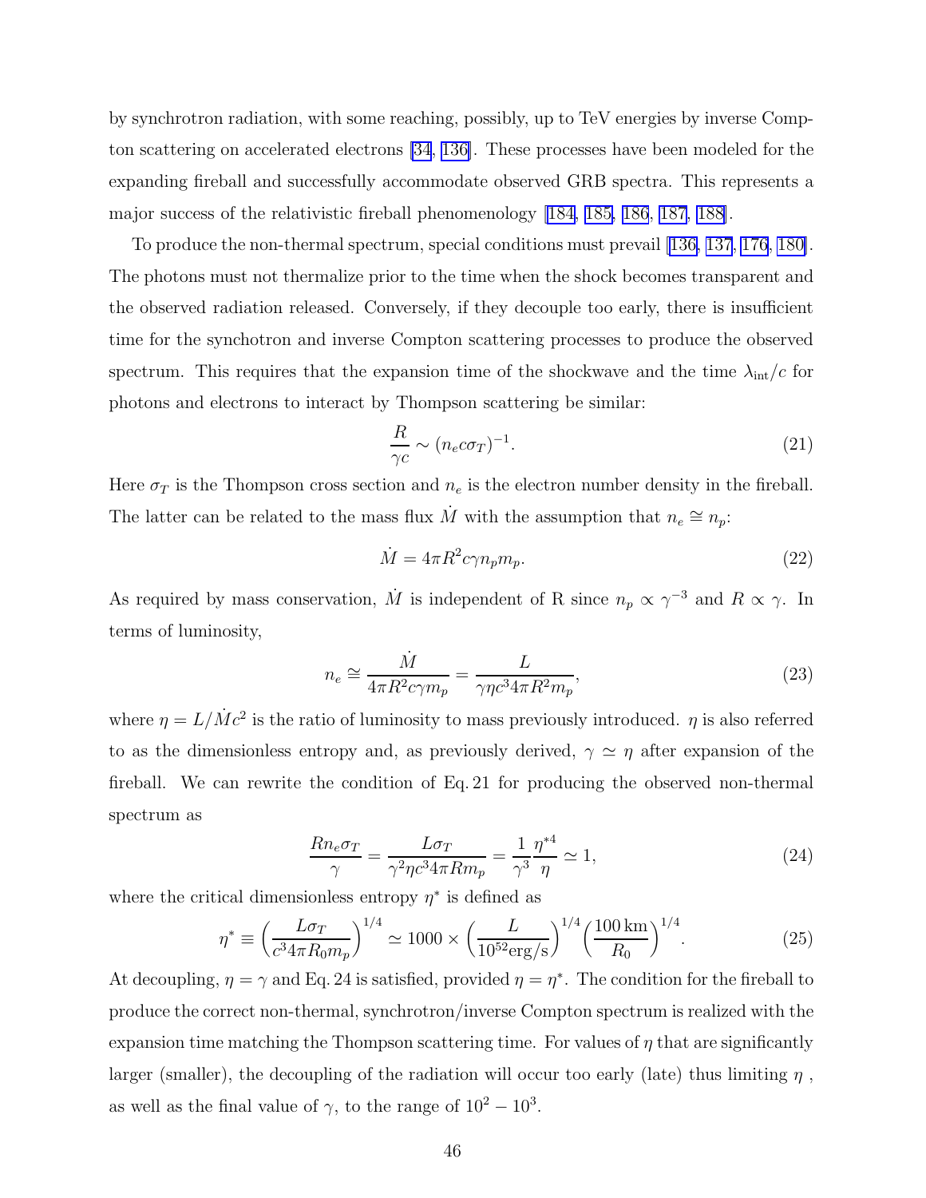by synchrotron radiation, with some reaching, possibly, up to TeV energies by inverse Compton scattering on accelerated electrons [34, 136]. These processes have been modeled for the expanding fireball and successfully accommodate observed GRB spectra. This represents a major success of the relativistic fireball phenomenology [184, 185, 186, 187, 188].

To produce the non-thermal spectrum, special conditions must prevail [136, 137, 176, 180]. The photons must not thermalize prior to the time when the shock becomes transparent and the observed radiation released. Conversely, if they decouple too early, there is insufficient time for the synchotron and inverse Compton scattering processes to produce the observed spectrum. This requires that the expansion time of the shockwave and the time $\lambda_{\rm int}/c$ for photons and electrons to interact by Thompson scattering be similar:

$$\frac{R}{\gamma c} \sim (n_e c \sigma_T)^{-1}. \tag{21}$$

Here $\sigma_T$ is the Thompson cross section and $n_e$ is the electron number density in the fireball. The latter can be related to the mass flux $\dot{M}$ with the assumption that $n_e \cong n_p$:

$$\dot{M} = 4\pi R^2 c\gamma n_p m_p. \tag{22}$$

As required by mass conservation, $\dot{M}$ is independent of R since $n_p \propto \gamma^{-3}$ and $R \propto \gamma$. In terms of luminosity,

$$n_e \cong \frac{\dot{M}}{4\pi R^2 c\gamma m_p} = \frac{L}{\gamma \eta c^3 4\pi R^2 m_p}, \tag{23}$$

where $\eta = L/\dot{M}c^2$ is the ratio of luminosity to mass previously introduced. $\eta$ is also referred to as the dimensionless entropy and, as previously derived, $\gamma \simeq \eta$ after expansion of the fireball. We can rewrite the condition of Eq. 21 for producing the observed non-thermal spectrum as

$$\frac{R n_e \sigma_T}{\gamma} = \frac{L\sigma_T}{\gamma^2 \eta c^3 4\pi R m_p} = \frac{1}{\gamma^3}\frac{\eta^{*4}}{\eta} \simeq 1, \tag{24}$$

where the critical dimensionless entropy $\eta^*$ is defined as

$$\eta^* \equiv \left(\frac{L\sigma_T}{c^3 4\pi R_0 m_p}\right)^{1/4} \simeq 1000 \times \left(\frac{L}{10^{52}\mathrm{erg/s}}\right)^{1/4} \left(\frac{100\,\mathrm{km}}{R_0}\right)^{1/4}. \tag{25}$$

At decoupling, $\eta = \gamma$ and Eq. 24 is satisfied, provided $\eta = \eta^*$. The condition for the fireball to produce the correct non-thermal, synchrotron/inverse Compton spectrum is realized with the expansion time matching the Thompson scattering time. For values of $\eta$ that are significantly larger (smaller), the decoupling of the radiation will occur too early (late) thus limiting $\eta$ , as well as the final value of $\gamma$, to the range of $10^2 - 10^3$.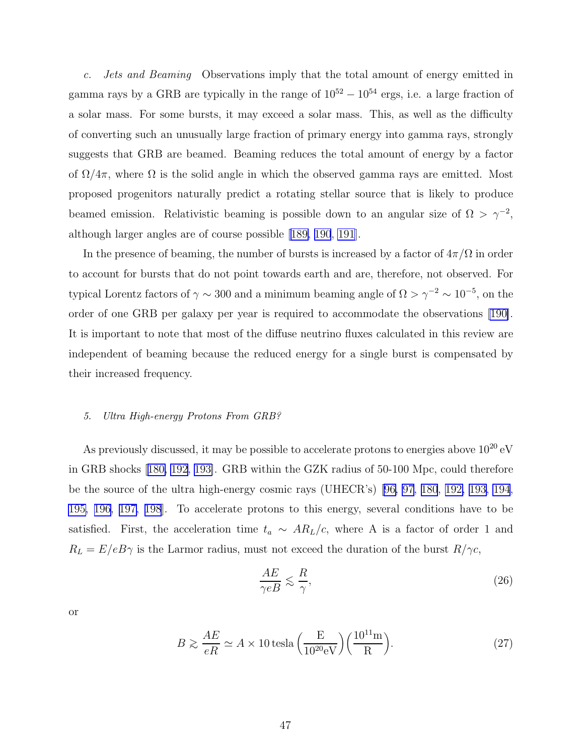*c. Jets and Beaming* Observations imply that the total amount of energy emitted in gamma rays by a GRB are typically in the range of $10^{52} - 10^{54}$ ergs, i.e. a large fraction of a solar mass. For some bursts, it may exceed a solar mass. This, as well as the difficulty of converting such an unusually large fraction of primary energy into gamma rays, strongly suggests that GRB are beamed. Beaming reduces the total amount of energy by a factor of $\Omega/4\pi$, where $\Omega$ is the solid angle in which the observed gamma rays are emitted. Most proposed progenitors naturally predict a rotating stellar source that is likely to produce beamed emission. Relativistic beaming is possible down to an angular size of $\Omega > \gamma^{-2}$, although larger angles are of course possible [189, 190, 191].

In the presence of beaming, the number of bursts is increased by a factor of $4\pi/\Omega$ in order to account for bursts that do not point towards earth and are, therefore, not observed. For typical Lorentz factors of $\gamma \sim 300$ and a minimum beaming angle of $\Omega > \gamma^{-2} \sim 10^{-5}$, on the order of one GRB per galaxy per year is required to accommodate the observations [190]. It is important to note that most of the diffuse neutrino fluxes calculated in this review are independent of beaming because the reduced energy for a single burst is compensated by their increased frequency.

### 5. Ultra High-energy Protons From GRB?

As previously discussed, it may be possible to accelerate protons to energies above $10^{20}$ eV in GRB shocks [180, 192, 193]. GRB within the GZK radius of 50-100 Mpc, could therefore be the source of the ultra high-energy cosmic rays (UHECR's) [96, 97, 180, 192, 193, 194, 195, 196, 197, 198]. To accelerate protons to this energy, several conditions have to be satisfied. First, the acceleration time $t_a \sim AR_L/c$, where A is a factor of order 1 and $R_L = E/eB\gamma$ is the Larmor radius, must not exceed the duration of the burst $R/\gamma c$,

$$\frac{AE}{\gamma eB} \lesssim \frac{R}{\gamma}, \tag{26}$$

or

$$B \gtrsim \frac{AE}{eR} \simeq A \times 10\,\text{tesla}\left(\frac{\text{E}}{10^{20}\text{eV}}\right)\left(\frac{10^{11}\text{m}}{\text{R}}\right). \tag{27}$$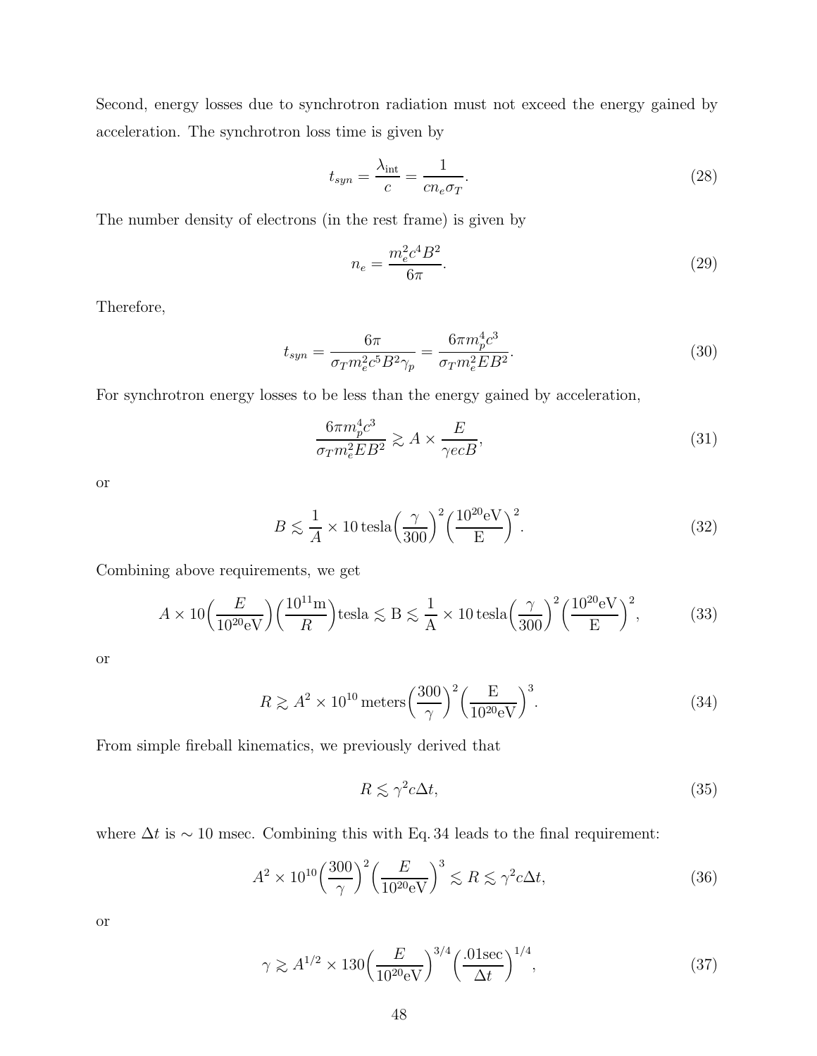Second, energy losses due to synchrotron radiation must not exceed the energy gained by acceleration. The synchrotron loss time is given by

$$t_{syn} = \frac{\lambda_{\rm int}}{c} = \frac{1}{c n_e \sigma_T}. \tag{28}$$

The number density of electrons (in the rest frame) is given by

$$n_e = \frac{m_e^2 c^4 B^2}{6\pi}. \tag{29}$$

Therefore,

$$t_{syn} = \frac{6\pi}{\sigma_T m_e^2 c^5 B^2 \gamma_p} = \frac{6\pi m_p^4 c^3}{\sigma_T m_e^2 E B^2}. \tag{30}$$

For synchrotron energy losses to be less than the energy gained by acceleration,

$$\frac{6\pi m_p^4 c^3}{\sigma_T m_e^2 E B^2} \gtrsim A \times \frac{E}{\gamma e c B}, \tag{31}$$

or

$$B \lesssim \frac{1}{A} \times 10\,\text{tesla}\left(\frac{\gamma}{300}\right)^2 \left(\frac{10^{20}\text{eV}}{\text{E}}\right)^2. \tag{32}$$

Combining above requirements, we get

$$A \times 10\left(\frac{E}{10^{20}\text{eV}}\right)\left(\frac{10^{11}\text{m}}{R}\right)\text{tesla} \lesssim \text{B} \lesssim \frac{1}{\text{A}} \times 10\,\text{tesla}\left(\frac{\gamma}{300}\right)^2 \left(\frac{10^{20}\text{eV}}{\text{E}}\right)^2, \tag{33}$$

or

$$R \gtrsim A^2 \times 10^{10}\,\text{meters}\left(\frac{300}{\gamma}\right)^2 \left(\frac{\text{E}}{10^{20}\text{eV}}\right)^3. \tag{34}$$

From simple fireball kinematics, we previously derived that

$$R \lesssim \gamma^2 c \Delta t, \tag{35}$$

where $\Delta t$ is $\sim 10$ msec. Combining this with Eq. 34 leads to the final requirement:

$$A^2 \times 10^{10}\left(\frac{300}{\gamma}\right)^2 \left(\frac{E}{10^{20}\text{eV}}\right)^3 \lesssim R \lesssim \gamma^2 c \Delta t, \tag{36}$$

or

$$\gamma \gtrsim A^{1/2} \times 130\left(\frac{E}{10^{20}\text{eV}}\right)^{3/4} \left(\frac{.01\text{sec}}{\Delta t}\right)^{1/4}, \tag{37}$$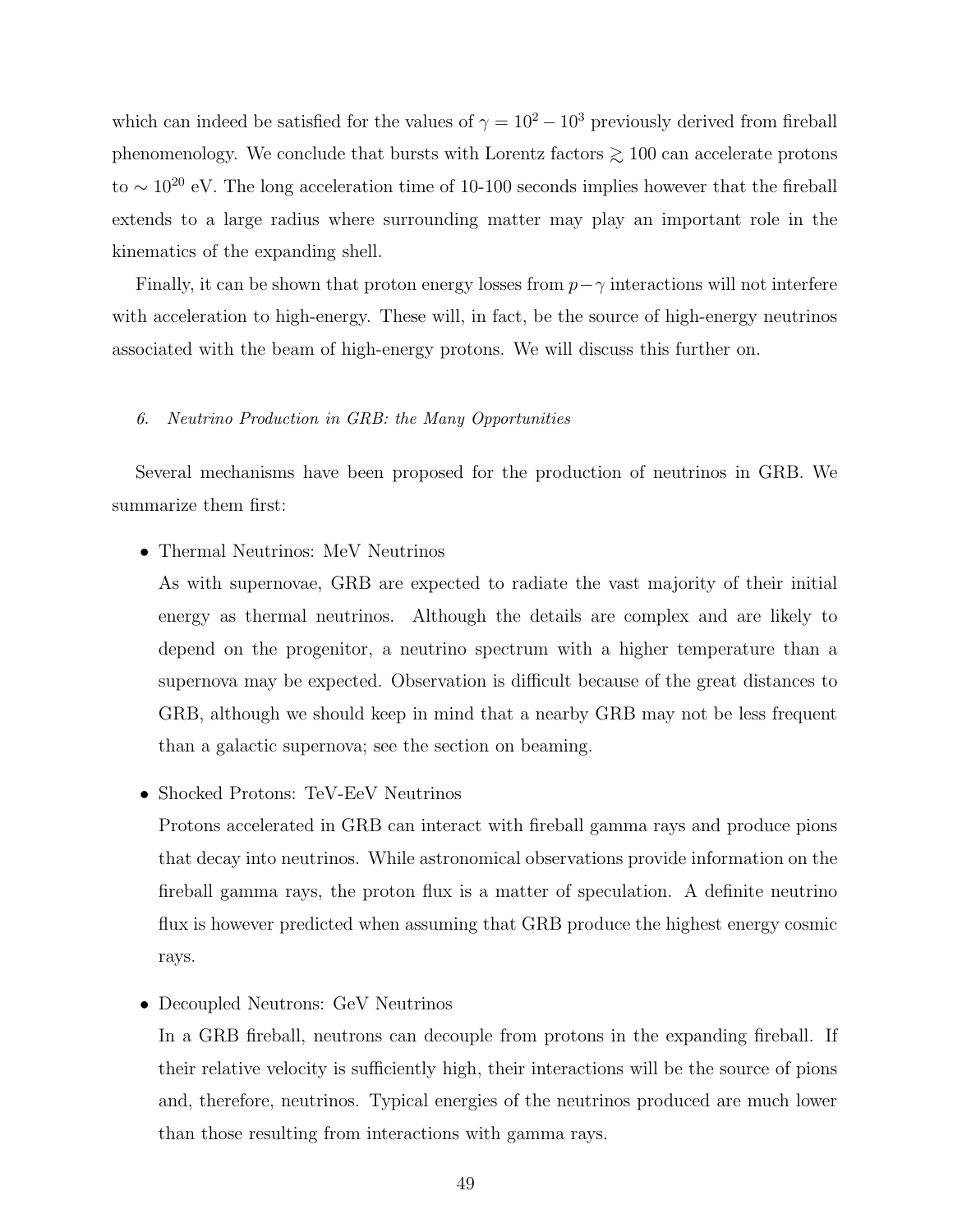which can indeed be satisfied for the values of $\gamma = 10^2 - 10^3$ previously derived from fireball phenomenology. We conclude that bursts with Lorentz factors $\gtrsim 100$ can accelerate protons to $\sim 10^{20}$ eV. The long acceleration time of 10-100 seconds implies however that the fireball extends to a large radius where surrounding matter may play an important role in the kinematics of the expanding shell.

Finally, it can be shown that proton energy losses from $p-\gamma$ interactions will not interfere with acceleration to high-energy. These will, in fact, be the source of high-energy neutrinos associated with the beam of high-energy protons. We will discuss this further on.

### *6. Neutrino Production in GRB: the Many Opportunities*

Several mechanisms have been proposed for the production of neutrinos in GRB. We summarize them first:

- Thermal Neutrinos: MeV Neutrinos

  As with supernovae, GRB are expected to radiate the vast majority of their initial energy as thermal neutrinos. Although the details are complex and are likely to depend on the progenitor, a neutrino spectrum with a higher temperature than a supernova may be expected. Observation is difficult because of the great distances to GRB, although we should keep in mind that a nearby GRB may not be less frequent than a galactic supernova; see the section on beaming.

- Shocked Protons: TeV-EeV Neutrinos

  Protons accelerated in GRB can interact with fireball gamma rays and produce pions that decay into neutrinos. While astronomical observations provide information on the fireball gamma rays, the proton flux is a matter of speculation. A definite neutrino flux is however predicted when assuming that GRB produce the highest energy cosmic rays.

- Decoupled Neutrons: GeV Neutrinos

  In a GRB fireball, neutrons can decouple from protons in the expanding fireball. If their relative velocity is sufficiently high, their interactions will be the source of pions and, therefore, neutrinos. Typical energies of the neutrinos produced are much lower than those resulting from interactions with gamma rays.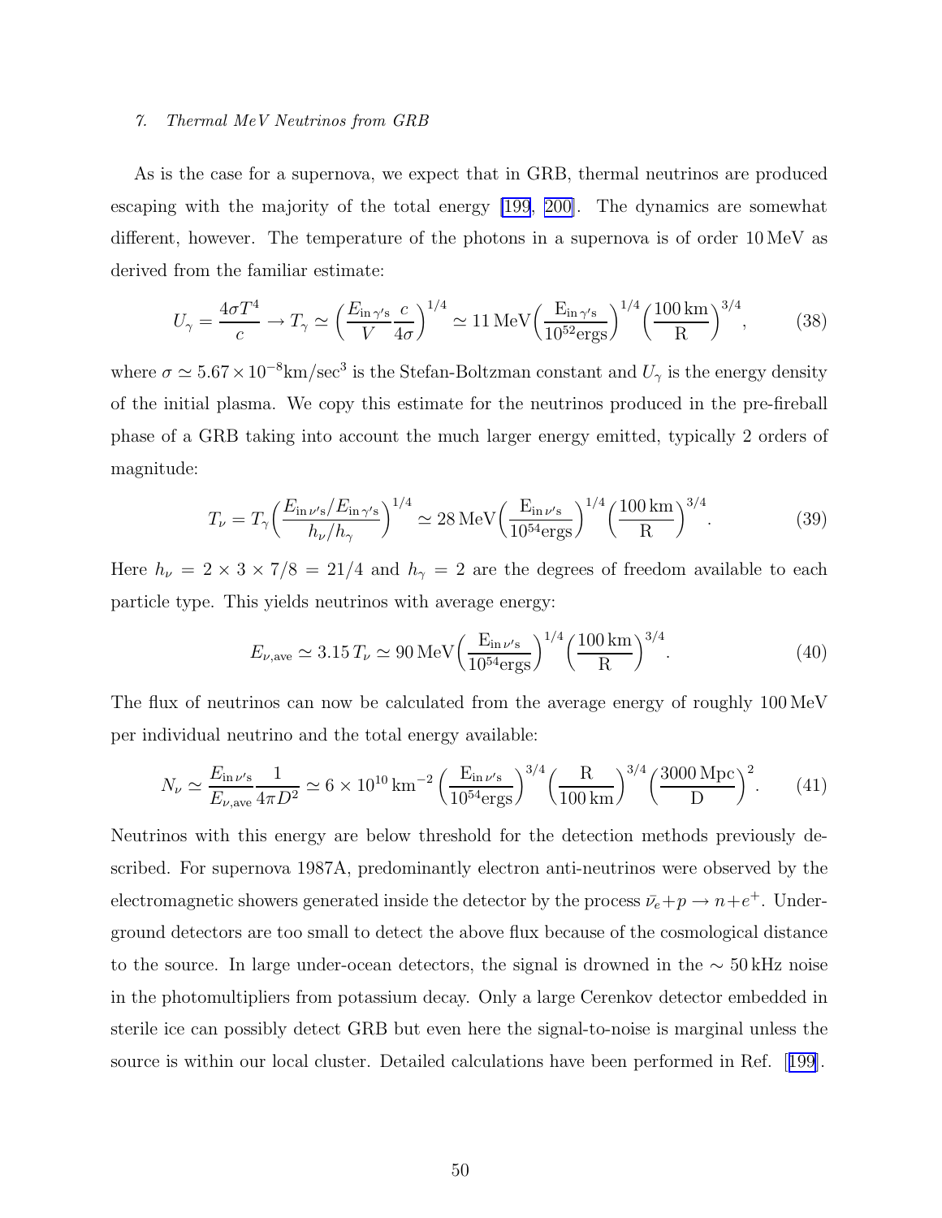### 7. *Thermal MeV Neutrinos from GRB*

As is the case for a supernova, we expect that in GRB, thermal neutrinos are produced escaping with the majority of the total energy [199, 200]. The dynamics are somewhat different, however. The temperature of the photons in a supernova is of order 10 MeV as derived from the familiar estimate:

$$U_\gamma = \frac{4\sigma T^4}{c} \rightarrow T_\gamma \simeq \left(\frac{E_{\mathrm{in}\,\gamma'\mathrm{s}}}{V}\frac{c}{4\sigma}\right)^{1/4} \simeq 11\,\mathrm{MeV}\left(\frac{\mathrm{E_{in\,\gamma's}}}{10^{52}\mathrm{ergs}}\right)^{1/4}\left(\frac{100\,\mathrm{km}}{\mathrm{R}}\right)^{3/4}, \tag{38}$$

where $\sigma \simeq 5.67\times10^{-8}\mathrm{km/sec}^3$ is the Stefan-Boltzman constant and $U_\gamma$ is the energy density of the initial plasma. We copy this estimate for the neutrinos produced in the pre-fireball phase of a GRB taking into account the much larger energy emitted, typically 2 orders of magnitude:

$$T_\nu = T_\gamma\left(\frac{E_{\mathrm{in}\,\nu'\mathrm{s}}/E_{\mathrm{in}\,\gamma'\mathrm{s}}}{h_\nu/h_\gamma}\right)^{1/4} \simeq 28\,\mathrm{MeV}\left(\frac{\mathrm{E_{in\,\nu's}}}{10^{54}\mathrm{ergs}}\right)^{1/4}\left(\frac{100\,\mathrm{km}}{\mathrm{R}}\right)^{3/4}. \tag{39}$$

Here $h_\nu = 2\times3\times7/8 = 21/4$ and $h_\gamma = 2$ are the degrees of freedom available to each particle type. This yields neutrinos with average energy:

$$E_{\nu,\mathrm{ave}} \simeq 3.15\,T_\nu \simeq 90\,\mathrm{MeV}\left(\frac{\mathrm{E_{in\,\nu's}}}{10^{54}\mathrm{ergs}}\right)^{1/4}\left(\frac{100\,\mathrm{km}}{\mathrm{R}}\right)^{3/4}. \tag{40}$$

The flux of neutrinos can now be calculated from the average energy of roughly 100 MeV per individual neutrino and the total energy available:

$$N_\nu \simeq \frac{E_{\mathrm{in}\,\nu'\mathrm{s}}}{E_{\nu,\mathrm{ave}}}\frac{1}{4\pi D^2} \simeq 6\times10^{10}\,\mathrm{km}^{-2}\left(\frac{\mathrm{E_{in\,\nu's}}}{10^{54}\mathrm{ergs}}\right)^{3/4}\left(\frac{\mathrm{R}}{100\,\mathrm{km}}\right)^{3/4}\left(\frac{3000\,\mathrm{Mpc}}{\mathrm{D}}\right)^2. \tag{41}$$

Neutrinos with this energy are below threshold for the detection methods previously described. For supernova 1987A, predominantly electron anti-neutrinos were observed by the electromagnetic showers generated inside the detector by the process $\bar{\nu}_e + p \rightarrow n + e^+$. Underground detectors are too small to detect the above flux because of the cosmological distance to the source. In large under-ocean detectors, the signal is drowned in the $\sim 50$ kHz noise in the photomultipliers from potassium decay. Only a large Cerenkov detector embedded in sterile ice can possibly detect GRB but even here the signal-to-noise is marginal unless the source is within our local cluster. Detailed calculations have been performed in Ref. [199].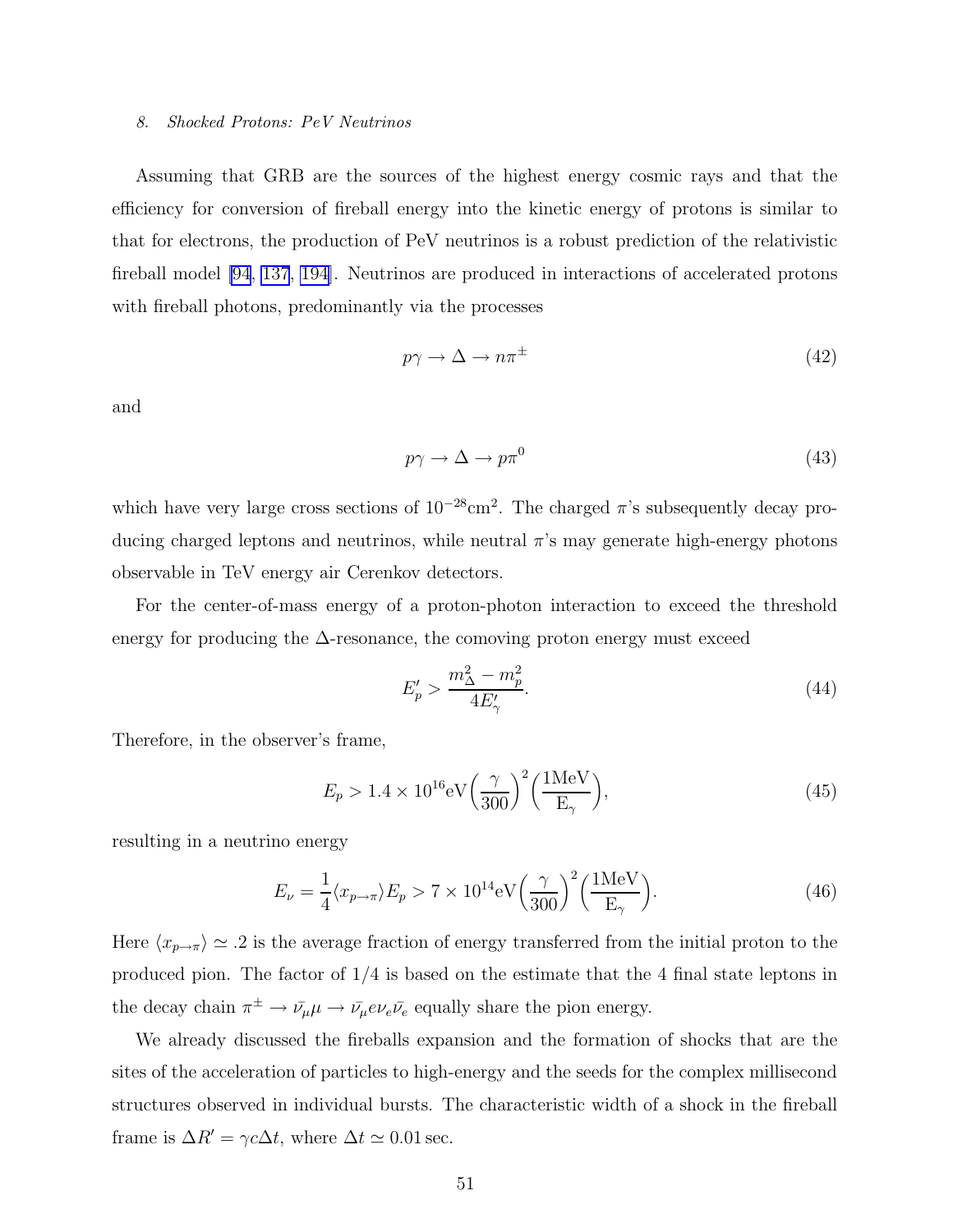*8. Shocked Protons: PeV Neutrinos*

Assuming that GRB are the sources of the highest energy cosmic rays and that the efficiency for conversion of fireball energy into the kinetic energy of protons is similar to that for electrons, the production of PeV neutrinos is a robust prediction of the relativistic fireball model [94, 137, 194]. Neutrinos are produced in interactions of accelerated protons with fireball photons, predominantly via the processes

$$p\gamma \rightarrow \Delta \rightarrow n\pi^{\pm} \tag{42}$$

and

$$p\gamma \rightarrow \Delta \rightarrow p\pi^{0} \tag{43}$$

which have very large cross sections of $10^{-28}\mathrm{cm}^2$. The charged $\pi$'s subsequently decay producing charged leptons and neutrinos, while neutral $\pi$'s may generate high-energy photons observable in TeV energy air Cerenkov detectors.

For the center-of-mass energy of a proton-photon interaction to exceed the threshold energy for producing the $\Delta$-resonance, the comoving proton energy must exceed

$$E'_p > \frac{m_\Delta^2 - m_p^2}{4E'_\gamma}. \tag{44}$$

Therefore, in the observer's frame,

$$E_p > 1.4 \times 10^{16}\mathrm{eV}\left(\frac{\gamma}{300}\right)^2 \left(\frac{1\mathrm{MeV}}{\mathrm{E}_\gamma}\right), \tag{45}$$

resulting in a neutrino energy

$$E_\nu = \frac{1}{4}\langle x_{p\rightarrow\pi}\rangle E_p > 7 \times 10^{14}\mathrm{eV}\left(\frac{\gamma}{300}\right)^2 \left(\frac{1\mathrm{MeV}}{\mathrm{E}_\gamma}\right). \tag{46}$$

Here $\langle x_{p\rightarrow\pi}\rangle \simeq .2$ is the average fraction of energy transferred from the initial proton to the produced pion. The factor of 1/4 is based on the estimate that the 4 final state leptons in the decay chain $\pi^{\pm} \rightarrow \bar{\nu_\mu}\mu \rightarrow \bar{\nu_\mu}e\nu_e\bar{\nu_e}$ equally share the pion energy.

We already discussed the fireballs expansion and the formation of shocks that are the sites of the acceleration of particles to high-energy and the seeds for the complex millisecond structures observed in individual bursts. The characteristic width of a shock in the fireball frame is $\Delta R' = \gamma c \Delta t$, where $\Delta t \simeq 0.01\,\mathrm{sec}$.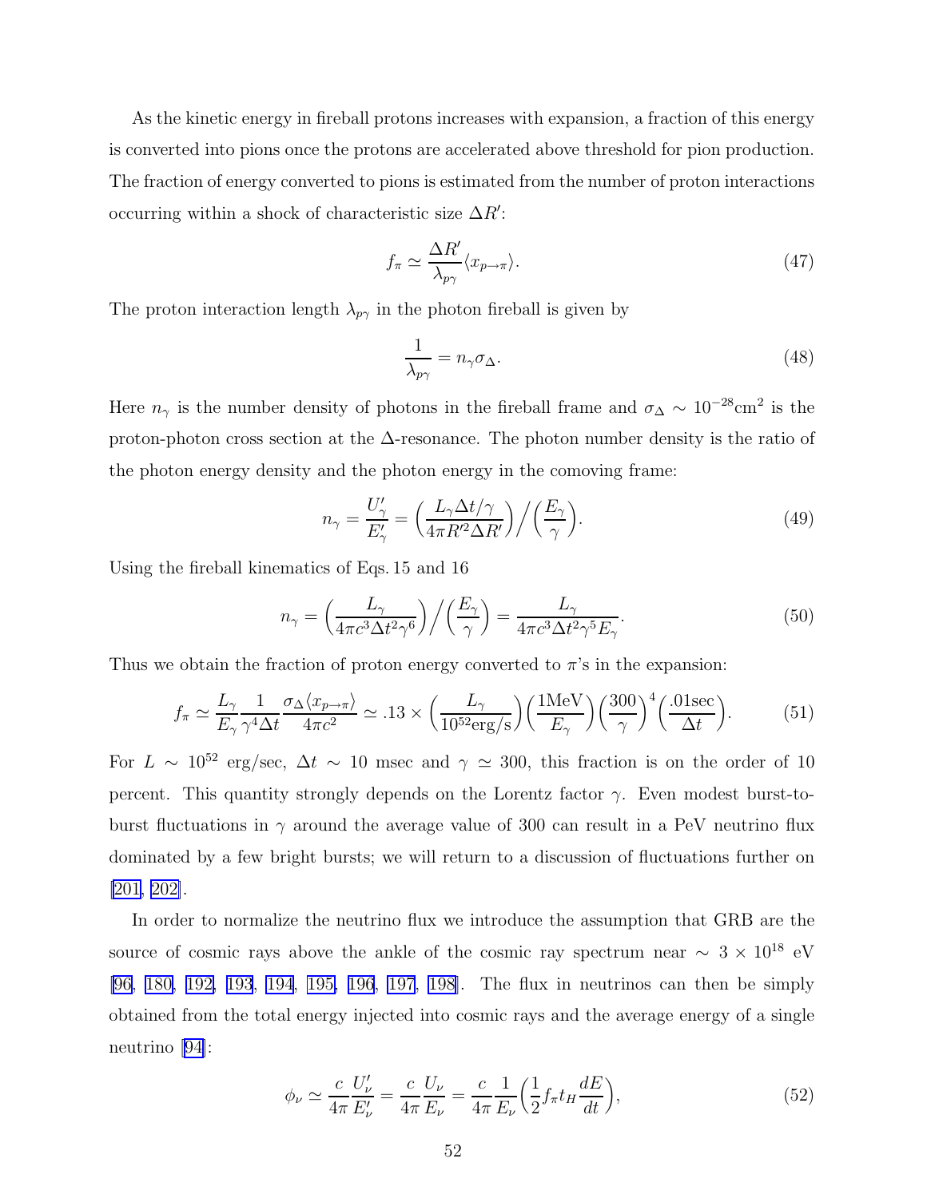As the kinetic energy in fireball protons increases with expansion, a fraction of this energy is converted into pions once the protons are accelerated above threshold for pion production. The fraction of energy converted to pions is estimated from the number of proton interactions occurring within a shock of characteristic size $\Delta R'$:

$$f_\pi \simeq \frac{\Delta R'}{\lambda_{p\gamma}} \langle x_{p\to\pi} \rangle. \tag{47}$$

The proton interaction length $\lambda_{p\gamma}$ in the photon fireball is given by

$$\frac{1}{\lambda_{p\gamma}} = n_\gamma \sigma_\Delta. \tag{48}$$

Here $n_\gamma$ is the number density of photons in the fireball frame and $\sigma_\Delta \sim 10^{-28}\text{cm}^2$ is the proton-photon cross section at the $\Delta$-resonance. The photon number density is the ratio of the photon energy density and the photon energy in the comoving frame:

$$n_\gamma = \frac{U'_\gamma}{E'_\gamma} = \left(\frac{L_\gamma \Delta t/\gamma}{4\pi R'^2 \Delta R'}\right) \Big/ \left(\frac{E_\gamma}{\gamma}\right). \tag{49}$$

Using the fireball kinematics of Eqs. 15 and 16

$$n_\gamma = \left(\frac{L_\gamma}{4\pi c^3 \Delta t^2 \gamma^6}\right) \Big/ \left(\frac{E_\gamma}{\gamma}\right) = \frac{L_\gamma}{4\pi c^3 \Delta t^2 \gamma^5 E_\gamma}. \tag{50}$$

Thus we obtain the fraction of proton energy converted to $\pi$'s in the expansion:

$$f_\pi \simeq \frac{L_\gamma}{E_\gamma} \frac{1}{\gamma^4 \Delta t} \frac{\sigma_\Delta \langle x_{p\to\pi}\rangle}{4\pi c^2} \simeq .13 \times \left(\frac{L_\gamma}{10^{52}\text{erg/s}}\right)\left(\frac{1\text{MeV}}{E_\gamma}\right)\left(\frac{300}{\gamma}\right)^4 \left(\frac{.01\text{sec}}{\Delta t}\right). \tag{51}$$

For $L \sim 10^{52}$ erg/sec, $\Delta t \sim 10$ msec and $\gamma \simeq 300$, this fraction is on the order of 10 percent. This quantity strongly depends on the Lorentz factor $\gamma$. Even modest burst-to-burst fluctuations in $\gamma$ around the average value of 300 can result in a PeV neutrino flux dominated by a few bright bursts; we will return to a discussion of fluctuations further on [201, 202].

In order to normalize the neutrino flux we introduce the assumption that GRB are the source of cosmic rays above the ankle of the cosmic ray spectrum near $\sim 3 \times 10^{18}$ eV [96, 180, 192, 193, 194, 195, 196, 197, 198]. The flux in neutrinos can then be simply obtained from the total energy injected into cosmic rays and the average energy of a single neutrino [94]:

$$\phi_\nu \simeq \frac{c}{4\pi} \frac{U'_\nu}{E'_\nu} = \frac{c}{4\pi} \frac{U_\nu}{E_\nu} = \frac{c}{4\pi} \frac{1}{E_\nu} \left(\frac{1}{2} f_\pi t_H \frac{dE}{dt}\right), \tag{52}$$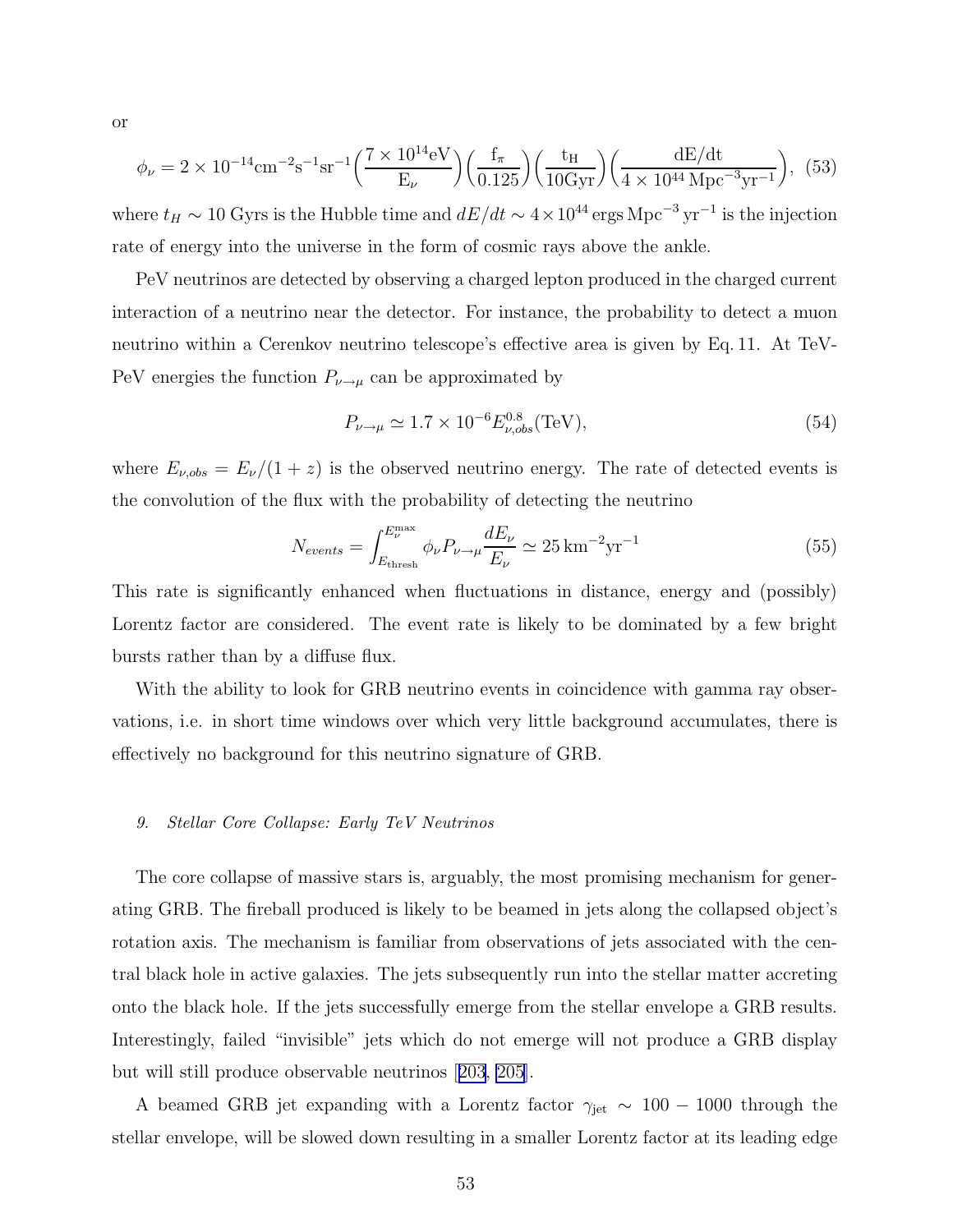or

$$\phi_\nu = 2 \times 10^{-14} \mathrm{cm}^{-2}\mathrm{s}^{-1}\mathrm{sr}^{-1} \Big(\frac{7 \times 10^{14}\mathrm{eV}}{\mathrm{E}_\nu}\Big)\Big(\frac{\mathrm{f}_\pi}{0.125}\Big)\Big(\frac{\mathrm{t_H}}{10\mathrm{Gyr}}\Big)\Big(\frac{\mathrm{dE/dt}}{4 \times 10^{44}\,\mathrm{Mpc}^{-3}\mathrm{yr}^{-1}}\Big), \quad (53)$$

where $t_H \sim 10$ Gyrs is the Hubble time and $dE/dt \sim 4 \times 10^{44}\,\mathrm{ergs\,Mpc^{-3}\,yr^{-1}}$ is the injection rate of energy into the universe in the form of cosmic rays above the ankle.

PeV neutrinos are detected by observing a charged lepton produced in the charged current interaction of a neutrino near the detector. For instance, the probability to detect a muon neutrino within a Cerenkov neutrino telescope's effective area is given by Eq. 11. At TeV-PeV energies the function $P_{\nu\to\mu}$ can be approximated by

$$P_{\nu\to\mu} \simeq 1.7 \times 10^{-6} E^{0.8}_{\nu,obs}(\mathrm{TeV}), \quad (54)$$

where $E_{\nu,obs} = E_\nu/(1+z)$ is the observed neutrino energy. The rate of detected events is the convolution of the flux with the probability of detecting the neutrino

$$N_{events} = \int_{E_{\mathrm{thresh}}}^{E_\nu^{\mathrm{max}}} \phi_\nu P_{\nu\to\mu} \frac{dE_\nu}{E_\nu} \simeq 25\,\mathrm{km^{-2}yr^{-1}} \quad (55)$$

This rate is significantly enhanced when fluctuations in distance, energy and (possibly) Lorentz factor are considered. The event rate is likely to be dominated by a few bright bursts rather than by a diffuse flux.

With the ability to look for GRB neutrino events in coincidence with gamma ray observations, i.e. in short time windows over which very little background accumulates, there is effectively no background for this neutrino signature of GRB.

### *9. Stellar Core Collapse: Early TeV Neutrinos*

The core collapse of massive stars is, arguably, the most promising mechanism for generating GRB. The fireball produced is likely to be beamed in jets along the collapsed object's rotation axis. The mechanism is familiar from observations of jets associated with the central black hole in active galaxies. The jets subsequently run into the stellar matter accreting onto the black hole. If the jets successfully emerge from the stellar envelope a GRB results. Interestingly, failed "invisible" jets which do not emerge will not produce a GRB display but will still produce observable neutrinos [203, 205].

A beamed GRB jet expanding with a Lorentz factor $\gamma_{\rm jet} \sim 100 - 1000$ through the stellar envelope, will be slowed down resulting in a smaller Lorentz factor at its leading edge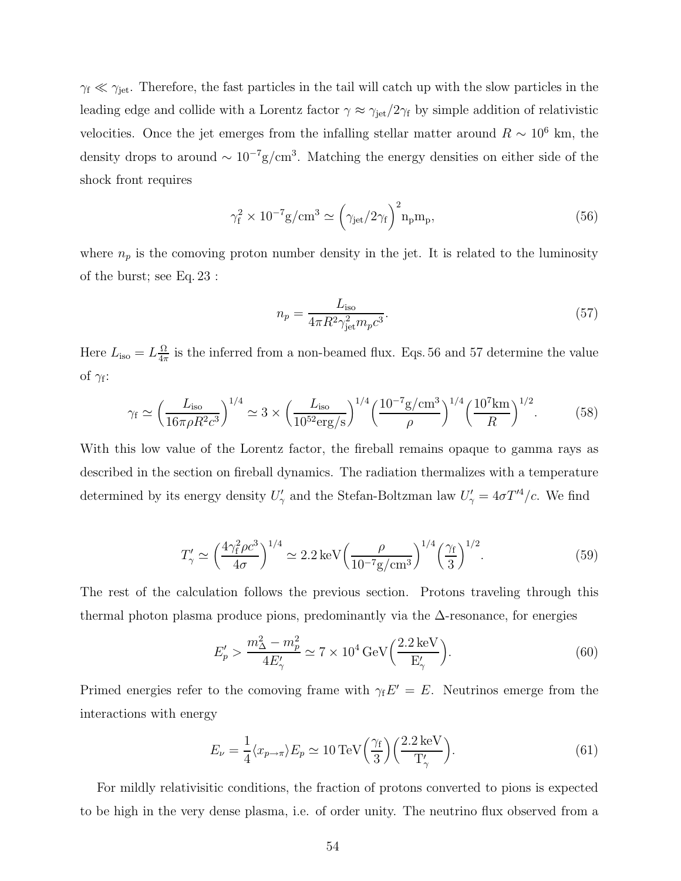$\gamma_{\rm f} \ll \gamma_{\rm jet}$. Therefore, the fast particles in the tail will catch up with the slow particles in the leading edge and collide with a Lorentz factor $\gamma \approx \gamma_{\rm jet}/2\gamma_{\rm f}$ by simple addition of relativistic velocities. Once the jet emerges from the infalling stellar matter around $R \sim 10^6$ km, the density drops to around $\sim 10^{-7}{\rm g/cm^3}$. Matching the energy densities on either side of the shock front requires

$$\gamma_{\rm f}^2 \times 10^{-7}{\rm g/cm^3} \simeq \Big(\gamma_{\rm jet}/2\gamma_{\rm f}\Big)^2 {\rm n_p m_p}, \tag{56}$$

where $n_p$ is the comoving proton number density in the jet. It is related to the luminosity of the burst; see Eq. 23 :

$$n_p = \frac{L_{\rm iso}}{4\pi R^2 \gamma_{\rm jet}^2 m_p c^3}. \tag{57}$$

Here $L_{\rm iso} = L\frac{\Omega}{4\pi}$ is the inferred from a non-beamed flux. Eqs. 56 and 57 determine the value of $\gamma_{\rm f}$:

$$\gamma_{\rm f} \simeq \Big(\frac{L_{\rm iso}}{16\pi\rho R^2 c^3}\Big)^{1/4} \simeq 3\times\Big(\frac{L_{\rm iso}}{10^{52}{\rm erg/s}}\Big)^{1/4}\Big(\frac{10^{-7}{\rm g/cm^3}}{\rho}\Big)^{1/4}\Big(\frac{10^7{\rm km}}{R}\Big)^{1/2}. \tag{58}$$

With this low value of the Lorentz factor, the fireball remains opaque to gamma rays as described in the section on fireball dynamics. The radiation thermalizes with a temperature determined by its energy density $U'_\gamma$ and the Stefan-Boltzman law $U'_\gamma = 4\sigma T'^4/c$. We find

$$T'_\gamma \simeq \Big(\frac{4\gamma_{\rm f}^2\rho c^3}{4\sigma}\Big)^{1/4} \simeq 2.2\,{\rm keV}\Big(\frac{\rho}{10^{-7}{\rm g/cm^3}}\Big)^{1/4}\Big(\frac{\gamma_{\rm f}}{3}\Big)^{1/2}. \tag{59}$$

The rest of the calculation follows the previous section. Protons traveling through this thermal photon plasma produce pions, predominantly via the $\Delta$-resonance, for energies

$$E'_p > \frac{m_\Delta^2 - m_p^2}{4E'_\gamma} \simeq 7\times 10^4\,{\rm GeV}\Big(\frac{2.2\,{\rm keV}}{{\rm E}'_\gamma}\Big). \tag{60}$$

Primed energies refer to the comoving frame with $\gamma_{\rm f} E' = E$. Neutrinos emerge from the interactions with energy

$$E_\nu = \frac{1}{4}\langle x_{p\to\pi}\rangle E_p \simeq 10\,{\rm TeV}\Big(\frac{\gamma_{\rm f}}{3}\Big)\Big(\frac{2.2\,{\rm keV}}{{\rm T}'_\gamma}\Big). \tag{61}$$

For mildly relativisitic conditions, the fraction of protons converted to pions is expected to be high in the very dense plasma, i.e. of order unity. The neutrino flux observed from a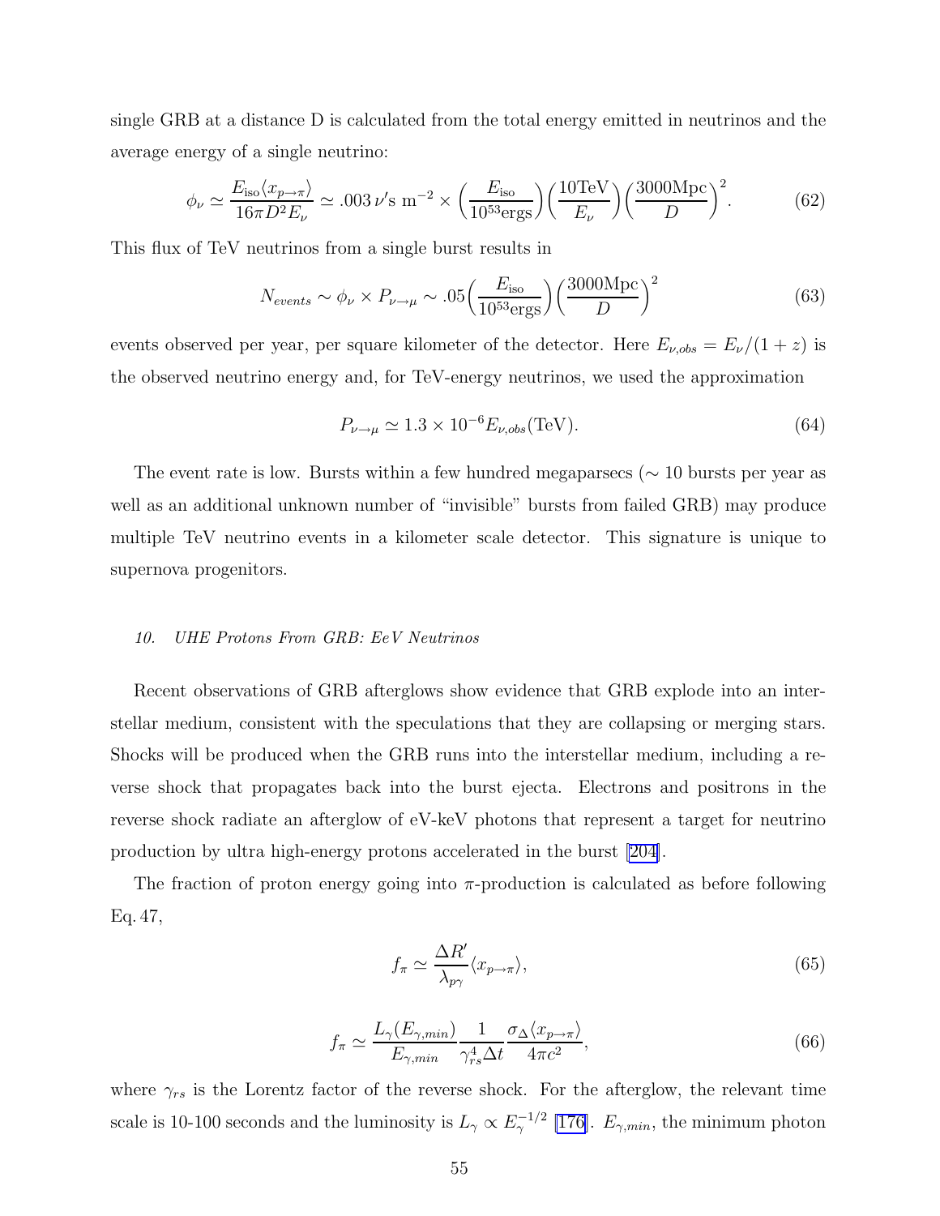single GRB at a distance D is calculated from the total energy emitted in neutrinos and the average energy of a single neutrino:

$$\phi_\nu \simeq \frac{E_{\rm iso}\langle x_{p\to\pi}\rangle}{16\pi D^2 E_\nu} \simeq .003\,\nu\text{'s m}^{-2} \times \left(\frac{E_{\rm iso}}{10^{53}\text{ergs}}\right)\left(\frac{10\text{TeV}}{E_\nu}\right)\left(\frac{3000\text{Mpc}}{D}\right)^2. \tag{62}$$

This flux of TeV neutrinos from a single burst results in

$$N_{events} \sim \phi_\nu \times P_{\nu\to\mu} \sim .05\left(\frac{E_{\rm iso}}{10^{53}\text{ergs}}\right)\left(\frac{3000\text{Mpc}}{D}\right)^2 \tag{63}$$

events observed per year, per square kilometer of the detector. Here $E_{\nu,obs} = E_\nu/(1+z)$ is the observed neutrino energy and, for TeV-energy neutrinos, we used the approximation

$$P_{\nu\to\mu} \simeq 1.3 \times 10^{-6} E_{\nu,obs}(\text{TeV}). \tag{64}$$

The event rate is low. Bursts within a few hundred megaparsecs ($\sim 10$ bursts per year as well as an additional unknown number of "invisible" bursts from failed GRB) may produce multiple TeV neutrino events in a kilometer scale detector. This signature is unique to supernova progenitors.

### 10. *UHE Protons From GRB: EeV Neutrinos*

Recent observations of GRB afterglows show evidence that GRB explode into an interstellar medium, consistent with the speculations that they are collapsing or merging stars. Shocks will be produced when the GRB runs into the interstellar medium, including a reverse shock that propagates back into the burst ejecta. Electrons and positrons in the reverse shock radiate an afterglow of eV-keV photons that represent a target for neutrino production by ultra high-energy protons accelerated in the burst [204].

The fraction of proton energy going into $\pi$-production is calculated as before following Eq. 47,

$$f_\pi \simeq \frac{\Delta R'}{\lambda_{p\gamma}}\langle x_{p\to\pi}\rangle, \tag{65}$$

$$f_\pi \simeq \frac{L_\gamma(E_{\gamma,min})}{E_{\gamma,min}}\frac{1}{\gamma_{rs}^4 \Delta t}\frac{\sigma_\Delta\langle x_{p\to\pi}\rangle}{4\pi c^2}, \tag{66}$$

where $\gamma_{rs}$ is the Lorentz factor of the reverse shock. For the afterglow, the relevant time scale is 10-100 seconds and the luminosity is $L_\gamma \propto E_\gamma^{-1/2}$ [176]. $E_{\gamma,min}$, the minimum photon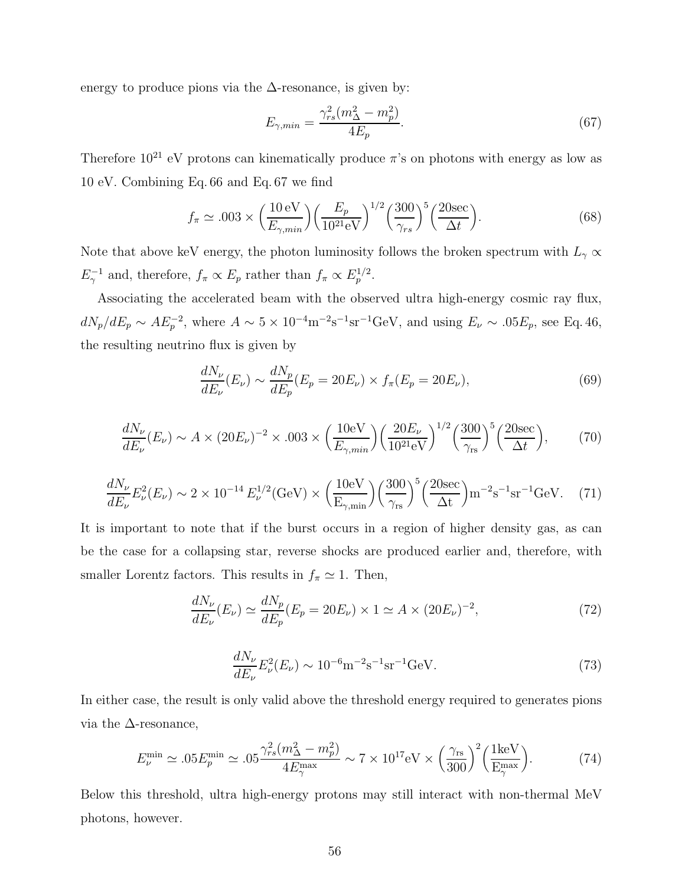energy to produce pions via the $\Delta$-resonance, is given by:

$$E_{\gamma,min} = \frac{\gamma_{rs}^2 (m_\Delta^2 - m_p^2)}{4E_p}. \tag{67}$$

Therefore $10^{21}$ eV protons can kinematically produce $\pi$'s on photons with energy as low as 10 eV. Combining Eq. 66 and Eq. 67 we find

$$f_\pi \simeq .003 \times \Big(\frac{10\,\mathrm{eV}}{E_{\gamma,min}}\Big)\Big(\frac{E_p}{10^{21}\mathrm{eV}}\Big)^{1/2}\Big(\frac{300}{\gamma_{rs}}\Big)^5\Big(\frac{20\mathrm{sec}}{\Delta t}\Big). \tag{68}$$

Note that above keV energy, the photon luminosity follows the broken spectrum with $L_\gamma \propto E_\gamma^{-1}$ and, therefore, $f_\pi \propto E_p$ rather than $f_\pi \propto E_p^{1/2}$.

Associating the accelerated beam with the observed ultra high-energy cosmic ray flux, $dN_p/dE_p \sim AE_p^{-2}$, where $A \sim 5 \times 10^{-4}\mathrm{m}^{-2}\mathrm{s}^{-1}\mathrm{sr}^{-1}\mathrm{GeV}$, and using $E_\nu \sim .05E_p$, see Eq. 46, the resulting neutrino flux is given by

$$\frac{dN_\nu}{dE_\nu}(E_\nu) \sim \frac{dN_p}{dE_p}(E_p = 20E_\nu) \times f_\pi(E_p = 20E_\nu), \tag{69}$$

$$\frac{dN_\nu}{dE_\nu}(E_\nu) \sim A \times (20E_\nu)^{-2} \times .003 \times \Big(\frac{10\mathrm{eV}}{E_{\gamma,min}}\Big)\Big(\frac{20E_\nu}{10^{21}\mathrm{eV}}\Big)^{1/2}\Big(\frac{300}{\gamma_{\mathrm{rs}}}\Big)^5\Big(\frac{20\mathrm{sec}}{\Delta t}\Big), \tag{70}$$

$$\frac{dN_\nu}{dE_\nu}E_\nu^2(E_\nu) \sim 2 \times 10^{-14}\, E_\nu^{1/2}(\mathrm{GeV}) \times \Big(\frac{10\mathrm{eV}}{\mathrm{E_{\gamma,min}}}\Big)\Big(\frac{300}{\gamma_{\mathrm{rs}}}\Big)^5\Big(\frac{20\mathrm{sec}}{\Delta \mathrm{t}}\Big)\mathrm{m}^{-2}\mathrm{s}^{-1}\mathrm{sr}^{-1}\mathrm{GeV}. \tag{71}$$

It is important to note that if the burst occurs in a region of higher density gas, as can be the case for a collapsing star, reverse shocks are produced earlier and, therefore, with smaller Lorentz factors. This results in $f_\pi \simeq 1$. Then,

$$\frac{dN_\nu}{dE_\nu}(E_\nu) \simeq \frac{dN_p}{dE_p}(E_p = 20E_\nu) \times 1 \simeq A \times (20E_\nu)^{-2}, \tag{72}$$

$$\frac{dN_\nu}{dE_\nu}E_\nu^2(E_\nu) \sim 10^{-6}\mathrm{m}^{-2}\mathrm{s}^{-1}\mathrm{sr}^{-1}\mathrm{GeV}. \tag{73}$$

In either case, the result is only valid above the threshold energy required to generates pions via the $\Delta$-resonance,

$$E_\nu^{\min} \simeq .05E_p^{\min} \simeq .05\frac{\gamma_{rs}^2(m_\Delta^2 - m_p^2)}{4E_\gamma^{\max}} \sim 7 \times 10^{17}\mathrm{eV} \times \Big(\frac{\gamma_{\mathrm{rs}}}{300}\Big)^2\Big(\frac{1\mathrm{keV}}{\mathrm{E}_\gamma^{\max}}\Big). \tag{74}$$

Below this threshold, ultra high-energy protons may still interact with non-thermal MeV photons, however.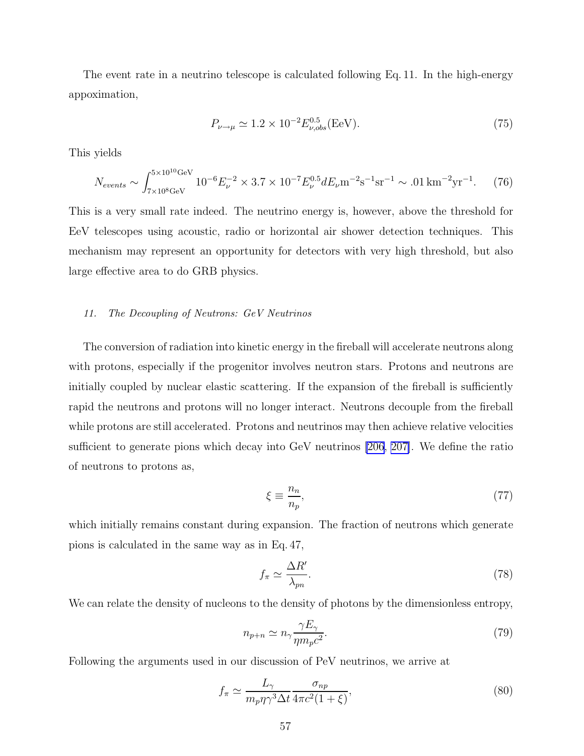The event rate in a neutrino telescope is calculated following Eq. 11. In the high-energy appoximation,

$$P_{\nu\to\mu} \simeq 1.2 \times 10^{-2} E_{\nu,obs}^{0.5}(\mathrm{EeV}). \tag{75}$$

This yields

$$N_{events} \sim \int_{7\times10^{8}\mathrm{GeV}}^{5\times10^{10}\mathrm{GeV}} 10^{-6} E_\nu^{-2} \times 3.7\times10^{-7} E_\nu^{0.5} dE_\nu \mathrm{m}^{-2}\mathrm{s}^{-1}\mathrm{sr}^{-1} \sim .01\,\mathrm{km}^{-2}\mathrm{yr}^{-1}. \tag{76}$$

This is a very small rate indeed. The neutrino energy is, however, above the threshold for EeV telescopes using acoustic, radio or horizontal air shower detection techniques. This mechanism may represent an opportunity for detectors with very high threshold, but also large effective area to do GRB physics.

### *11. The Decoupling of Neutrons: GeV Neutrinos*

The conversion of radiation into kinetic energy in the fireball will accelerate neutrons along with protons, especially if the progenitor involves neutron stars. Protons and neutrons are initially coupled by nuclear elastic scattering. If the expansion of the fireball is sufficiently rapid the neutrons and protons will no longer interact. Neutrons decouple from the fireball while protons are still accelerated. Protons and neutrinos may then achieve relative velocities sufficient to generate pions which decay into GeV neutrinos [206, 207]. We define the ratio of neutrons to protons as,

$$\xi \equiv \frac{n_n}{n_p}, \tag{77}$$

which initially remains constant during expansion. The fraction of neutrons which generate pions is calculated in the same way as in Eq. 47,

$$f_\pi \simeq \frac{\Delta R'}{\lambda_{pn}}. \tag{78}$$

We can relate the density of nucleons to the density of photons by the dimensionless entropy,

$$n_{p+n} \simeq n_\gamma \frac{\gamma E_\gamma}{\eta m_p c^2}. \tag{79}$$

Following the arguments used in our discussion of PeV neutrinos, we arrive at

$$f_\pi \simeq \frac{L_\gamma}{m_p \eta \gamma^3 \Delta t} \frac{\sigma_{np}}{4\pi c^2 (1+\xi)}, \tag{80}$$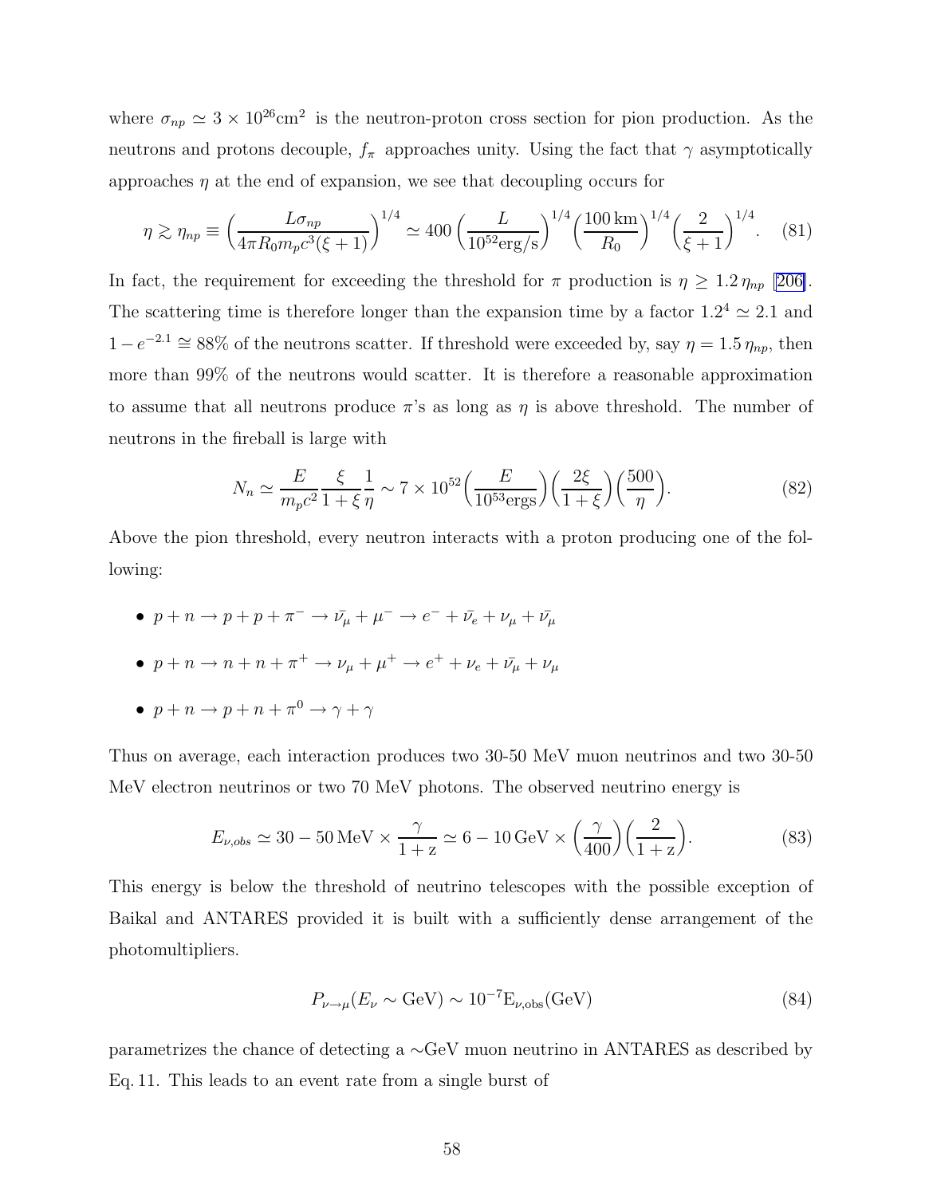where $\sigma_{np} \simeq 3 \times 10^{26}\text{cm}^2$ is the neutron-proton cross section for pion production. As the neutrons and protons decouple, $f_\pi$ approaches unity. Using the fact that $\gamma$ asymptotically approaches $\eta$ at the end of expansion, we see that decoupling occurs for

$$\eta \gtrsim \eta_{np} \equiv \left(\frac{L\sigma_{np}}{4\pi R_0 m_p c^3(\xi+1)}\right)^{1/4} \simeq 400\left(\frac{L}{10^{52}\text{erg/s}}\right)^{1/4}\left(\frac{100\,\text{km}}{R_0}\right)^{1/4}\left(\frac{2}{\xi+1}\right)^{1/4}. \quad (81)$$

In fact, the requirement for exceeding the threshold for $\pi$ production is $\eta \geq 1.2\,\eta_{np}$ [206]. The scattering time is therefore longer than the expansion time by a factor $1.2^4 \simeq 2.1$ and $1-e^{-2.1} \cong 88\%$ of the neutrons scatter. If threshold were exceeded by, say $\eta = 1.5\,\eta_{np}$, then more than 99% of the neutrons would scatter. It is therefore a reasonable approximation to assume that all neutrons produce $\pi$'s as long as $\eta$ is above threshold. The number of neutrons in the fireball is large with

$$N_n \simeq \frac{E}{m_p c^2}\frac{\xi}{1+\xi}\frac{1}{\eta} \sim 7\times 10^{52}\left(\frac{E}{10^{53}\text{ergs}}\right)\left(\frac{2\xi}{1+\xi}\right)\left(\frac{500}{\eta}\right). \quad (82)$$

Above the pion threshold, every neutron interacts with a proton producing one of the following:

- $p + n \to p + p + \pi^- \to \bar{\nu_\mu} + \mu^- \to e^- + \bar{\nu_e} + \nu_\mu + \bar{\nu_\mu}$
- $p + n \to n + n + \pi^+ \to \nu_\mu + \mu^+ \to e^+ + \nu_e + \bar{\nu_\mu} + \nu_\mu$
- $p + n \to p + n + \pi^0 \to \gamma + \gamma$

Thus on average, each interaction produces two 30-50 MeV muon neutrinos and two 30-50 MeV electron neutrinos or two 70 MeV photons. The observed neutrino energy is

$$E_{\nu,obs} \simeq 30-50\,\text{MeV} \times \frac{\gamma}{1+\text{z}} \simeq 6-10\,\text{GeV} \times \left(\frac{\gamma}{400}\right)\left(\frac{2}{1+\text{z}}\right). \quad (83)$$

This energy is below the threshold of neutrino telescopes with the possible exception of Baikal and ANTARES provided it is built with a sufficiently dense arrangement of the photomultipliers.

$$P_{\nu\to\mu}(E_\nu \sim \text{GeV}) \sim 10^{-7}\text{E}_{\nu,\text{obs}}(\text{GeV}) \quad (84)$$

parametrizes the chance of detecting a $\sim$GeV muon neutrino in ANTARES as described by Eq. 11. This leads to an event rate from a single burst of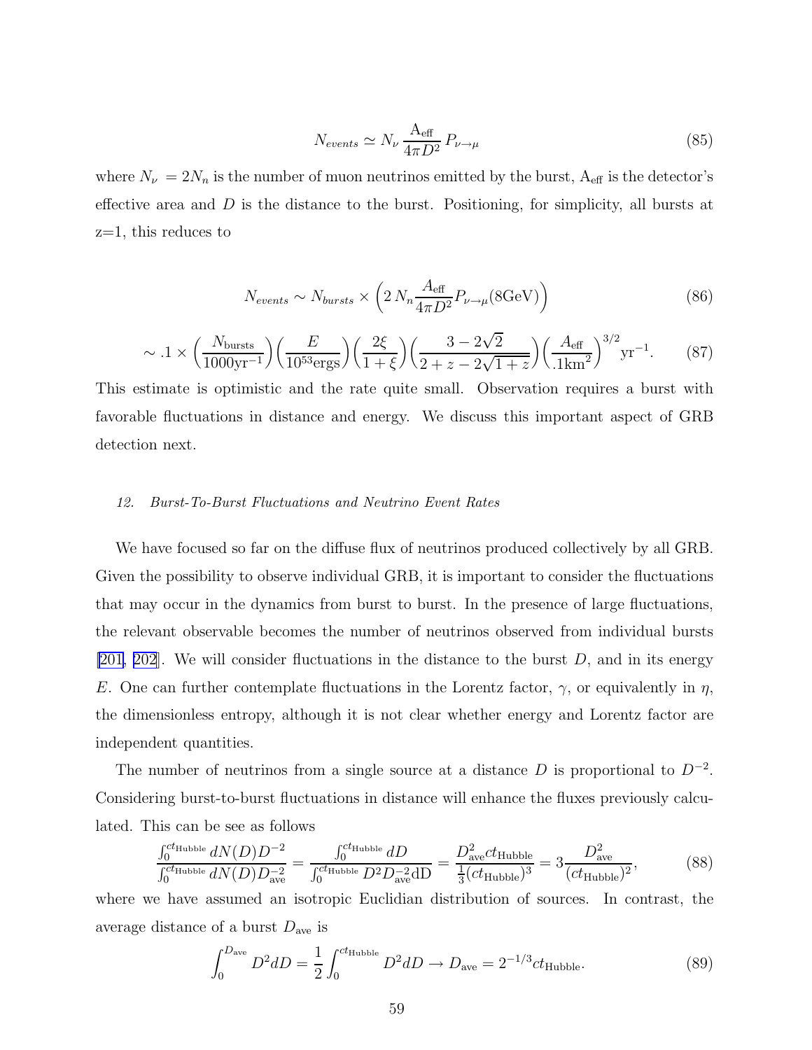$$N_{events} \simeq N_\nu \, \frac{\mathrm{A_{eff}}}{4\pi D^2} \, P_{\nu\to\mu} \tag{85}$$

where $N_\nu = 2N_n$ is the number of muon neutrinos emitted by the burst, $\mathrm{A_{eff}}$ is the detector's effective area and $D$ is the distance to the burst. Positioning, for simplicity, all bursts at z=1, this reduces to

$$N_{events} \sim N_{bursts} \times \left(2\, N_n \frac{A_{\mathrm{eff}}}{4\pi D^2} P_{\nu\to\mu}(8\mathrm{GeV})\right) \tag{86}$$

$$\sim .1 \times \left(\frac{N_{\mathrm{bursts}}}{1000\mathrm{yr}^{-1}}\right)\left(\frac{E}{10^{53}\mathrm{ergs}}\right)\left(\frac{2\xi}{1+\xi}\right)\left(\frac{3-2\sqrt{2}}{2+z-2\sqrt{1+z}}\right)\left(\frac{A_{\mathrm{eff}}}{.1\mathrm{km}^2}\right)^{3/2}\mathrm{yr}^{-1}. \tag{87}$$

This estimate is optimistic and the rate quite small. Observation requires a burst with favorable fluctuations in distance and energy. We discuss this important aspect of GRB detection next.

### *12. Burst-To-Burst Fluctuations and Neutrino Event Rates*

We have focused so far on the diffuse flux of neutrinos produced collectively by all GRB. Given the possibility to observe individual GRB, it is important to consider the fluctuations that may occur in the dynamics from burst to burst. In the presence of large fluctuations, the relevant observable becomes the number of neutrinos observed from individual bursts [201, 202]. We will consider fluctuations in the distance to the burst $D$, and in its energy $E$. One can further contemplate fluctuations in the Lorentz factor, $\gamma$, or equivalently in $\eta$, the dimensionless entropy, although it is not clear whether energy and Lorentz factor are independent quantities.

The number of neutrinos from a single source at a distance $D$ is proportional to $D^{-2}$. Considering burst-to-burst fluctuations in distance will enhance the fluxes previously calculated. This can be see as follows

$$\frac{\int_0^{ct_{\mathrm{Hubble}}} dN(D) D^{-2}}{\int_0^{ct_{\mathrm{Hubble}}} dN(D) D_{\mathrm{ave}}^{-2}} = \frac{\int_0^{ct_{\mathrm{Hubble}}} dD}{\int_0^{ct_{\mathrm{Hubble}}} D^2 D_{\mathrm{ave}}^{-2} \mathrm{dD}} = \frac{D_{\mathrm{ave}}^2 ct_{\mathrm{Hubble}}}{\frac{1}{3}(ct_{\mathrm{Hubble}})^3} = 3\frac{D_{\mathrm{ave}}^2}{(ct_{\mathrm{Hubble}})^2}, \tag{88}$$

where we have assumed an isotropic Euclidian distribution of sources. In contrast, the average distance of a burst $D_{\mathrm{ave}}$ is

$$\int_0^{D_{\mathrm{ave}}} D^2 dD = \frac{1}{2}\int_0^{ct_{\mathrm{Hubble}}} D^2 dD \to D_{\mathrm{ave}} = 2^{-1/3} ct_{\mathrm{Hubble}}. \tag{89}$$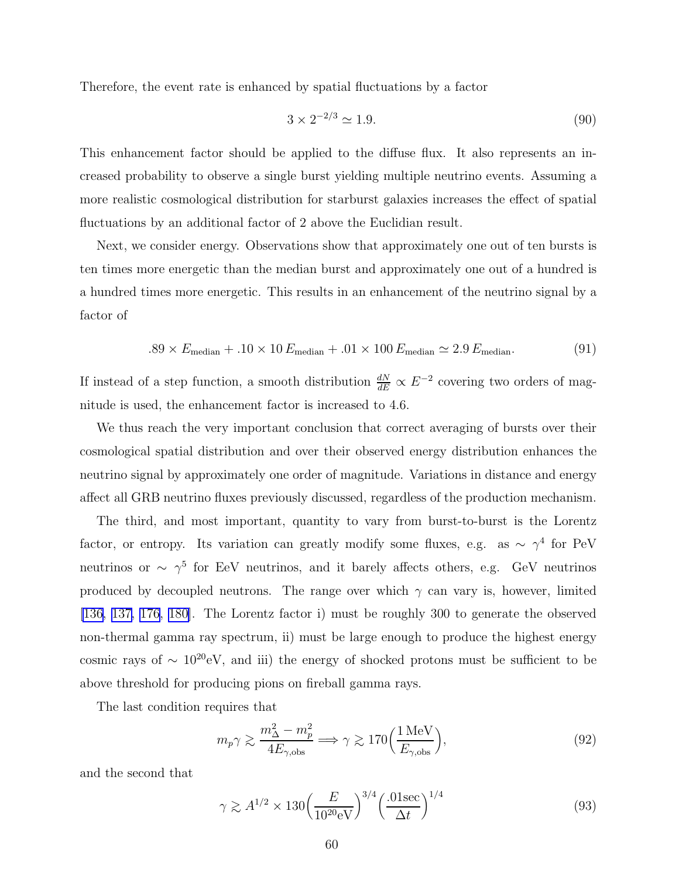Therefore, the event rate is enhanced by spatial fluctuations by a factor

$$3 \times 2^{-2/3} \simeq 1.9. \tag{90}$$

This enhancement factor should be applied to the diffuse flux. It also represents an increased probability to observe a single burst yielding multiple neutrino events. Assuming a more realistic cosmological distribution for starburst galaxies increases the effect of spatial fluctuations by an additional factor of 2 above the Euclidian result.

Next, we consider energy. Observations show that approximately one out of ten bursts is ten times more energetic than the median burst and approximately one out of a hundred is a hundred times more energetic. This results in an enhancement of the neutrino signal by a factor of

$$.89 \times E_{\rm median} + .10 \times 10\, E_{\rm median} + .01 \times 100\, E_{\rm median} \simeq 2.9\, E_{\rm median}. \tag{91}$$

If instead of a step function, a smooth distribution $\frac{dN}{dE} \propto E^{-2}$ covering two orders of magnitude is used, the enhancement factor is increased to 4.6.

We thus reach the very important conclusion that correct averaging of bursts over their cosmological spatial distribution and over their observed energy distribution enhances the neutrino signal by approximately one order of magnitude. Variations in distance and energy affect all GRB neutrino fluxes previously discussed, regardless of the production mechanism.

The third, and most important, quantity to vary from burst-to-burst is the Lorentz factor, or entropy. Its variation can greatly modify some fluxes, e.g. as $\sim \gamma^4$ for PeV neutrinos or $\sim \gamma^5$ for EeV neutrinos, and it barely affects others, e.g. GeV neutrinos produced by decoupled neutrons. The range over which $\gamma$ can vary is, however, limited [136, 137, 176, 180]. The Lorentz factor i) must be roughly 300 to generate the observed non-thermal gamma ray spectrum, ii) must be large enough to produce the highest energy cosmic rays of $\sim 10^{20}$eV, and iii) the energy of shocked protons must be sufficient to be above threshold for producing pions on fireball gamma rays.

The last condition requires that

$$m_p \gamma \gtrsim \frac{m_\Delta^2 - m_p^2}{4 E_{\gamma,{\rm obs}}} \Longrightarrow \gamma \gtrsim 170 \Big(\frac{1\,{\rm MeV}}{E_{\gamma,{\rm obs}}}\Big), \tag{92}$$

and the second that

$$\gamma \gtrsim A^{1/2} \times 130 \Big(\frac{E}{10^{20}{\rm eV}}\Big)^{3/4} \Big(\frac{.01{\rm sec}}{\Delta t}\Big)^{1/4} \tag{93}$$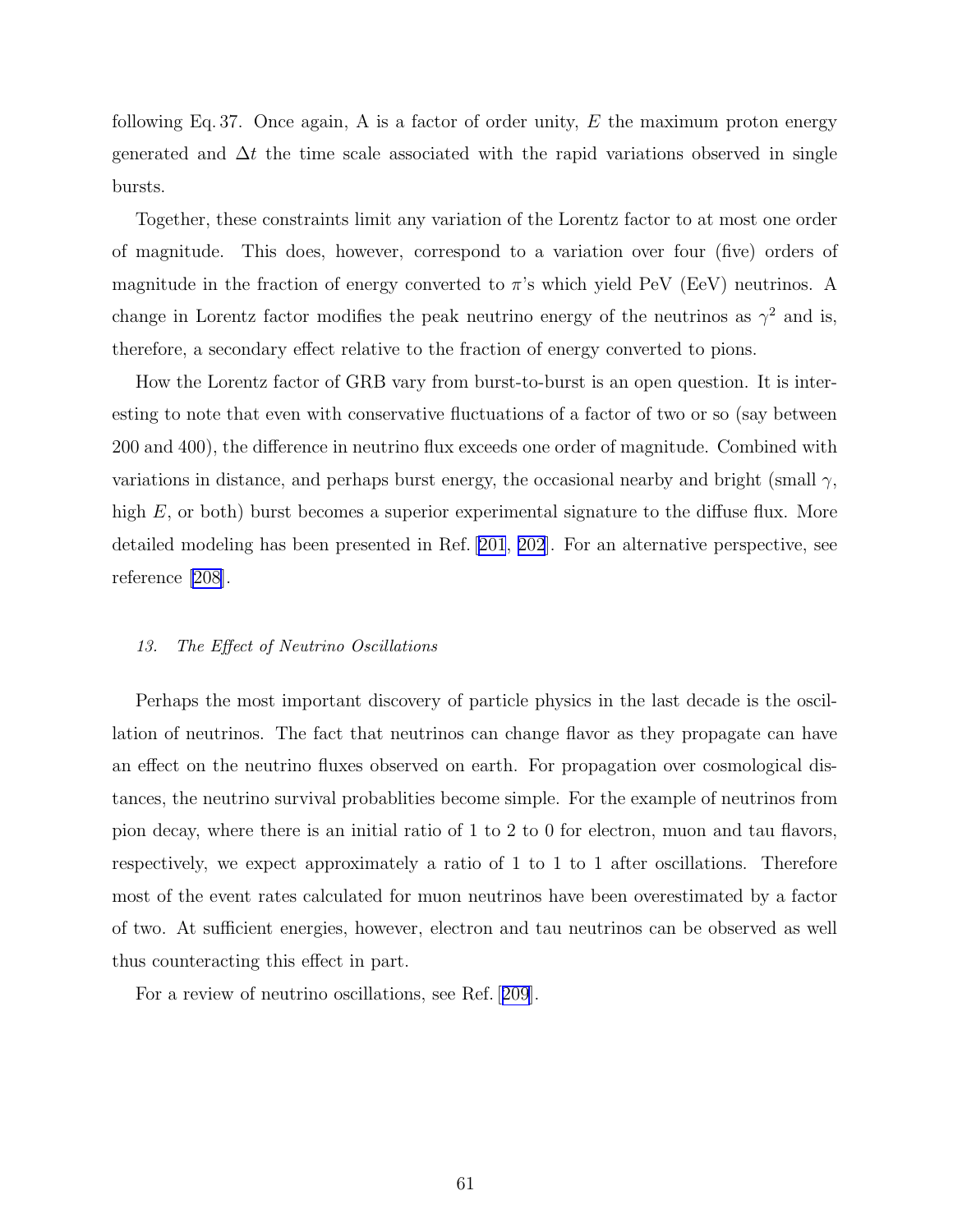following Eq. 37. Once again, A is a factor of order unity, $E$ the maximum proton energy generated and $\Delta t$ the time scale associated with the rapid variations observed in single bursts.

Together, these constraints limit any variation of the Lorentz factor to at most one order of magnitude. This does, however, correspond to a variation over four (five) orders of magnitude in the fraction of energy converted to $\pi$'s which yield PeV (EeV) neutrinos. A change in Lorentz factor modifies the peak neutrino energy of the neutrinos as $\gamma^2$ and is, therefore, a secondary effect relative to the fraction of energy converted to pions.

How the Lorentz factor of GRB vary from burst-to-burst is an open question. It is interesting to note that even with conservative fluctuations of a factor of two or so (say between 200 and 400), the difference in neutrino flux exceeds one order of magnitude. Combined with variations in distance, and perhaps burst energy, the occasional nearby and bright (small $\gamma$, high $E$, or both) burst becomes a superior experimental signature to the diffuse flux. More detailed modeling has been presented in Ref. [201, 202]. For an alternative perspective, see reference [208].

### *13. The Effect of Neutrino Oscillations*

Perhaps the most important discovery of particle physics in the last decade is the oscillation of neutrinos. The fact that neutrinos can change flavor as they propagate can have an effect on the neutrino fluxes observed on earth. For propagation over cosmological distances, the neutrino survival probablities become simple. For the example of neutrinos from pion decay, where there is an initial ratio of 1 to 2 to 0 for electron, muon and tau flavors, respectively, we expect approximately a ratio of 1 to 1 to 1 after oscillations. Therefore most of the event rates calculated for muon neutrinos have been overestimated by a factor of two. At sufficient energies, however, electron and tau neutrinos can be observed as well thus counteracting this effect in part.

For a review of neutrino oscillations, see Ref. [209].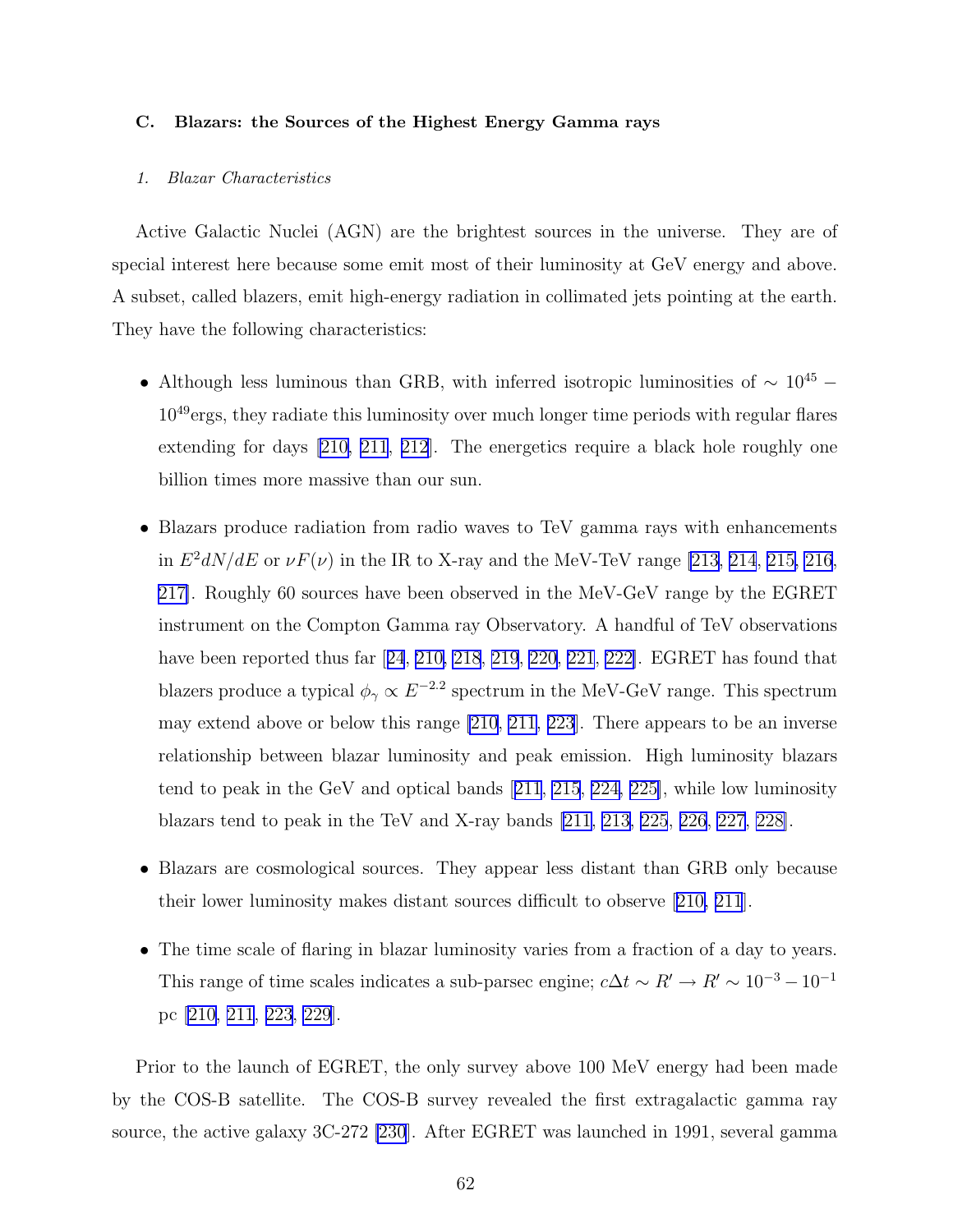### C. Blazars: the Sources of the Highest Energy Gamma rays

#### 1. Blazar Characteristics

Active Galactic Nuclei (AGN) are the brightest sources in the universe. They are of special interest here because some emit most of their luminosity at GeV energy and above. A subset, called blazers, emit high-energy radiation in collimated jets pointing at the earth. They have the following characteristics:

- Although less luminous than GRB, with inferred isotropic luminosities of $\sim 10^{45} - 10^{49}$ergs, they radiate this luminosity over much longer time periods with regular flares extending for days [210, 211, 212]. The energetics require a black hole roughly one billion times more massive than our sun.
- Blazars produce radiation from radio waves to TeV gamma rays with enhancements in $E^2 dN/dE$ or $\nu F(\nu)$ in the IR to X-ray and the MeV-TeV range [213, 214, 215, 216, 217]. Roughly 60 sources have been observed in the MeV-GeV range by the EGRET instrument on the Compton Gamma ray Observatory. A handful of TeV observations have been reported thus far [24, 210, 218, 219, 220, 221, 222]. EGRET has found that blazers produce a typical $\phi_\gamma \propto E^{-2.2}$ spectrum in the MeV-GeV range. This spectrum may extend above or below this range [210, 211, 223]. There appears to be an inverse relationship between blazar luminosity and peak emission. High luminosity blazars tend to peak in the GeV and optical bands [211, 215, 224, 225], while low luminosity blazars tend to peak in the TeV and X-ray bands [211, 213, 225, 226, 227, 228].
- Blazars are cosmological sources. They appear less distant than GRB only because their lower luminosity makes distant sources difficult to observe [210, 211].
- The time scale of flaring in blazar luminosity varies from a fraction of a day to years. This range of time scales indicates a sub-parsec engine; $c\Delta t \sim R' \rightarrow R' \sim 10^{-3} - 10^{-1}$ pc [210, 211, 223, 229].

Prior to the launch of EGRET, the only survey above 100 MeV energy had been made by the COS-B satellite. The COS-B survey revealed the first extragalactic gamma ray source, the active galaxy 3C-272 [230]. After EGRET was launched in 1991, several gamma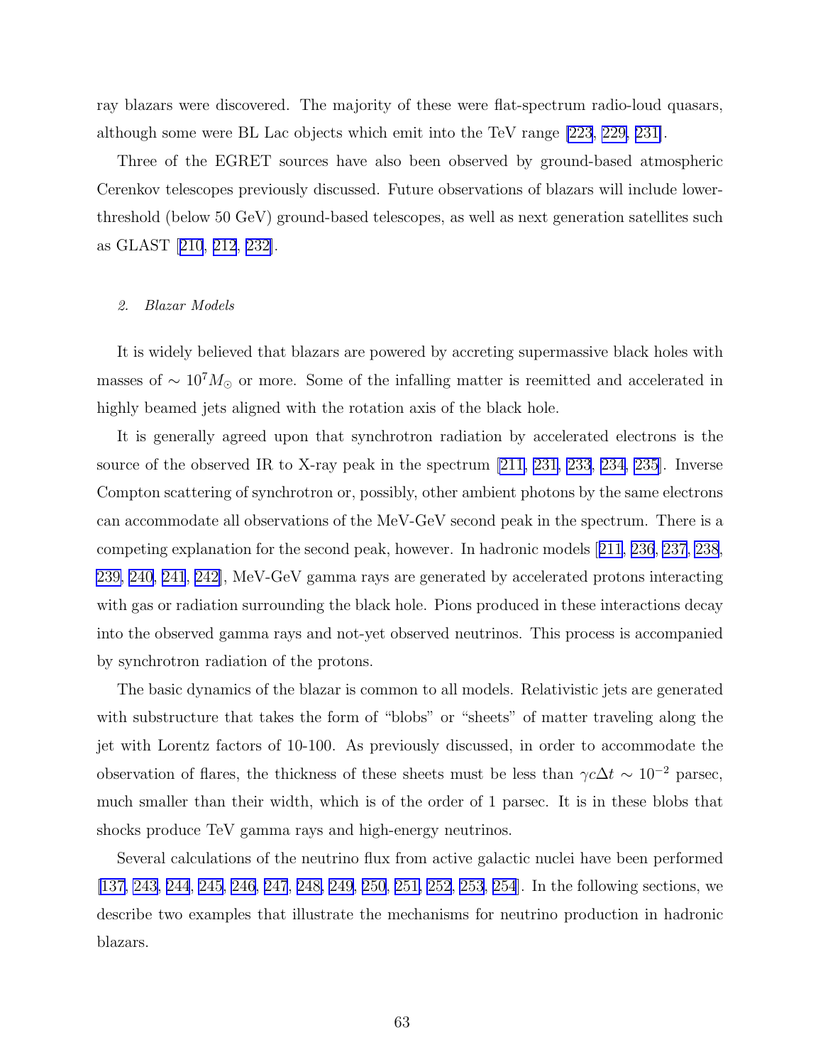ray blazars were discovered. The majority of these were flat-spectrum radio-loud quasars, although some were BL Lac objects which emit into the TeV range [223, 229, 231].

Three of the EGRET sources have also been observed by ground-based atmospheric Cerenkov telescopes previously discussed. Future observations of blazars will include lower-threshold (below 50 GeV) ground-based telescopes, as well as next generation satellites such as GLAST [210, 212, 232].

### 2. *Blazar Models*

It is widely believed that blazars are powered by accreting supermassive black holes with masses of $\sim 10^7 M_\odot$ or more. Some of the infalling matter is reemitted and accelerated in highly beamed jets aligned with the rotation axis of the black hole.

It is generally agreed upon that synchrotron radiation by accelerated electrons is the source of the observed IR to X-ray peak in the spectrum [211, 231, 233, 234, 235]. Inverse Compton scattering of synchrotron or, possibly, other ambient photons by the same electrons can accommodate all observations of the MeV-GeV second peak in the spectrum. There is a competing explanation for the second peak, however. In hadronic models [211, 236, 237, 238, 239, 240, 241, 242], MeV-GeV gamma rays are generated by accelerated protons interacting with gas or radiation surrounding the black hole. Pions produced in these interactions decay into the observed gamma rays and not-yet observed neutrinos. This process is accompanied by synchrotron radiation of the protons.

The basic dynamics of the blazar is common to all models. Relativistic jets are generated with substructure that takes the form of "blobs" or "sheets" of matter traveling along the jet with Lorentz factors of 10-100. As previously discussed, in order to accommodate the observation of flares, the thickness of these sheets must be less than $\gamma c \Delta t \sim 10^{-2}$ parsec, much smaller than their width, which is of the order of 1 parsec. It is in these blobs that shocks produce TeV gamma rays and high-energy neutrinos.

Several calculations of the neutrino flux from active galactic nuclei have been performed [137, 243, 244, 245, 246, 247, 248, 249, 250, 251, 252, 253, 254]. In the following sections, we describe two examples that illustrate the mechanisms for neutrino production in hadronic blazars.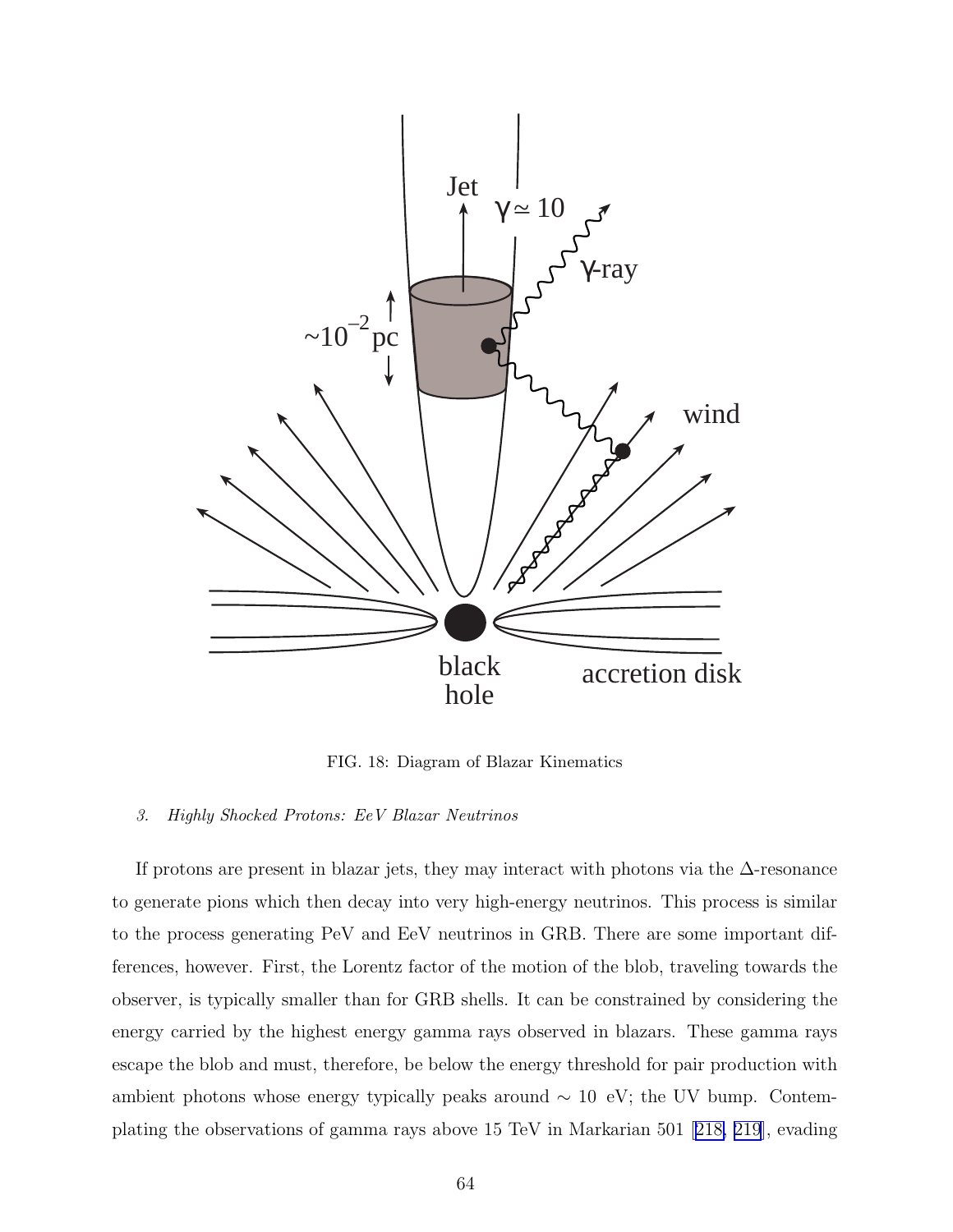FIG. 18: Diagram of Blazar Kinematics

### 3. Highly Shocked Protons: EeV Blazar Neutrinos

If protons are present in blazar jets, they may interact with photons via the $\Delta$-resonance to generate pions which then decay into very high-energy neutrinos. This process is similar to the process generating PeV and EeV neutrinos in GRB. There are some important differences, however. First, the Lorentz factor of the motion of the blob, traveling towards the observer, is typically smaller than for GRB shells. It can be constrained by considering the energy carried by the highest energy gamma rays observed in blazars. These gamma rays escape the blob and must, therefore, be below the energy threshold for pair production with ambient photons whose energy typically peaks around $\sim 10$ eV; the UV bump. Contemplating the observations of gamma rays above 15 TeV in Markarian 501 [218, 219], evading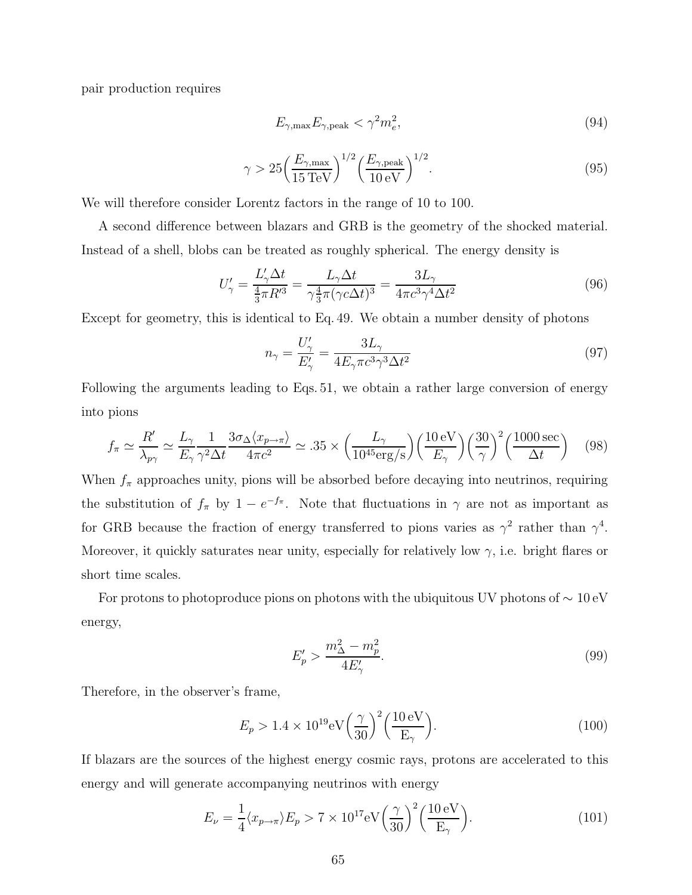pair production requires

$$E_{\gamma,\max} E_{\gamma,\text{peak}} < \gamma^2 m_e^2, \tag{94}$$

$$\gamma > 25 \Big( \frac{E_{\gamma,\max}}{15\,\text{TeV}} \Big)^{1/2} \Big( \frac{E_{\gamma,\text{peak}}}{10\,\text{eV}} \Big)^{1/2}. \tag{95}$$

We will therefore consider Lorentz factors in the range of 10 to 100.

A second difference between blazars and GRB is the geometry of the shocked material. Instead of a shell, blobs can be treated as roughly spherical. The energy density is

$$U'_\gamma = \frac{L'_\gamma \Delta t}{\frac{4}{3}\pi R'^3} = \frac{L_\gamma \Delta t}{\gamma \frac{4}{3}\pi (\gamma c \Delta t)^3} = \frac{3 L_\gamma}{4\pi c^3 \gamma^4 \Delta t^2} \tag{96}$$

Except for geometry, this is identical to Eq. 49. We obtain a number density of photons

$$n_\gamma = \frac{U'_\gamma}{E'_\gamma} = \frac{3 L_\gamma}{4 E_\gamma \pi c^3 \gamma^3 \Delta t^2} \tag{97}$$

Following the arguments leading to Eqs. 51, we obtain a rather large conversion of energy into pions

$$f_\pi \simeq \frac{R'}{\lambda_{p\gamma}} \simeq \frac{L_\gamma}{E_\gamma} \frac{1}{\gamma^2 \Delta t} \frac{3 \sigma_\Delta \langle x_{p\to\pi} \rangle}{4\pi c^2} \simeq .35 \times \Big( \frac{L_\gamma}{10^{45}\text{erg/s}} \Big) \Big( \frac{10\,\text{eV}}{E_\gamma} \Big) \Big( \frac{30}{\gamma} \Big)^2 \Big( \frac{1000\,\text{sec}}{\Delta t} \Big) \tag{98}$$

When $f_\pi$ approaches unity, pions will be absorbed before decaying into neutrinos, requiring the substitution of $f_\pi$ by $1 - e^{-f_\pi}$. Note that fluctuations in $\gamma$ are not as important as for GRB because the fraction of energy transferred to pions varies as $\gamma^2$ rather than $\gamma^4$. Moreover, it quickly saturates near unity, especially for relatively low $\gamma$, i.e. bright flares or short time scales.

For protons to photoproduce pions on photons with the ubiquitous UV photons of $\sim 10\,\text{eV}$ energy,

$$E'_p > \frac{m_\Delta^2 - m_p^2}{4 E'_\gamma}. \tag{99}$$

Therefore, in the observer's frame,

$$E_p > 1.4 \times 10^{19}\text{eV} \Big( \frac{\gamma}{30} \Big)^2 \Big( \frac{10\,\text{eV}}{\text{E}_\gamma} \Big). \tag{100}$$

If blazars are the sources of the highest energy cosmic rays, protons are accelerated to this energy and will generate accompanying neutrinos with energy

$$E_\nu = \frac{1}{4} \langle x_{p\to\pi} \rangle E_p > 7 \times 10^{17}\text{eV} \Big( \frac{\gamma}{30} \Big)^2 \Big( \frac{10\,\text{eV}}{\text{E}_\gamma} \Big). \tag{101}$$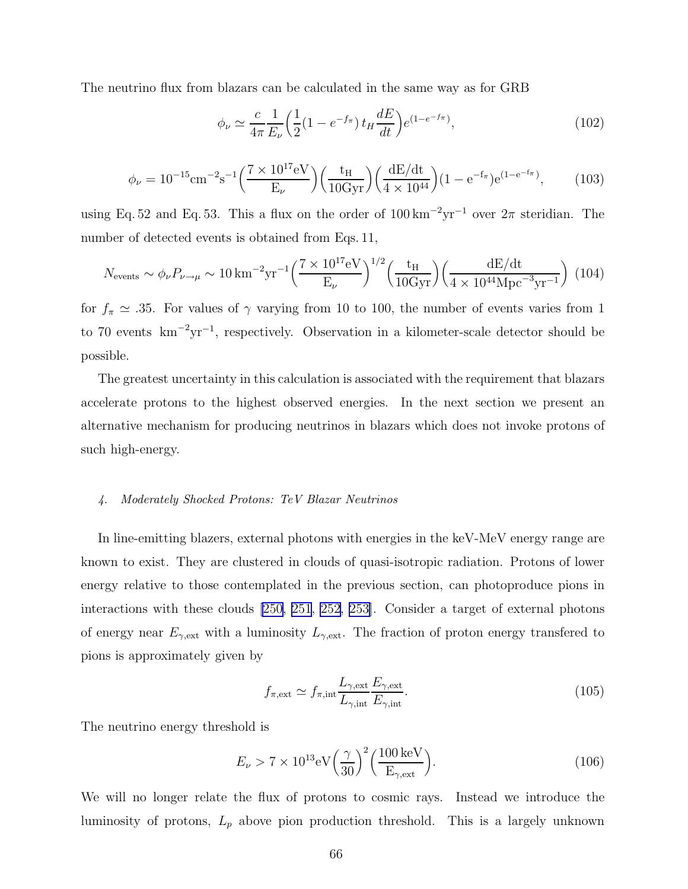The neutrino flux from blazars can be calculated in the same way as for GRB

$$\phi_\nu \simeq \frac{c}{4\pi}\frac{1}{E_\nu}\Big(\frac{1}{2}(1-e^{-f_\pi})\,t_H\frac{dE}{dt}\Big)e^{(1-e^{-f_\pi})}, \tag{102}$$

$$\phi_\nu = 10^{-15}\mathrm{cm^{-2}s^{-1}}\Big(\frac{7\times10^{17}\mathrm{eV}}{\mathrm{E}_\nu}\Big)\Big(\frac{\mathrm{t_H}}{10\mathrm{Gyr}}\Big)\Big(\frac{\mathrm{dE/dt}}{4\times10^{44}}\Big)(1-\mathrm{e^{-f_\pi}})\mathrm{e}^{(1-\mathrm{e}^{-f_\pi})}, \tag{103}$$

using Eq. 52 and Eq. 53. This a flux on the order of $100\,\mathrm{km^{-2}yr^{-1}}$ over $2\pi$ steridian. The number of detected events is obtained from Eqs. 11,

$$N_{\mathrm{events}} \sim \phi_\nu P_{\nu\to\mu} \sim 10\,\mathrm{km^{-2}yr^{-1}}\Big(\frac{7\times10^{17}\mathrm{eV}}{\mathrm{E}_\nu}\Big)^{1/2}\Big(\frac{\mathrm{t_H}}{10\mathrm{Gyr}}\Big)\Big(\frac{\mathrm{dE/dt}}{4\times10^{44}\mathrm{Mpc^{-3}yr^{-1}}}\Big) \tag{104}$$

for $f_\pi \simeq .35$. For values of $\gamma$ varying from 10 to 100, the number of events varies from 1 to 70 events $\mathrm{km^{-2}yr^{-1}}$, respectively. Observation in a kilometer-scale detector should be possible.

The greatest uncertainty in this calculation is associated with the requirement that blazars accelerate protons to the highest observed energies. In the next section we present an alternative mechanism for producing neutrinos in blazars which does not invoke protons of such high-energy.

#### *4. Moderately Shocked Protons: TeV Blazar Neutrinos*

In line-emitting blazers, external photons with energies in the keV-MeV energy range are known to exist. They are clustered in clouds of quasi-isotropic radiation. Protons of lower energy relative to those contemplated in the previous section, can photoproduce pions in interactions with these clouds [250, 251, 252, 253]. Consider a target of external photons of energy near $E_{\gamma,\mathrm{ext}}$ with a luminosity $L_{\gamma,\mathrm{ext}}$. The fraction of proton energy transfered to pions is approximately given by

$$f_{\pi,\mathrm{ext}} \simeq f_{\pi,\mathrm{int}}\frac{L_{\gamma,\mathrm{ext}}}{L_{\gamma,\mathrm{int}}}\frac{E_{\gamma,\mathrm{ext}}}{E_{\gamma,\mathrm{int}}}. \tag{105}$$

The neutrino energy threshold is

$$E_\nu > 7\times10^{13}\mathrm{eV}\Big(\frac{\gamma}{30}\Big)^2\Big(\frac{100\,\mathrm{keV}}{\mathrm{E}_{\gamma,\mathrm{ext}}}\Big). \tag{106}$$

We will no longer relate the flux of protons to cosmic rays. Instead we introduce the luminosity of protons, $L_p$ above pion production threshold. This is a largely unknown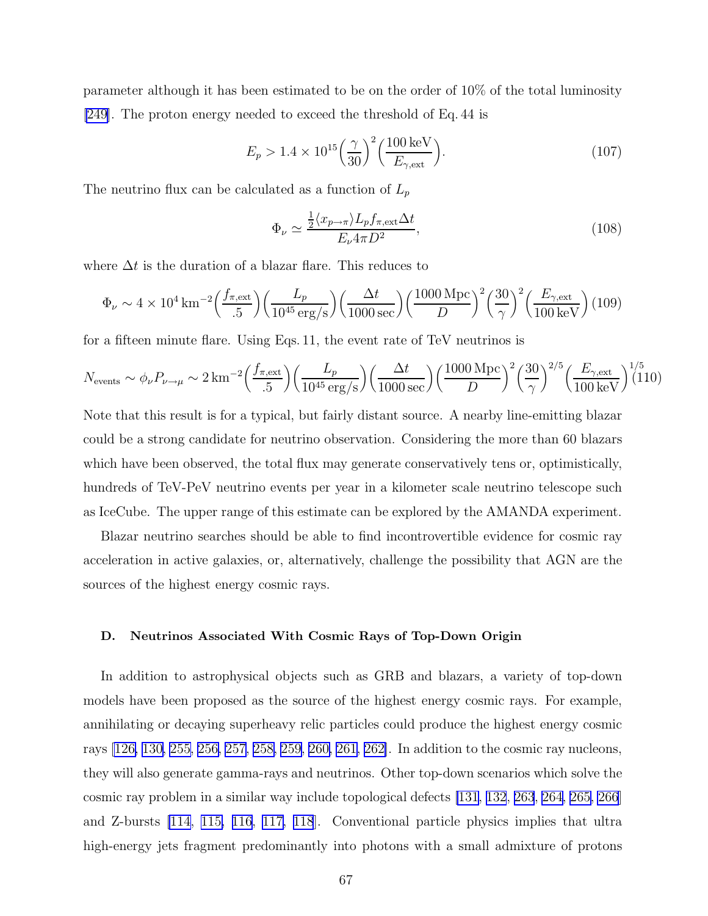parameter although it has been estimated to be on the order of 10% of the total luminosity [249]. The proton energy needed to exceed the threshold of Eq. 44 is

$$E_p > 1.4 \times 10^{15} \Big(\frac{\gamma}{30}\Big)^2 \Big(\frac{100\,\mathrm{keV}}{E_{\gamma,\mathrm{ext}}}\Big). \tag{107}$$

The neutrino flux can be calculated as a function of $L_p$

$$\Phi_\nu \simeq \frac{\frac{1}{2}\langle x_{p\to\pi}\rangle L_p f_{\pi,\mathrm{ext}} \Delta t}{E_\nu 4\pi D^2}, \tag{108}$$

where $\Delta t$ is the duration of a blazar flare. This reduces to

$$\Phi_\nu \sim 4 \times 10^4\,\mathrm{km}^{-2} \Big(\frac{f_{\pi,\mathrm{ext}}}{.5}\Big)\Big(\frac{L_p}{10^{45}\,\mathrm{erg/s}}\Big)\Big(\frac{\Delta t}{1000\,\mathrm{sec}}\Big)\Big(\frac{1000\,\mathrm{Mpc}}{D}\Big)^2 \Big(\frac{30}{\gamma}\Big)^2 \Big(\frac{E_{\gamma,\mathrm{ext}}}{100\,\mathrm{keV}}\Big) \tag{109}$$

for a fifteen minute flare. Using Eqs. 11, the event rate of TeV neutrinos is

$$N_{\mathrm{events}} \sim \phi_\nu P_{\nu\to\mu} \sim 2\,\mathrm{km}^{-2} \Big(\frac{f_{\pi,\mathrm{ext}}}{.5}\Big)\Big(\frac{L_p}{10^{45}\,\mathrm{erg/s}}\Big)\Big(\frac{\Delta t}{1000\,\mathrm{sec}}\Big)\Big(\frac{1000\,\mathrm{Mpc}}{D}\Big)^2 \Big(\frac{30}{\gamma}\Big)^{2/5} \Big(\frac{E_{\gamma,\mathrm{ext}}}{100\,\mathrm{keV}}\Big)^{1/5} \tag{110}$$

Note that this result is for a typical, but fairly distant source. A nearby line-emitting blazar could be a strong candidate for neutrino observation. Considering the more than 60 blazars which have been observed, the total flux may generate conservatively tens or, optimistically, hundreds of TeV-PeV neutrino events per year in a kilometer scale neutrino telescope such as IceCube. The upper range of this estimate can be explored by the AMANDA experiment.

Blazar neutrino searches should be able to find incontrovertible evidence for cosmic ray acceleration in active galaxies, or, alternatively, challenge the possibility that AGN are the sources of the highest energy cosmic rays.

### D. Neutrinos Associated With Cosmic Rays of Top-Down Origin

In addition to astrophysical objects such as GRB and blazars, a variety of top-down models have been proposed as the source of the highest energy cosmic rays. For example, annihilating or decaying superheavy relic particles could produce the highest energy cosmic rays [126, 130, 255, 256, 257, 258, 259, 260, 261, 262]. In addition to the cosmic ray nucleons, they will also generate gamma-rays and neutrinos. Other top-down scenarios which solve the cosmic ray problem in a similar way include topological defects [131, 132, 263, 264, 265, 266] and Z-bursts [114, 115, 116, 117, 118]. Conventional particle physics implies that ultra high-energy jets fragment predominantly into photons with a small admixture of protons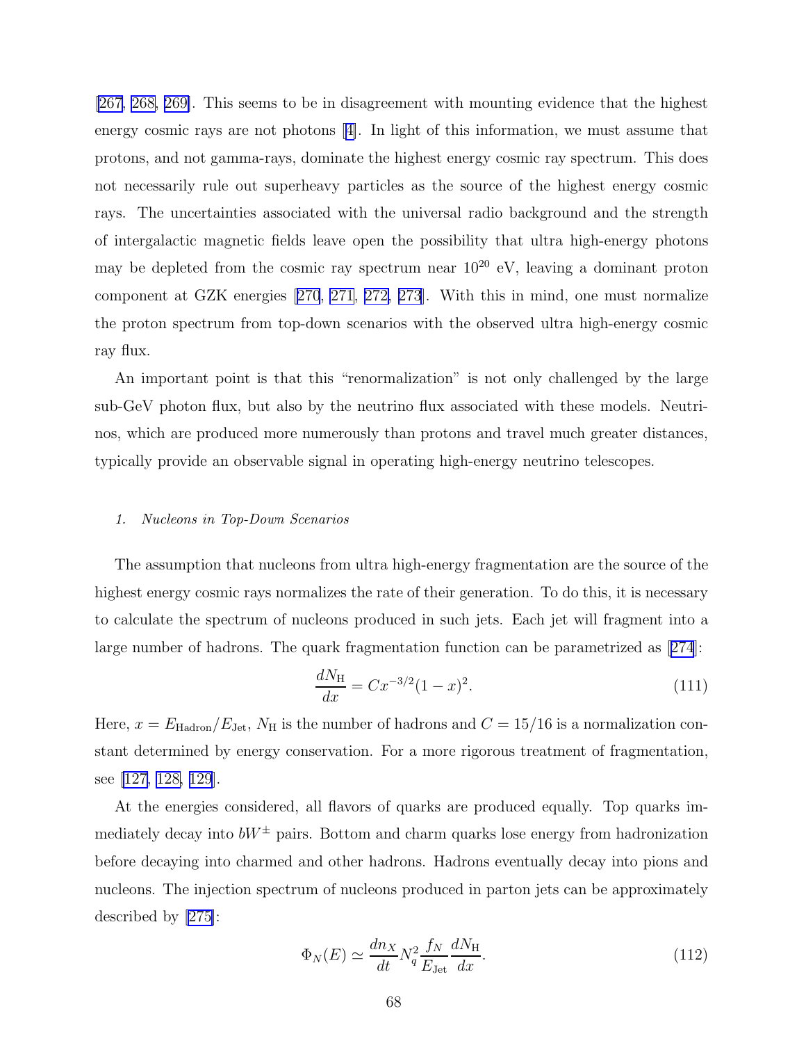[267, 268, 269]. This seems to be in disagreement with mounting evidence that the highest energy cosmic rays are not photons [4]. In light of this information, we must assume that protons, and not gamma-rays, dominate the highest energy cosmic ray spectrum. This does not necessarily rule out superheavy particles as the source of the highest energy cosmic rays. The uncertainties associated with the universal radio background and the strength of intergalactic magnetic fields leave open the possibility that ultra high-energy photons may be depleted from the cosmic ray spectrum near $10^{20}$ eV, leaving a dominant proton component at GZK energies [270, 271, 272, 273]. With this in mind, one must normalize the proton spectrum from top-down scenarios with the observed ultra high-energy cosmic ray flux.

An important point is that this "renormalization" is not only challenged by the large sub-GeV photon flux, but also by the neutrino flux associated with these models. Neutrinos, which are produced more numerously than protons and travel much greater distances, typically provide an observable signal in operating high-energy neutrino telescopes.

#### 1. *Nucleons in Top-Down Scenarios*

The assumption that nucleons from ultra high-energy fragmentation are the source of the highest energy cosmic rays normalizes the rate of their generation. To do this, it is necessary to calculate the spectrum of nucleons produced in such jets. Each jet will fragment into a large number of hadrons. The quark fragmentation function can be parametrized as [274]:

$$\frac{dN_{\mathrm{H}}}{dx} = Cx^{-3/2}(1-x)^2. \tag{111}$$

Here, $x = E_{\mathrm{Hadron}}/E_{\mathrm{Jet}}$, $N_{\mathrm{H}}$ is the number of hadrons and $C = 15/16$ is a normalization constant determined by energy conservation. For a more rigorous treatment of fragmentation, see [127, 128, 129].

At the energies considered, all flavors of quarks are produced equally. Top quarks immediately decay into $bW^{\pm}$ pairs. Bottom and charm quarks lose energy from hadronization before decaying into charmed and other hadrons. Hadrons eventually decay into pions and nucleons. The injection spectrum of nucleons produced in parton jets can be approximately described by [275]:

$$\Phi_N(E) \simeq \frac{dn_X}{dt} N_q^2 \frac{f_N}{E_{\mathrm{Jet}}} \frac{dN_{\mathrm{H}}}{dx}. \tag{112}$$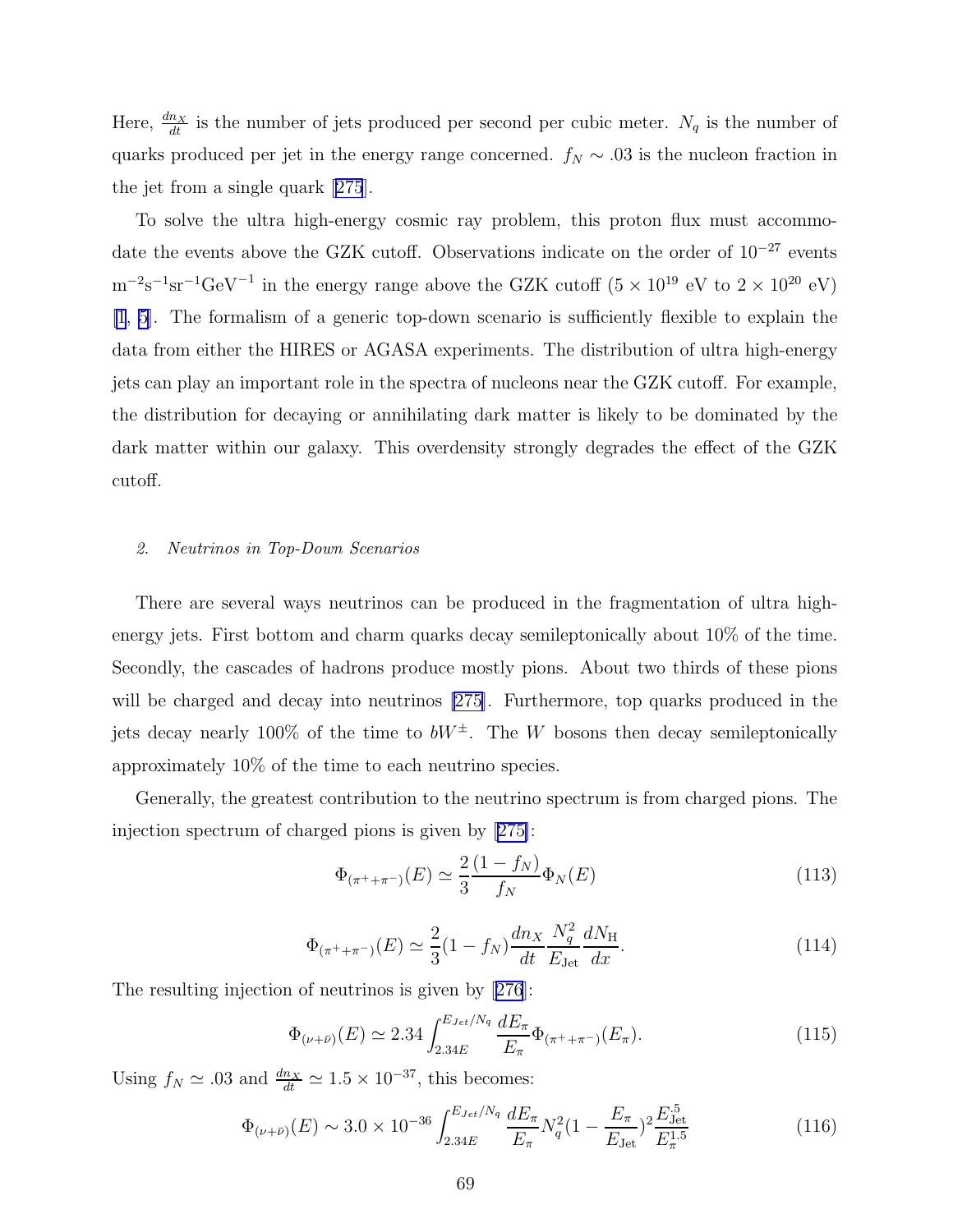Here, $\frac{dn_X}{dt}$ is the number of jets produced per second per cubic meter. $N_q$ is the number of quarks produced per jet in the energy range concerned. $f_N \sim .03$ is the nucleon fraction in the jet from a single quark [275].

To solve the ultra high-energy cosmic ray problem, this proton flux must accommodate the events above the GZK cutoff. Observations indicate on the order of $10^{-27}$ events $\mathrm{m}^{-2}\mathrm{s}^{-1}\mathrm{sr}^{-1}\mathrm{GeV}^{-1}$ in the energy range above the GZK cutoff ($5 \times 10^{19}$ eV to $2 \times 10^{20}$ eV) [1, 5]. The formalism of a generic top-down scenario is sufficiently flexible to explain the data from either the HIRES or AGASA experiments. The distribution of ultra high-energy jets can play an important role in the spectra of nucleons near the GZK cutoff. For example, the distribution for decaying or annihilating dark matter is likely to be dominated by the dark matter within our galaxy. This overdensity strongly degrades the effect of the GZK cutoff.

### *2. Neutrinos in Top-Down Scenarios*

There are several ways neutrinos can be produced in the fragmentation of ultra high-energy jets. First bottom and charm quarks decay semileptonically about 10% of the time. Secondly, the cascades of hadrons produce mostly pions. About two thirds of these pions will be charged and decay into neutrinos [275]. Furthermore, top quarks produced in the jets decay nearly 100% of the time to $bW^{\pm}$. The $W$ bosons then decay semileptonically approximately 10% of the time to each neutrino species.

Generally, the greatest contribution to the neutrino spectrum is from charged pions. The injection spectrum of charged pions is given by [275]:

$$\Phi_{(\pi^+ + \pi^-)}(E) \simeq \frac{2}{3}\frac{(1-f_N)}{f_N}\Phi_N(E) \tag{113}$$

$$\Phi_{(\pi^+ + \pi^-)}(E) \simeq \frac{2}{3}(1-f_N)\frac{dn_X}{dt}\frac{N_q^2}{E_{\mathrm{Jet}}}\frac{dN_{\mathrm{H}}}{dx}. \tag{114}$$

The resulting injection of neutrinos is given by [276]:

$$\Phi_{(\nu+\bar{\nu})}(E) \simeq 2.34\int_{2.34E}^{E_{Jet}/N_q}\frac{dE_\pi}{E_\pi}\Phi_{(\pi^+ + \pi^-)}(E_\pi). \tag{115}$$

Using $f_N \simeq .03$ and $\frac{dn_X}{dt} \simeq 1.5 \times 10^{-37}$, this becomes:

$$\Phi_{(\nu+\bar{\nu})}(E) \sim 3.0 \times 10^{-36}\int_{2.34E}^{E_{Jet}/N_q}\frac{dE_\pi}{E_\pi}N_q^2(1-\frac{E_\pi}{E_{\mathrm{Jet}}})^2\frac{E_{\mathrm{Jet}}^{.5}}{E_\pi^{1.5}} \tag{116}$$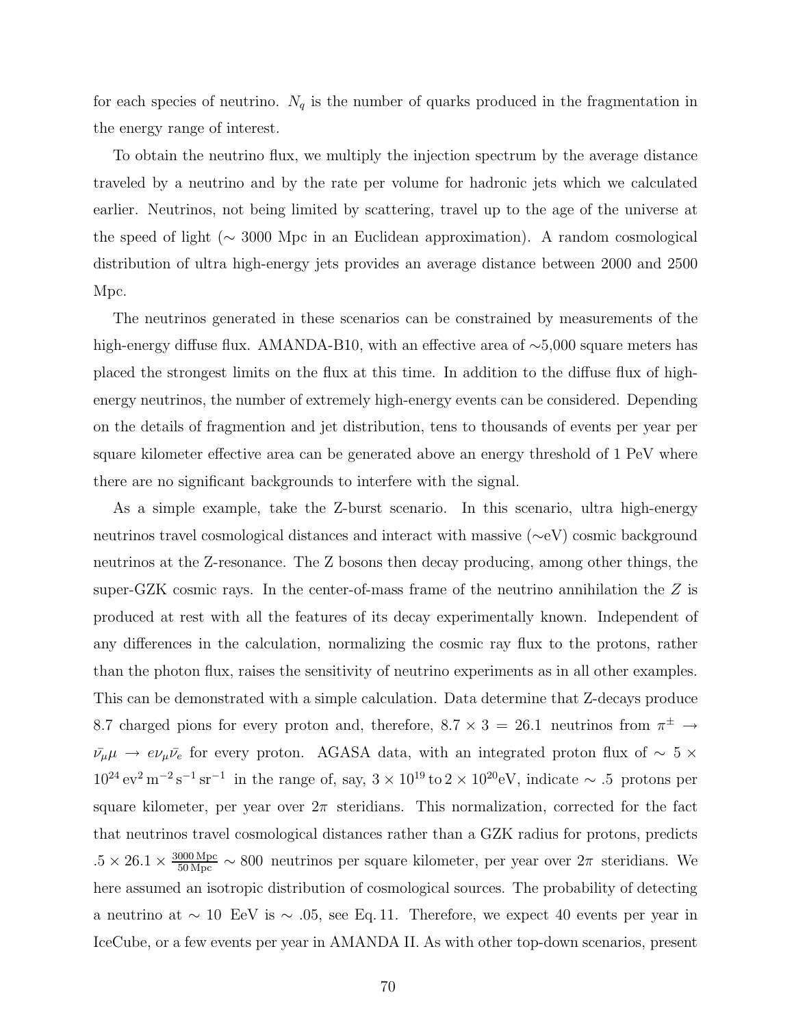for each species of neutrino. $N_q$ is the number of quarks produced in the fragmentation in the energy range of interest.

To obtain the neutrino flux, we multiply the injection spectrum by the average distance traveled by a neutrino and by the rate per volume for hadronic jets which we calculated earlier. Neutrinos, not being limited by scattering, travel up to the age of the universe at the speed of light ($\sim$ 3000 Mpc in an Euclidean approximation). A random cosmological distribution of ultra high-energy jets provides an average distance between 2000 and 2500 Mpc.

The neutrinos generated in these scenarios can be constrained by measurements of the high-energy diffuse flux. AMANDA-B10, with an effective area of $\sim$5,000 square meters has placed the strongest limits on the flux at this time. In addition to the diffuse flux of high-energy neutrinos, the number of extremely high-energy events can be considered. Depending on the details of fragmention and jet distribution, tens to thousands of events per year per square kilometer effective area can be generated above an energy threshold of 1 PeV where there are no significant backgrounds to interfere with the signal.

As a simple example, take the Z-burst scenario. In this scenario, ultra high-energy neutrinos travel cosmological distances and interact with massive ($\sim$eV) cosmic background neutrinos at the Z-resonance. The Z bosons then decay producing, among other things, the super-GZK cosmic rays. In the center-of-mass frame of the neutrino annihilation the $Z$ is produced at rest with all the features of its decay experimentally known. Independent of any differences in the calculation, normalizing the cosmic ray flux to the protons, rather than the photon flux, raises the sensitivity of neutrino experiments as in all other examples. This can be demonstrated with a simple calculation. Data determine that Z-decays produce 8.7 charged pions for every proton and, therefore, $8.7 \times 3 = 26.1$ neutrinos from $\pi^{\pm} \rightarrow \bar{\nu_\mu}\mu \rightarrow e\nu_\mu\bar{\nu_e}$ for every proton. AGASA data, with an integrated proton flux of $\sim 5 \times 10^{24}\,\mathrm{ev}^2\,\mathrm{m}^{-2}\,\mathrm{s}^{-1}\,\mathrm{sr}^{-1}$ in the range of, say, $3 \times 10^{19}\,\mathrm{to}\,2 \times 10^{20}\mathrm{eV}$, indicate $\sim .5$ protons per square kilometer, per year over $2\pi$ steridians. This normalization, corrected for the fact that neutrinos travel cosmological distances rather than a GZK radius for protons, predicts $.5 \times 26.1 \times \frac{3000\,\mathrm{Mpc}}{50\,\mathrm{Mpc}} \sim 800$ neutrinos per square kilometer, per year over $2\pi$ steridians. We here assumed an isotropic distribution of cosmological sources. The probability of detecting a neutrino at $\sim$ 10 EeV is $\sim .05$, see Eq. 11. Therefore, we expect 40 events per year in IceCube, or a few events per year in AMANDA II. As with other top-down scenarios, present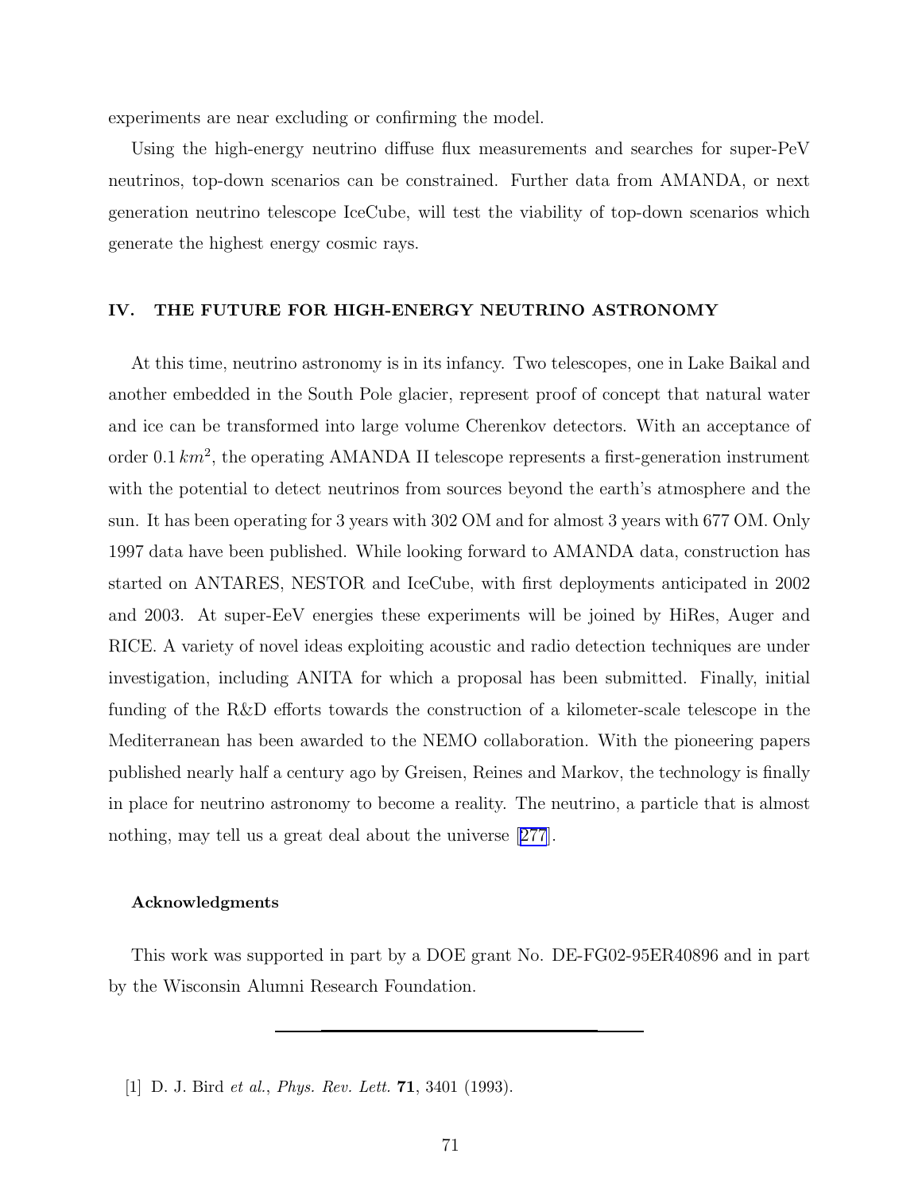experiments are near excluding or confirming the model.

Using the high-energy neutrino diffuse flux measurements and searches for super-PeV neutrinos, top-down scenarios can be constrained. Further data from AMANDA, or next generation neutrino telescope IceCube, will test the viability of top-down scenarios which generate the highest energy cosmic rays.

## IV. THE FUTURE FOR HIGH-ENERGY NEUTRINO ASTRONOMY

At this time, neutrino astronomy is in its infancy. Two telescopes, one in Lake Baikal and another embedded in the South Pole glacier, represent proof of concept that natural water and ice can be transformed into large volume Cherenkov detectors. With an acceptance of order $0.1\,km^2$, the operating AMANDA II telescope represents a first-generation instrument with the potential to detect neutrinos from sources beyond the earth's atmosphere and the sun. It has been operating for 3 years with 302 OM and for almost 3 years with 677 OM. Only 1997 data have been published. While looking forward to AMANDA data, construction has started on ANTARES, NESTOR and IceCube, with first deployments anticipated in 2002 and 2003. At super-EeV energies these experiments will be joined by HiRes, Auger and RICE. A variety of novel ideas exploiting acoustic and radio detection techniques are under investigation, including ANITA for which a proposal has been submitted. Finally, initial funding of the R&D efforts towards the construction of a kilometer-scale telescope in the Mediterranean has been awarded to the NEMO collaboration. With the pioneering papers published nearly half a century ago by Greisen, Reines and Markov, the technology is finally in place for neutrino astronomy to become a reality. The neutrino, a particle that is almost nothing, may tell us a great deal about the universe [277].

### Acknowledgments

This work was supported in part by a DOE grant No. DE-FG02-95ER40896 and in part by the Wisconsin Alumni Research Foundation.

---

[1] D. J. Bird *et al.*, *Phys. Rev. Lett.* **71**, 3401 (1993).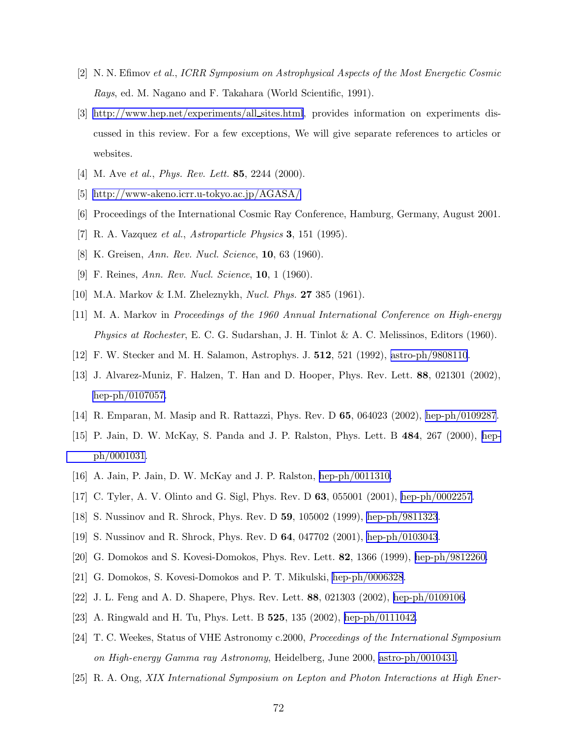[2] N. N. Efimov *et al.*, *ICRR Symposium on Astrophysical Aspects of the Most Energetic Cosmic Rays*, ed. M. Nagano and F. Takahara (World Scientific, 1991).

[3] http://www.hep.net/experiments/all_sites.html, provides information on experiments discussed in this review. For a few exceptions, We will give separate references to articles or websites.

[4] M. Ave *et al.*, *Phys. Rev. Lett.* **85**, 2244 (2000).

[5] http://www-akeno.icrr.u-tokyo.ac.jp/AGASA/

[6] Proceedings of the International Cosmic Ray Conference, Hamburg, Germany, August 2001.

[7] R. A. Vazquez *et al.*, *Astroparticle Physics* **3**, 151 (1995).

[8] K. Greisen, *Ann. Rev. Nucl. Science*, **10**, 63 (1960).

[9] F. Reines, *Ann. Rev. Nucl. Science*, **10**, 1 (1960).

[10] M.A. Markov & I.M. Zheleznykh, *Nucl. Phys.* **27** 385 (1961).

[11] M. A. Markov in *Proceedings of the 1960 Annual International Conference on High-energy Physics at Rochester*, E. C. G. Sudarshan, J. H. Tinlot & A. C. Melissinos, Editors (1960).

[12] F. W. Stecker and M. H. Salamon, Astrophys. J. **512**, 521 (1992), astro-ph/9808110.

[13] J. Alvarez-Muniz, F. Halzen, T. Han and D. Hooper, Phys. Rev. Lett. **88**, 021301 (2002), hep-ph/0107057.

[14] R. Emparan, M. Masip and R. Rattazzi, Phys. Rev. D **65**, 064023 (2002), hep-ph/0109287.

[15] P. Jain, D. W. McKay, S. Panda and J. P. Ralston, Phys. Lett. B **484**, 267 (2000), hep-ph/0001031.

[16] A. Jain, P. Jain, D. W. McKay and J. P. Ralston, hep-ph/0011310.

[17] C. Tyler, A. V. Olinto and G. Sigl, Phys. Rev. D **63**, 055001 (2001), hep-ph/0002257.

[18] S. Nussinov and R. Shrock, Phys. Rev. D **59**, 105002 (1999), hep-ph/9811323.

[19] S. Nussinov and R. Shrock, Phys. Rev. D **64**, 047702 (2001), hep-ph/0103043.

[20] G. Domokos and S. Kovesi-Domokos, Phys. Rev. Lett. **82**, 1366 (1999), hep-ph/9812260.

[21] G. Domokos, S. Kovesi-Domokos and P. T. Mikulski, hep-ph/0006328.

[22] J. L. Feng and A. D. Shapere, Phys. Rev. Lett. **88**, 021303 (2002), hep-ph/0109106.

[23] A. Ringwald and H. Tu, Phys. Lett. B **525**, 135 (2002), hep-ph/0111042.

[24] T. C. Weekes, Status of VHE Astronomy c.2000, *Proceedings of the International Symposium on High-energy Gamma ray Astronomy*, Heidelberg, June 2000, astro-ph/0010431.

[25] R. A. Ong, *XIX International Symposium on Lepton and Photon Interactions at High Ener-*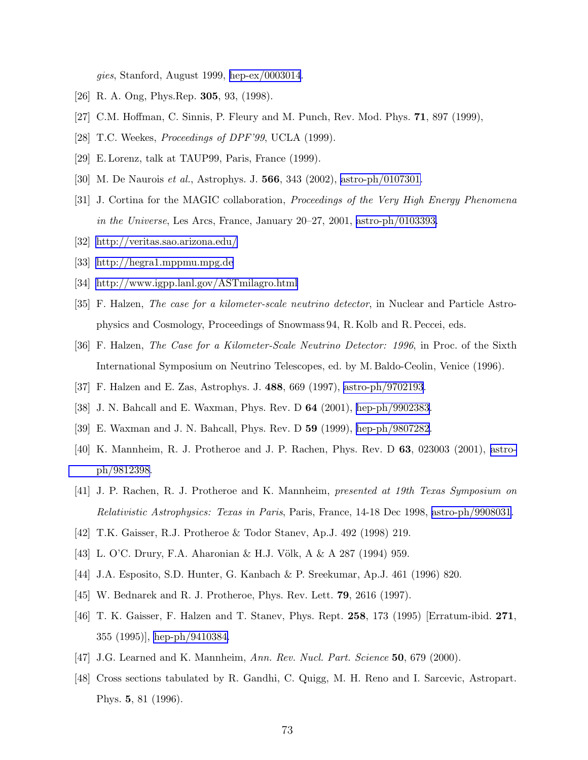*gies*, Stanford, August 1999, hep-ex/0003014.

[26] R. A. Ong, Phys.Rep. **305**, 93, (1998).

[27] C.M. Hoffman, C. Sinnis, P. Fleury and M. Punch, Rev. Mod. Phys. **71**, 897 (1999),

[28] T.C. Weekes, *Proceedings of DPF'99*, UCLA (1999).

[29] E. Lorenz, talk at TAUP99, Paris, France (1999).

[30] M. De Naurois *et al.*, Astrophys. J. **566**, 343 (2002), astro-ph/0107301.

[31] J. Cortina for the MAGIC collaboration, *Proceedings of the Very High Energy Phenomena in the Universe*, Les Arcs, France, January 20–27, 2001, astro-ph/0103393.

[32] http://veritas.sao.arizona.edu/

[33] http://hegra1.mppmu.mpg.de

[34] http://www.igpp.lanl.gov/ASTmilagro.html

[35] F. Halzen, *The case for a kilometer-scale neutrino detector*, in Nuclear and Particle Astrophysics and Cosmology, Proceedings of Snowmass 94, R. Kolb and R. Peccei, eds.

[36] F. Halzen, *The Case for a Kilometer-Scale Neutrino Detector: 1996*, in Proc. of the Sixth International Symposium on Neutrino Telescopes, ed. by M. Baldo-Ceolin, Venice (1996).

[37] F. Halzen and E. Zas, Astrophys. J. **488**, 669 (1997), astro-ph/9702193.

[38] J. N. Bahcall and E. Waxman, Phys. Rev. D **64** (2001), hep-ph/9902383.

[39] E. Waxman and J. N. Bahcall, Phys. Rev. D **59** (1999), hep-ph/9807282.

[40] K. Mannheim, R. J. Protheroe and J. P. Rachen, Phys. Rev. D **63**, 023003 (2001), astro-ph/9812398.

[41] J. P. Rachen, R. J. Protheroe and K. Mannheim, *presented at 19th Texas Symposium on Relativistic Astrophysics: Texas in Paris*, Paris, France, 14-18 Dec 1998, astro-ph/9908031.

[42] T.K. Gaisser, R.J. Protheroe & Todor Stanev, Ap.J. 492 (1998) 219.

[43] L. O'C. Drury, F.A. Aharonian & H.J. Völk, A & A 287 (1994) 959.

[44] J.A. Esposito, S.D. Hunter, G. Kanbach & P. Sreekumar, Ap.J. 461 (1996) 820.

[45] W. Bednarek and R. J. Protheroe, Phys. Rev. Lett. **79**, 2616 (1997).

[46] T. K. Gaisser, F. Halzen and T. Stanev, Phys. Rept. **258**, 173 (1995) [Erratum-ibid. **271**, 355 (1995)], hep-ph/9410384.

[47] J.G. Learned and K. Mannheim, *Ann. Rev. Nucl. Part. Science* **50**, 679 (2000).

[48] Cross sections tabulated by R. Gandhi, C. Quigg, M. H. Reno and I. Sarcevic, Astropart. Phys. **5**, 81 (1996).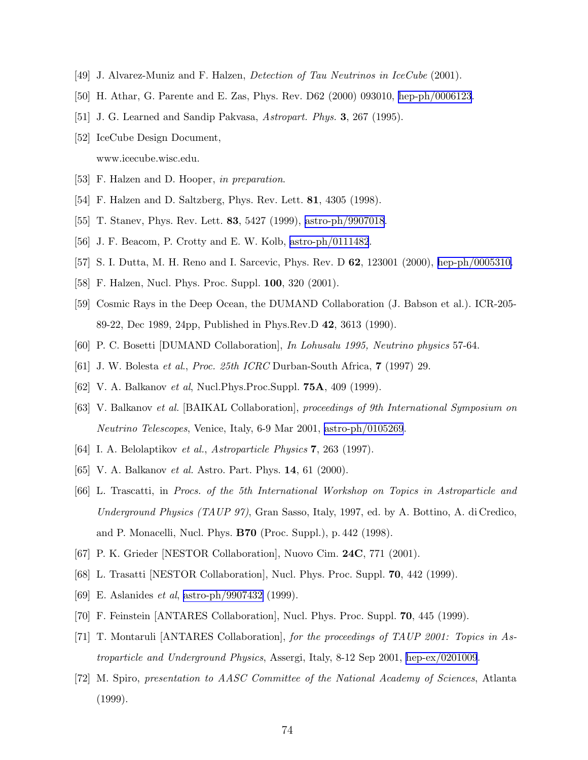[49] J. Alvarez-Muniz and F. Halzen, *Detection of Tau Neutrinos in IceCube* (2001).

[50] H. Athar, G. Parente and E. Zas, Phys. Rev. D62 (2000) 093010, hep-ph/0006123.

[51] J. G. Learned and Sandip Pakvasa, *Astropart. Phys.* **3**, 267 (1995).

[52] IceCube Design Document,
www.icecube.wisc.edu.

[53] F. Halzen and D. Hooper, *in preparation*.

[54] F. Halzen and D. Saltzberg, Phys. Rev. Lett. **81**, 4305 (1998).

[55] T. Stanev, Phys. Rev. Lett. **83**, 5427 (1999), astro-ph/9907018.

[56] J. F. Beacom, P. Crotty and E. W. Kolb, astro-ph/0111482.

[57] S. I. Dutta, M. H. Reno and I. Sarcevic, Phys. Rev. D **62**, 123001 (2000), hep-ph/0005310.

[58] F. Halzen, Nucl. Phys. Proc. Suppl. **100**, 320 (2001).

[59] Cosmic Rays in the Deep Ocean, the DUMAND Collaboration (J. Babson et al.). ICR-205-89-22, Dec 1989, 24pp, Published in Phys.Rev.D **42**, 3613 (1990).

[60] P. C. Bosetti [DUMAND Collaboration], *In Lohusalu 1995, Neutrino physics* 57-64.

[61] J. W. Bolesta *et al.*, *Proc. 25th ICRC* Durban-South Africa, **7** (1997) 29.

[62] V. A. Balkanov *et al*, Nucl.Phys.Proc.Suppl. **75A**, 409 (1999).

[63] V. Balkanov *et al.* [BAIKAL Collaboration], *proceedings of 9th International Symposium on Neutrino Telescopes*, Venice, Italy, 6-9 Mar 2001, astro-ph/0105269.

[64] I. A. Belolaptikov *et al.*, *Astroparticle Physics* **7**, 263 (1997).

[65] V. A. Balkanov *et al.* Astro. Part. Phys. **14**, 61 (2000).

[66] L. Trascatti, in *Procs. of the 5th International Workshop on Topics in Astroparticle and Underground Physics (TAUP 97)*, Gran Sasso, Italy, 1997, ed. by A. Bottino, A. di Credico, and P. Monacelli, Nucl. Phys. **B70** (Proc. Suppl.), p. 442 (1998).

[67] P. K. Grieder [NESTOR Collaboration], Nuovo Cim. **24C**, 771 (2001).

[68] L. Trasatti [NESTOR Collaboration], Nucl. Phys. Proc. Suppl. **70**, 442 (1999).

[69] E. Aslanides *et al*, astro-ph/9907432 (1999).

[70] F. Feinstein [ANTARES Collaboration], Nucl. Phys. Proc. Suppl. **70**, 445 (1999).

[71] T. Montaruli [ANTARES Collaboration], *for the proceedings of TAUP 2001: Topics in Astroparticle and Underground Physics*, Assergi, Italy, 8-12 Sep 2001, hep-ex/0201009.

[72] M. Spiro, *presentation to AASC Committee of the National Academy of Sciences*, Atlanta (1999).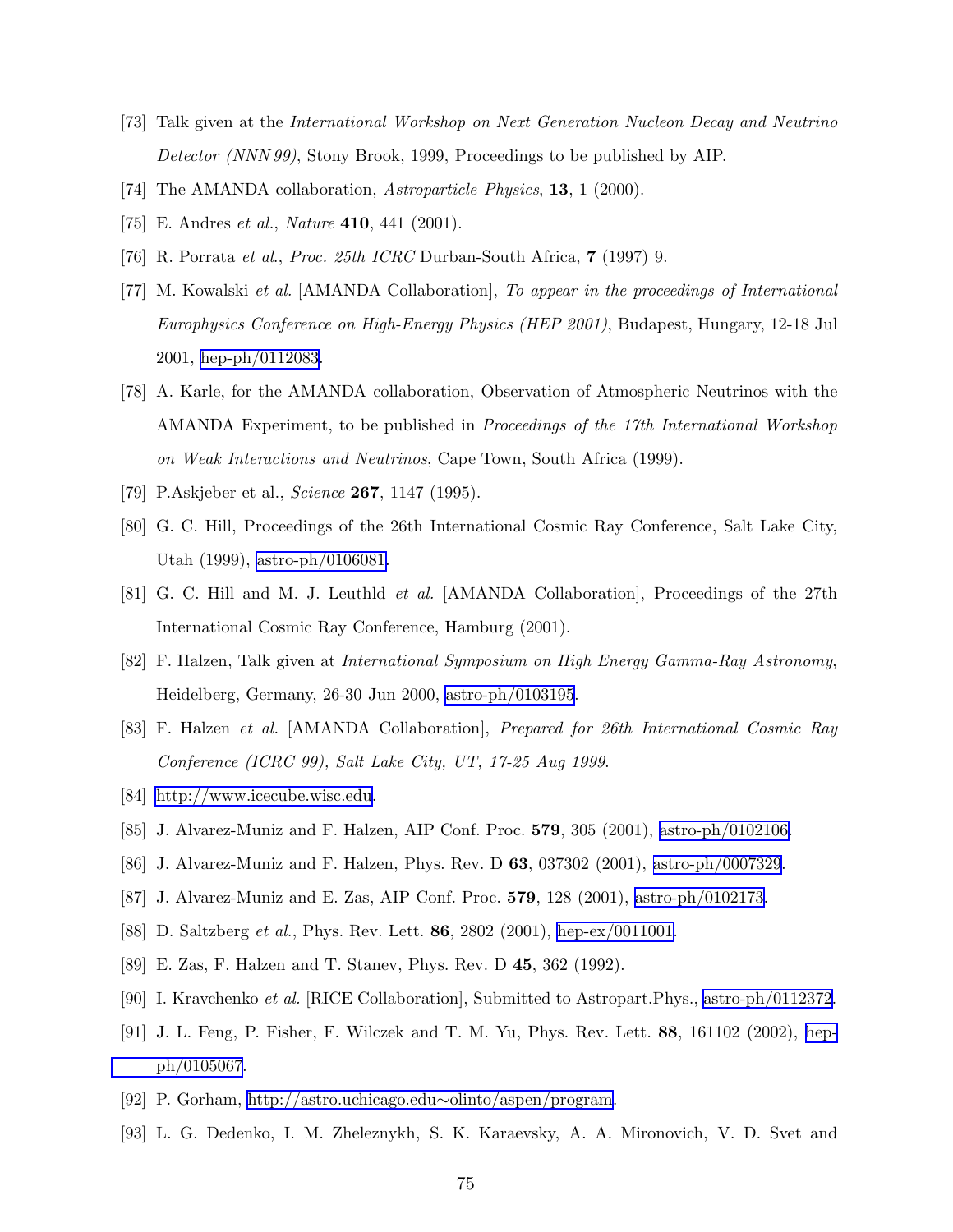[73] Talk given at the *International Workshop on Next Generation Nucleon Decay and Neutrino Detector (NNN 99)*, Stony Brook, 1999, Proceedings to be published by AIP.

[74] The AMANDA collaboration, *Astroparticle Physics*, **13**, 1 (2000).

[75] E. Andres *et al.*, *Nature* **410**, 441 (2001).

[76] R. Porrata *et al.*, *Proc. 25th ICRC* Durban-South Africa, **7** (1997) 9.

[77] M. Kowalski *et al.* [AMANDA Collaboration], *To appear in the proceedings of International Europhysics Conference on High-Energy Physics (HEP 2001)*, Budapest, Hungary, 12-18 Jul 2001, hep-ph/0112083.

[78] A. Karle, for the AMANDA collaboration, Observation of Atmospheric Neutrinos with the AMANDA Experiment, to be published in *Proceedings of the 17th International Workshop on Weak Interactions and Neutrinos*, Cape Town, South Africa (1999).

[79] P.Askjeber et al., *Science* **267**, 1147 (1995).

[80] G. C. Hill, Proceedings of the 26th International Cosmic Ray Conference, Salt Lake City, Utah (1999), astro-ph/0106081.

[81] G. C. Hill and M. J. Leuthld *et al.* [AMANDA Collaboration], Proceedings of the 27th International Cosmic Ray Conference, Hamburg (2001).

[82] F. Halzen, Talk given at *International Symposium on High Energy Gamma-Ray Astronomy*, Heidelberg, Germany, 26-30 Jun 2000, astro-ph/0103195.

[83] F. Halzen *et al.* [AMANDA Collaboration], *Prepared for 26th International Cosmic Ray Conference (ICRC 99), Salt Lake City, UT, 17-25 Aug 1999*.

[84] http://www.icecube.wisc.edu.

[85] J. Alvarez-Muniz and F. Halzen, AIP Conf. Proc. **579**, 305 (2001), astro-ph/0102106.

[86] J. Alvarez-Muniz and F. Halzen, Phys. Rev. D **63**, 037302 (2001), astro-ph/0007329.

[87] J. Alvarez-Muniz and E. Zas, AIP Conf. Proc. **579**, 128 (2001), astro-ph/0102173.

[88] D. Saltzberg *et al.*, Phys. Rev. Lett. **86**, 2802 (2001), hep-ex/0011001.

[89] E. Zas, F. Halzen and T. Stanev, Phys. Rev. D **45**, 362 (1992).

[90] I. Kravchenko *et al.* [RICE Collaboration], Submitted to Astropart.Phys., astro-ph/0112372.

[91] J. L. Feng, P. Fisher, F. Wilczek and T. M. Yu, Phys. Rev. Lett. **88**, 161102 (2002), hep-ph/0105067.

[92] P. Gorham, http://astro.uchicago.edu∼olinto/aspen/program.

[93] L. G. Dedenko, I. M. Zheleznykh, S. K. Karaevsky, A. A. Mironovich, V. D. Svet and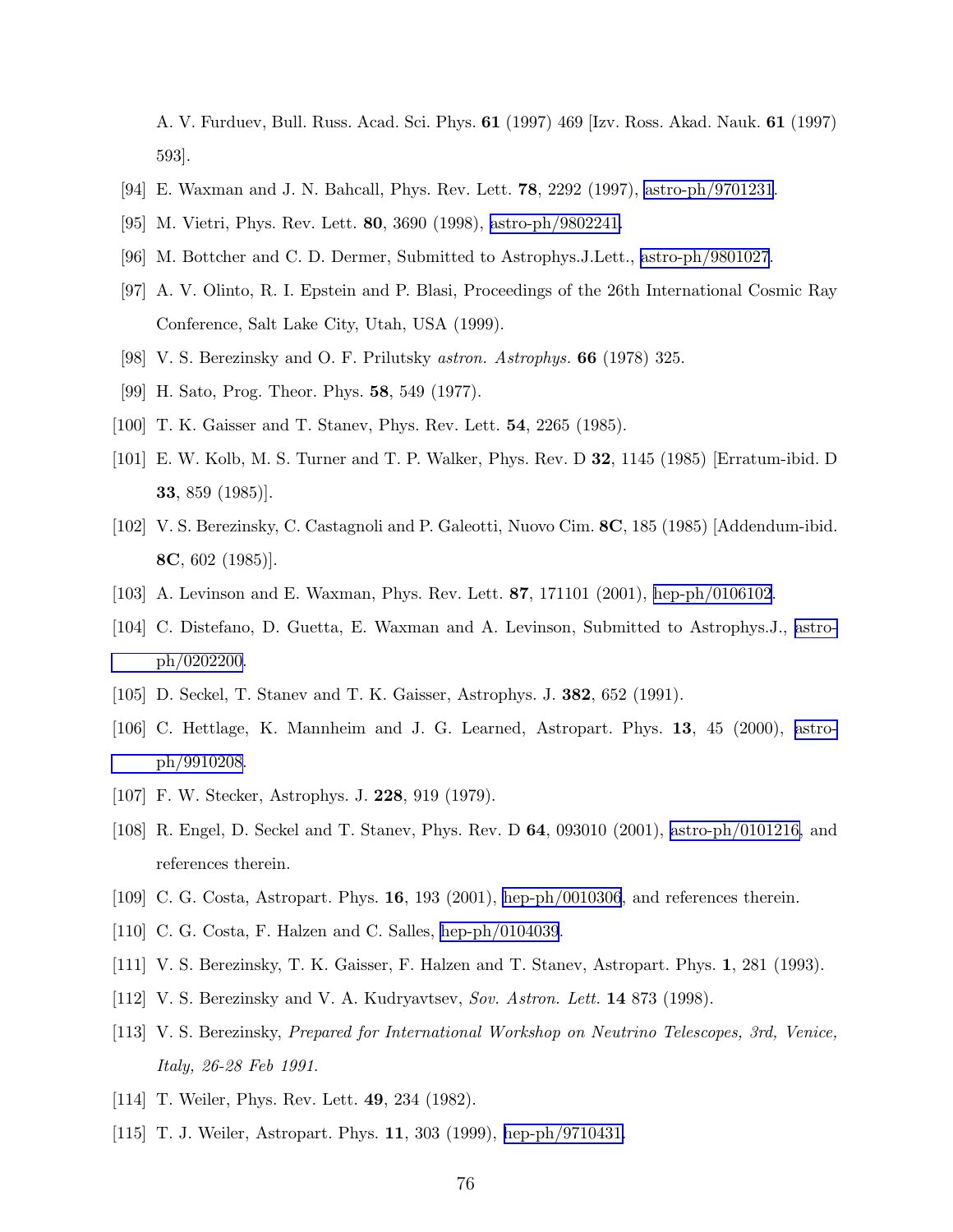A. V. Furduev, Bull. Russ. Acad. Sci. Phys. **61** (1997) 469 [Izv. Ross. Akad. Nauk. **61** (1997) 593].

[94] E. Waxman and J. N. Bahcall, Phys. Rev. Lett. **78**, 2292 (1997), astro-ph/9701231.

[95] M. Vietri, Phys. Rev. Lett. **80**, 3690 (1998), astro-ph/9802241.

[96] M. Bottcher and C. D. Dermer, Submitted to Astrophys.J.Lett., astro-ph/9801027.

[97] A. V. Olinto, R. I. Epstein and P. Blasi, Proceedings of the 26th International Cosmic Ray Conference, Salt Lake City, Utah, USA (1999).

[98] V. S. Berezinsky and O. F. Prilutsky *astron. Astrophys.* **66** (1978) 325.

[99] H. Sato, Prog. Theor. Phys. **58**, 549 (1977).

[100] T. K. Gaisser and T. Stanev, Phys. Rev. Lett. **54**, 2265 (1985).

[101] E. W. Kolb, M. S. Turner and T. P. Walker, Phys. Rev. D **32**, 1145 (1985) [Erratum-ibid. D **33**, 859 (1985)].

[102] V. S. Berezinsky, C. Castagnoli and P. Galeotti, Nuovo Cim. **8C**, 185 (1985) [Addendum-ibid. **8C**, 602 (1985)].

[103] A. Levinson and E. Waxman, Phys. Rev. Lett. **87**, 171101 (2001), hep-ph/0106102.

[104] C. Distefano, D. Guetta, E. Waxman and A. Levinson, Submitted to Astrophys.J., astro-ph/0202200.

[105] D. Seckel, T. Stanev and T. K. Gaisser, Astrophys. J. **382**, 652 (1991).

[106] C. Hettlage, K. Mannheim and J. G. Learned, Astropart. Phys. **13**, 45 (2000), astro-ph/9910208.

[107] F. W. Stecker, Astrophys. J. **228**, 919 (1979).

[108] R. Engel, D. Seckel and T. Stanev, Phys. Rev. D **64**, 093010 (2001), astro-ph/0101216, and references therein.

[109] C. G. Costa, Astropart. Phys. **16**, 193 (2001), hep-ph/0010306, and references therein.

[110] C. G. Costa, F. Halzen and C. Salles, hep-ph/0104039.

[111] V. S. Berezinsky, T. K. Gaisser, F. Halzen and T. Stanev, Astropart. Phys. **1**, 281 (1993).

[112] V. S. Berezinsky and V. A. Kudryavtsev, *Sov. Astron. Lett.* **14** 873 (1998).

[113] V. S. Berezinsky, *Prepared for International Workshop on Neutrino Telescopes, 3rd, Venice, Italy, 26-28 Feb 1991.*

[114] T. Weiler, Phys. Rev. Lett. **49**, 234 (1982).

[115] T. J. Weiler, Astropart. Phys. **11**, 303 (1999), hep-ph/9710431.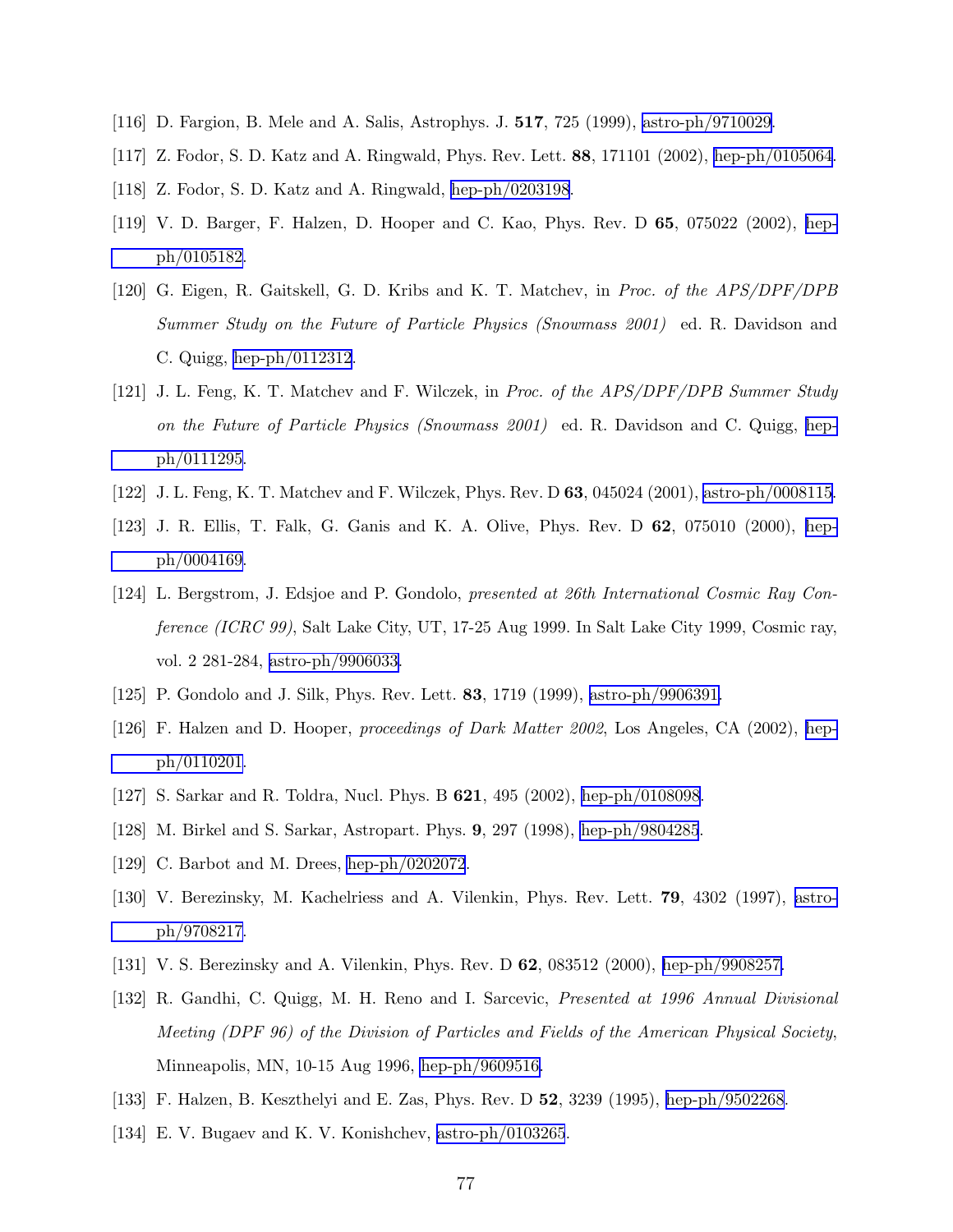[116] D. Fargion, B. Mele and A. Salis, Astrophys. J. **517**, 725 (1999), astro-ph/9710029.

[117] Z. Fodor, S. D. Katz and A. Ringwald, Phys. Rev. Lett. **88**, 171101 (2002), hep-ph/0105064.

[118] Z. Fodor, S. D. Katz and A. Ringwald, hep-ph/0203198.

[119] V. D. Barger, F. Halzen, D. Hooper and C. Kao, Phys. Rev. D **65**, 075022 (2002), hep-ph/0105182.

[120] G. Eigen, R. Gaitskell, G. D. Kribs and K. T. Matchev, in *Proc. of the APS/DPF/DPB Summer Study on the Future of Particle Physics (Snowmass 2001)* ed. R. Davidson and C. Quigg, hep-ph/0112312.

[121] J. L. Feng, K. T. Matchev and F. Wilczek, in *Proc. of the APS/DPF/DPB Summer Study on the Future of Particle Physics (Snowmass 2001)* ed. R. Davidson and C. Quigg, hep-ph/0111295.

[122] J. L. Feng, K. T. Matchev and F. Wilczek, Phys. Rev. D **63**, 045024 (2001), astro-ph/0008115.

[123] J. R. Ellis, T. Falk, G. Ganis and K. A. Olive, Phys. Rev. D **62**, 075010 (2000), hep-ph/0004169.

[124] L. Bergstrom, J. Edsjoe and P. Gondolo, *presented at 26th International Cosmic Ray Conference (ICRC 99)*, Salt Lake City, UT, 17-25 Aug 1999. In Salt Lake City 1999, Cosmic ray, vol. 2 281-284, astro-ph/9906033.

[125] P. Gondolo and J. Silk, Phys. Rev. Lett. **83**, 1719 (1999), astro-ph/9906391.

[126] F. Halzen and D. Hooper, *proceedings of Dark Matter 2002*, Los Angeles, CA (2002), hep-ph/0110201.

[127] S. Sarkar and R. Toldra, Nucl. Phys. B **621**, 495 (2002), hep-ph/0108098.

[128] M. Birkel and S. Sarkar, Astropart. Phys. **9**, 297 (1998), hep-ph/9804285.

[129] C. Barbot and M. Drees, hep-ph/0202072.

[130] V. Berezinsky, M. Kachelriess and A. Vilenkin, Phys. Rev. Lett. **79**, 4302 (1997), astro-ph/9708217.

[131] V. S. Berezinsky and A. Vilenkin, Phys. Rev. D **62**, 083512 (2000), hep-ph/9908257.

[132] R. Gandhi, C. Quigg, M. H. Reno and I. Sarcevic, *Presented at 1996 Annual Divisional Meeting (DPF 96) of the Division of Particles and Fields of the American Physical Society*, Minneapolis, MN, 10-15 Aug 1996, hep-ph/9609516.

[133] F. Halzen, B. Keszthelyi and E. Zas, Phys. Rev. D **52**, 3239 (1995), hep-ph/9502268.

[134] E. V. Bugaev and K. V. Konishchev, astro-ph/0103265.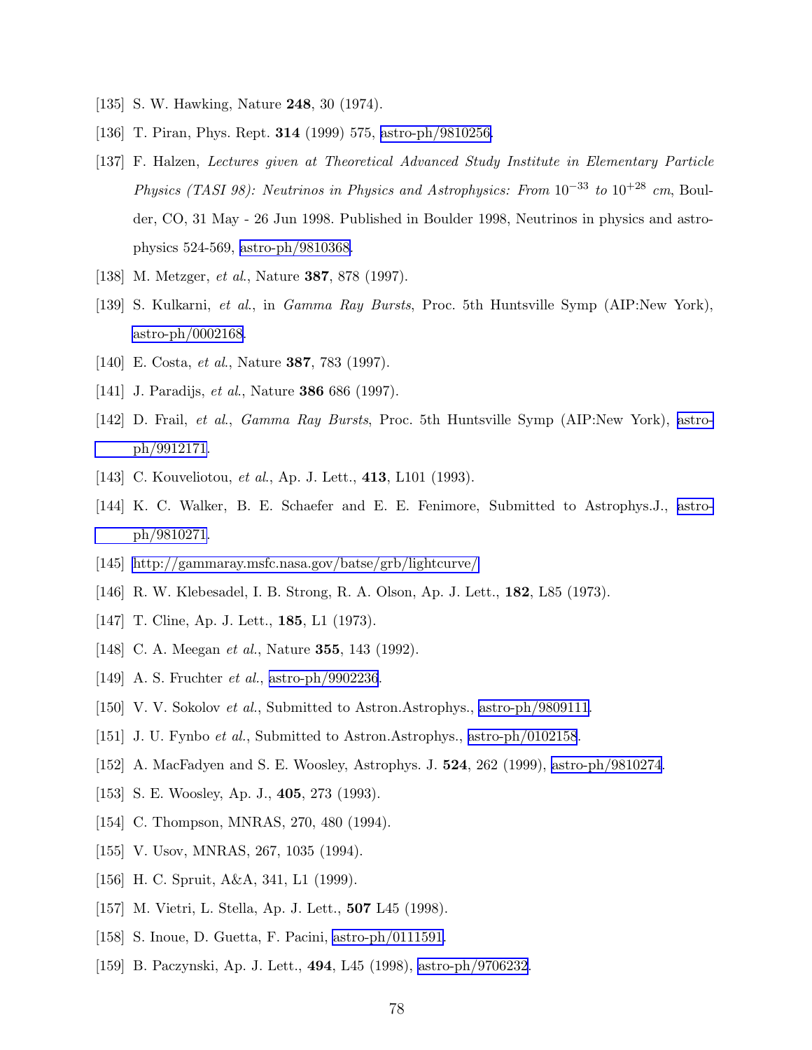[135] S. W. Hawking, Nature **248**, 30 (1974).

[136] T. Piran, Phys. Rept. **314** (1999) 575, astro-ph/9810256.

[137] F. Halzen, *Lectures given at Theoretical Advanced Study Institute in Elementary Particle Physics (TASI 98): Neutrinos in Physics and Astrophysics: From* $10^{-33}$ *to* $10^{+28}$ *cm*, Boulder, CO, 31 May - 26 Jun 1998. Published in Boulder 1998, Neutrinos in physics and astrophysics 524-569, astro-ph/9810368.

[138] M. Metzger, *et al.*, Nature **387**, 878 (1997).

[139] S. Kulkarni, *et al.*, in *Gamma Ray Bursts*, Proc. 5th Huntsville Symp (AIP:New York), astro-ph/0002168.

[140] E. Costa, *et al.*, Nature **387**, 783 (1997).

[141] J. Paradijs, *et al.*, Nature **386** 686 (1997).

[142] D. Frail, *et al.*, *Gamma Ray Bursts*, Proc. 5th Huntsville Symp (AIP:New York), astro-ph/9912171.

[143] C. Kouveliotou, *et al.*, Ap. J. Lett., **413**, L101 (1993).

[144] K. C. Walker, B. E. Schaefer and E. E. Fenimore, Submitted to Astrophys.J., astro-ph/9810271.

[145] http://gammaray.msfc.nasa.gov/batse/grb/lightcurve/

[146] R. W. Klebesadel, I. B. Strong, R. A. Olson, Ap. J. Lett., **182**, L85 (1973).

[147] T. Cline, Ap. J. Lett., **185**, L1 (1973).

[148] C. A. Meegan *et al.*, Nature **355**, 143 (1992).

[149] A. S. Fruchter *et al.*, astro-ph/9902236.

[150] V. V. Sokolov *et al.*, Submitted to Astron.Astrophys., astro-ph/9809111.

[151] J. U. Fynbo *et al.*, Submitted to Astron.Astrophys., astro-ph/0102158.

[152] A. MacFadyen and S. E. Woosley, Astrophys. J. **524**, 262 (1999), astro-ph/9810274.

[153] S. E. Woosley, Ap. J., **405**, 273 (1993).

[154] C. Thompson, MNRAS, 270, 480 (1994).

[155] V. Usov, MNRAS, 267, 1035 (1994).

[156] H. C. Spruit, A&A, 341, L1 (1999).

[157] M. Vietri, L. Stella, Ap. J. Lett., **507** L45 (1998).

[158] S. Inoue, D. Guetta, F. Pacini, astro-ph/0111591.

[159] B. Paczynski, Ap. J. Lett., **494**, L45 (1998), astro-ph/9706232.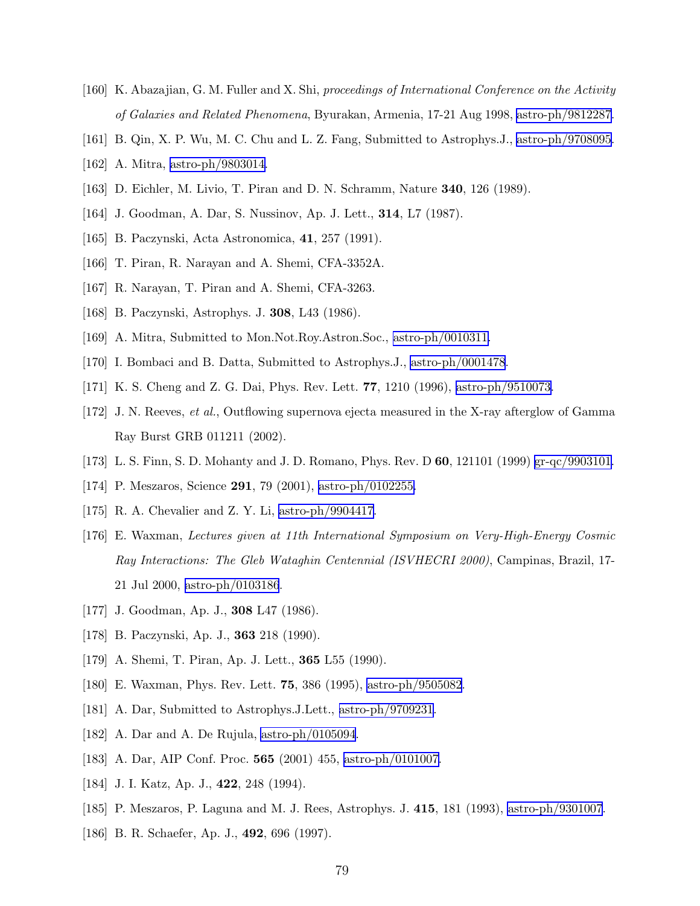[160] K. Abazajian, G. M. Fuller and X. Shi, *proceedings of International Conference on the Activity of Galaxies and Related Phenomena*, Byurakan, Armenia, 17-21 Aug 1998, astro-ph/9812287.

[161] B. Qin, X. P. Wu, M. C. Chu and L. Z. Fang, Submitted to Astrophys.J., astro-ph/9708095.

[162] A. Mitra, astro-ph/9803014.

[163] D. Eichler, M. Livio, T. Piran and D. N. Schramm, Nature **340**, 126 (1989).

[164] J. Goodman, A. Dar, S. Nussinov, Ap. J. Lett., **314**, L7 (1987).

[165] B. Paczynski, Acta Astronomica, **41**, 257 (1991).

[166] T. Piran, R. Narayan and A. Shemi, CFA-3352A.

[167] R. Narayan, T. Piran and A. Shemi, CFA-3263.

[168] B. Paczynski, Astrophys. J. **308**, L43 (1986).

[169] A. Mitra, Submitted to Mon.Not.Roy.Astron.Soc., astro-ph/0010311.

[170] I. Bombaci and B. Datta, Submitted to Astrophys.J., astro-ph/0001478.

[171] K. S. Cheng and Z. G. Dai, Phys. Rev. Lett. **77**, 1210 (1996), astro-ph/9510073.

[172] J. N. Reeves, *et al.*, Outflowing supernova ejecta measured in the X-ray afterglow of Gamma Ray Burst GRB 011211 (2002).

[173] L. S. Finn, S. D. Mohanty and J. D. Romano, Phys. Rev. D **60**, 121101 (1999) gr-qc/9903101.

[174] P. Meszaros, Science **291**, 79 (2001), astro-ph/0102255.

[175] R. A. Chevalier and Z. Y. Li, astro-ph/9904417.

[176] E. Waxman, *Lectures given at 11th International Symposium on Very-High-Energy Cosmic Ray Interactions: The Gleb Wataghin Centennial (ISVHECRI 2000)*, Campinas, Brazil, 17-21 Jul 2000, astro-ph/0103186.

[177] J. Goodman, Ap. J., **308** L47 (1986).

[178] B. Paczynski, Ap. J., **363** 218 (1990).

[179] A. Shemi, T. Piran, Ap. J. Lett., **365** L55 (1990).

[180] E. Waxman, Phys. Rev. Lett. **75**, 386 (1995), astro-ph/9505082.

[181] A. Dar, Submitted to Astrophys.J.Lett., astro-ph/9709231.

[182] A. Dar and A. De Rujula, astro-ph/0105094.

[183] A. Dar, AIP Conf. Proc. **565** (2001) 455, astro-ph/0101007.

[184] J. I. Katz, Ap. J., **422**, 248 (1994).

[185] P. Meszaros, P. Laguna and M. J. Rees, Astrophys. J. **415**, 181 (1993), astro-ph/9301007.

[186] B. R. Schaefer, Ap. J., **492**, 696 (1997).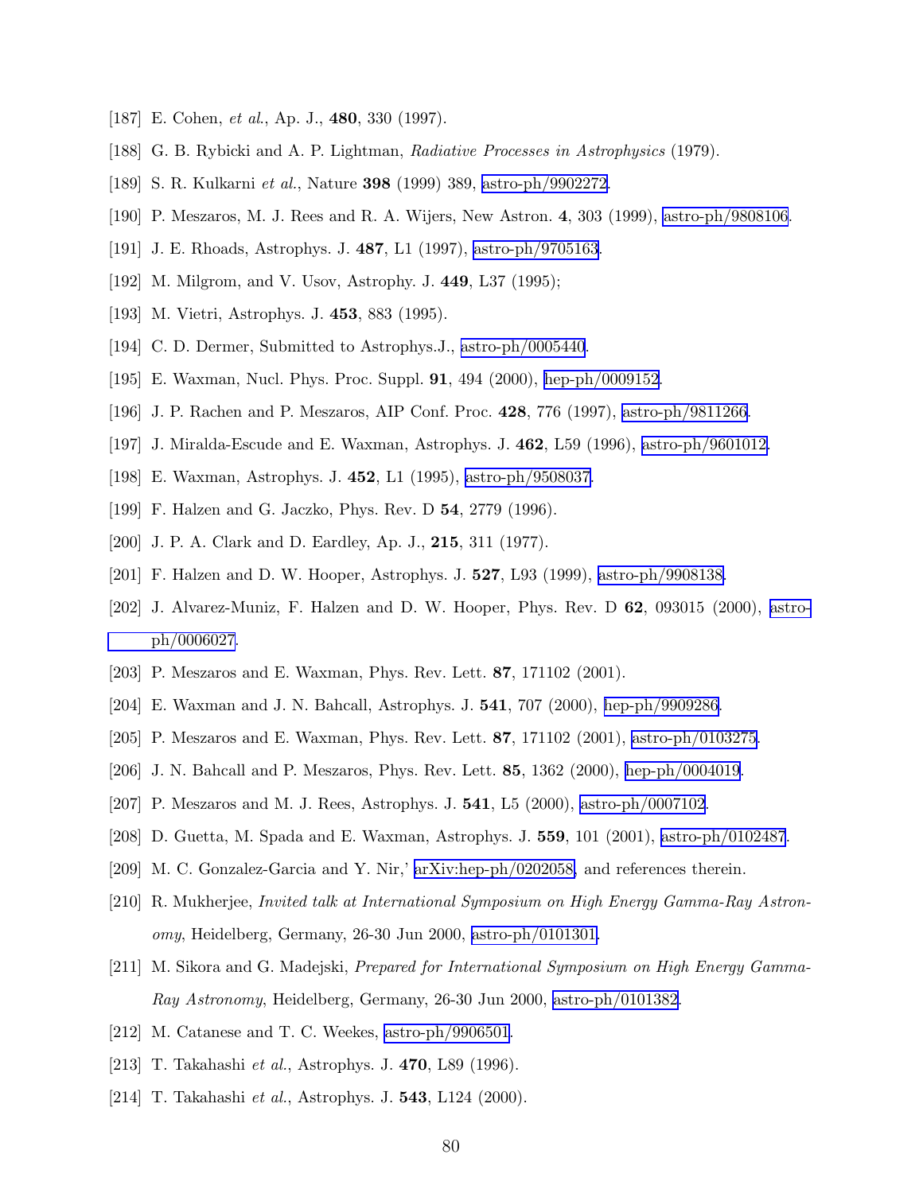[187] E. Cohen, *et al.*, Ap. J., **480**, 330 (1997).

[188] G. B. Rybicki and A. P. Lightman, *Radiative Processes in Astrophysics* (1979).

[189] S. R. Kulkarni *et al.*, Nature **398** (1999) 389, astro-ph/9902272.

[190] P. Meszaros, M. J. Rees and R. A. Wijers, New Astron. **4**, 303 (1999), astro-ph/9808106.

[191] J. E. Rhoads, Astrophys. J. **487**, L1 (1997), astro-ph/9705163.

[192] M. Milgrom, and V. Usov, Astrophy. J. **449**, L37 (1995);

[193] M. Vietri, Astrophys. J. **453**, 883 (1995).

[194] C. D. Dermer, Submitted to Astrophys.J., astro-ph/0005440.

[195] E. Waxman, Nucl. Phys. Proc. Suppl. **91**, 494 (2000), hep-ph/0009152.

[196] J. P. Rachen and P. Meszaros, AIP Conf. Proc. **428**, 776 (1997), astro-ph/9811266.

[197] J. Miralda-Escude and E. Waxman, Astrophys. J. **462**, L59 (1996), astro-ph/9601012.

[198] E. Waxman, Astrophys. J. **452**, L1 (1995), astro-ph/9508037.

[199] F. Halzen and G. Jaczko, Phys. Rev. D **54**, 2779 (1996).

[200] J. P. A. Clark and D. Eardley, Ap. J., **215**, 311 (1977).

[201] F. Halzen and D. W. Hooper, Astrophys. J. **527**, L93 (1999), astro-ph/9908138.

[202] J. Alvarez-Muniz, F. Halzen and D. W. Hooper, Phys. Rev. D **62**, 093015 (2000), astro-ph/0006027.

[203] P. Meszaros and E. Waxman, Phys. Rev. Lett. **87**, 171102 (2001).

[204] E. Waxman and J. N. Bahcall, Astrophys. J. **541**, 707 (2000), hep-ph/9909286.

[205] P. Meszaros and E. Waxman, Phys. Rev. Lett. **87**, 171102 (2001), astro-ph/0103275.

[206] J. N. Bahcall and P. Meszaros, Phys. Rev. Lett. **85**, 1362 (2000), hep-ph/0004019.

[207] P. Meszaros and M. J. Rees, Astrophys. J. **541**, L5 (2000), astro-ph/0007102.

[208] D. Guetta, M. Spada and E. Waxman, Astrophys. J. **559**, 101 (2001), astro-ph/0102487.

[209] M. C. Gonzalez-Garcia and Y. Nir,' arXiv:hep-ph/0202058, and references therein.

[210] R. Mukherjee, *Invited talk at International Symposium on High Energy Gamma-Ray Astronomy*, Heidelberg, Germany, 26-30 Jun 2000, astro-ph/0101301.

[211] M. Sikora and G. Madejski, *Prepared for International Symposium on High Energy Gamma-Ray Astronomy*, Heidelberg, Germany, 26-30 Jun 2000, astro-ph/0101382.

[212] M. Catanese and T. C. Weekes, astro-ph/9906501.

[213] T. Takahashi *et al.*, Astrophys. J. **470**, L89 (1996).

[214] T. Takahashi *et al.*, Astrophys. J. **543**, L124 (2000).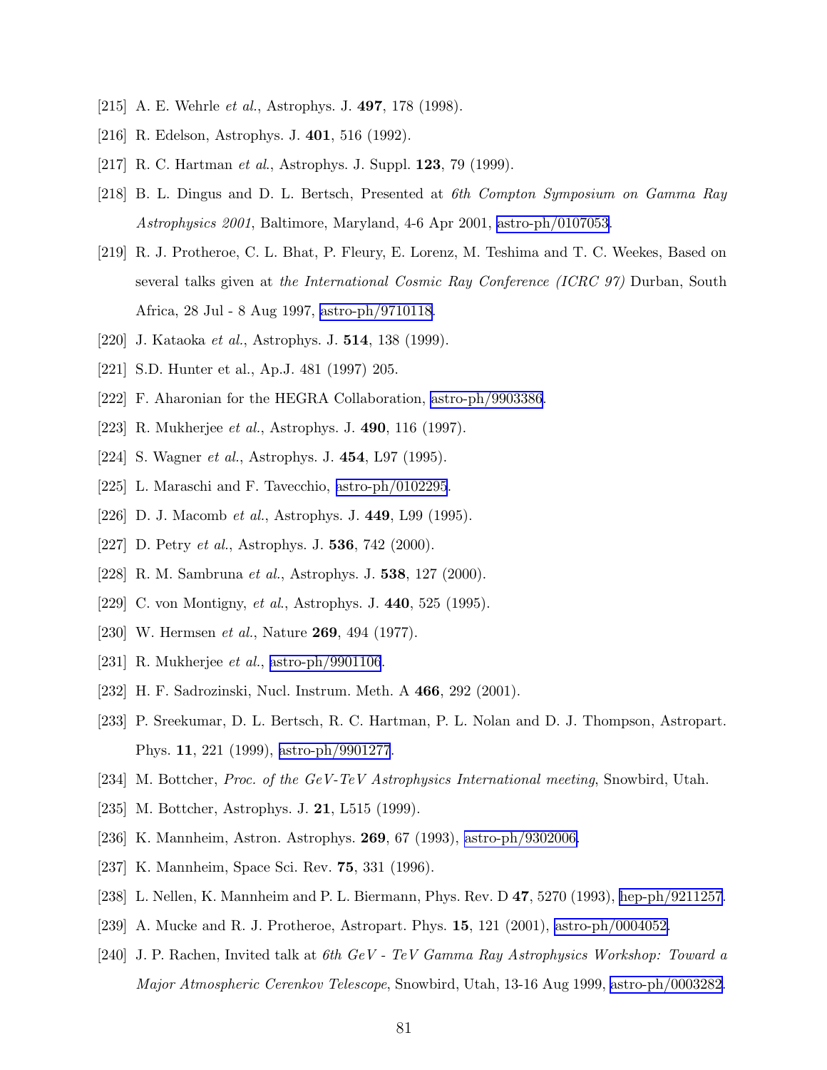[215] A. E. Wehrle *et al.*, Astrophys. J. **497**, 178 (1998).

[216] R. Edelson, Astrophys. J. **401**, 516 (1992).

[217] R. C. Hartman *et al.*, Astrophys. J. Suppl. **123**, 79 (1999).

[218] B. L. Dingus and D. L. Bertsch, Presented at *6th Compton Symposium on Gamma Ray Astrophysics 2001*, Baltimore, Maryland, 4-6 Apr 2001, astro-ph/0107053.

[219] R. J. Protheroe, C. L. Bhat, P. Fleury, E. Lorenz, M. Teshima and T. C. Weekes, Based on several talks given at *the International Cosmic Ray Conference (ICRC 97)* Durban, South Africa, 28 Jul - 8 Aug 1997, astro-ph/9710118.

[220] J. Kataoka *et al.*, Astrophys. J. **514**, 138 (1999).

[221] S.D. Hunter et al., Ap.J. 481 (1997) 205.

[222] F. Aharonian for the HEGRA Collaboration, astro-ph/9903386.

[223] R. Mukherjee *et al.*, Astrophys. J. **490**, 116 (1997).

[224] S. Wagner *et al.*, Astrophys. J. **454**, L97 (1995).

[225] L. Maraschi and F. Tavecchio, astro-ph/0102295.

[226] D. J. Macomb *et al.*, Astrophys. J. **449**, L99 (1995).

[227] D. Petry *et al.*, Astrophys. J. **536**, 742 (2000).

[228] R. M. Sambruna *et al.*, Astrophys. J. **538**, 127 (2000).

[229] C. von Montigny, *et al.*, Astrophys. J. **440**, 525 (1995).

[230] W. Hermsen *et al.*, Nature **269**, 494 (1977).

[231] R. Mukherjee *et al.*, astro-ph/9901106.

[232] H. F. Sadrozinski, Nucl. Instrum. Meth. A **466**, 292 (2001).

[233] P. Sreekumar, D. L. Bertsch, R. C. Hartman, P. L. Nolan and D. J. Thompson, Astropart. Phys. **11**, 221 (1999), astro-ph/9901277.

[234] M. Bottcher, *Proc. of the GeV-TeV Astrophysics International meeting*, Snowbird, Utah.

[235] M. Bottcher, Astrophys. J. **21**, L515 (1999).

[236] K. Mannheim, Astron. Astrophys. **269**, 67 (1993), astro-ph/9302006.

[237] K. Mannheim, Space Sci. Rev. **75**, 331 (1996).

[238] L. Nellen, K. Mannheim and P. L. Biermann, Phys. Rev. D **47**, 5270 (1993), hep-ph/9211257.

[239] A. Mucke and R. J. Protheroe, Astropart. Phys. **15**, 121 (2001), astro-ph/0004052.

[240] J. P. Rachen, Invited talk at *6th GeV - TeV Gamma Ray Astrophysics Workshop: Toward a Major Atmospheric Cerenkov Telescope*, Snowbird, Utah, 13-16 Aug 1999, astro-ph/0003282.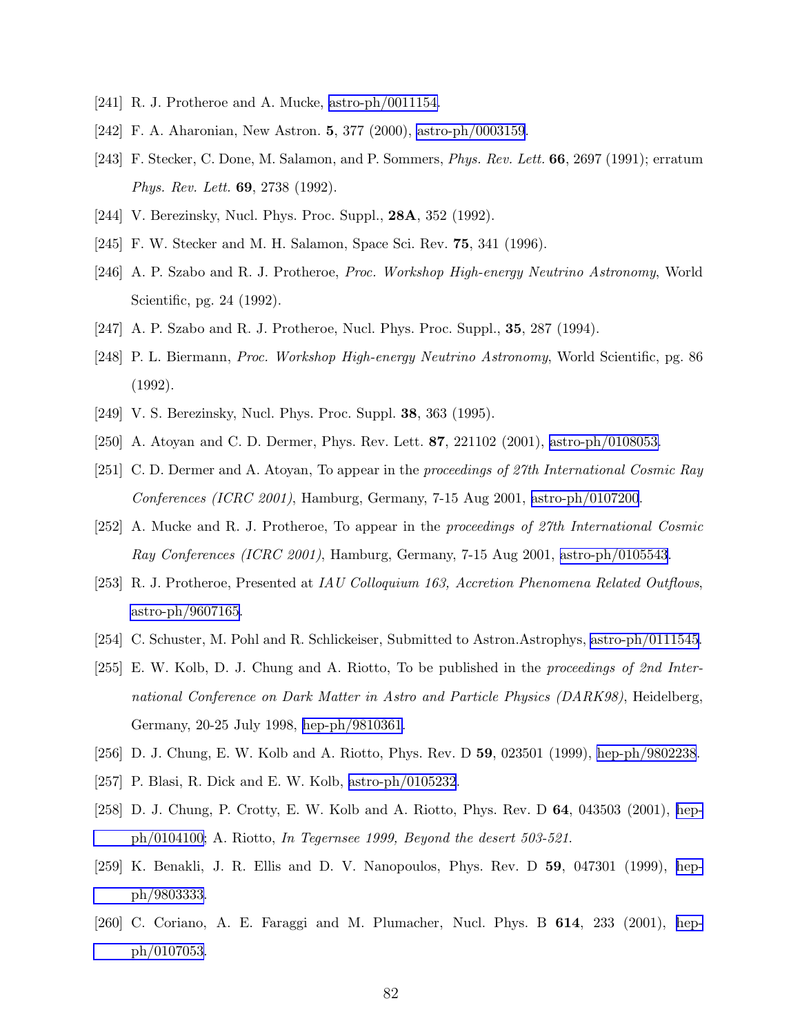[241] R. J. Protheroe and A. Mucke, astro-ph/0011154.

[242] F. A. Aharonian, New Astron. **5**, 377 (2000), astro-ph/0003159.

[243] F. Stecker, C. Done, M. Salamon, and P. Sommers, *Phys. Rev. Lett.* **66**, 2697 (1991); erratum *Phys. Rev. Lett.* **69**, 2738 (1992).

[244] V. Berezinsky, Nucl. Phys. Proc. Suppl., **28A**, 352 (1992).

[245] F. W. Stecker and M. H. Salamon, Space Sci. Rev. **75**, 341 (1996).

[246] A. P. Szabo and R. J. Protheroe, *Proc. Workshop High-energy Neutrino Astronomy*, World Scientific, pg. 24 (1992).

[247] A. P. Szabo and R. J. Protheroe, Nucl. Phys. Proc. Suppl., **35**, 287 (1994).

[248] P. L. Biermann, *Proc. Workshop High-energy Neutrino Astronomy*, World Scientific, pg. 86 (1992).

[249] V. S. Berezinsky, Nucl. Phys. Proc. Suppl. **38**, 363 (1995).

[250] A. Atoyan and C. D. Dermer, Phys. Rev. Lett. **87**, 221102 (2001), astro-ph/0108053.

[251] C. D. Dermer and A. Atoyan, To appear in the *proceedings of 27th International Cosmic Ray Conferences (ICRC 2001)*, Hamburg, Germany, 7-15 Aug 2001, astro-ph/0107200.

[252] A. Mucke and R. J. Protheroe, To appear in the *proceedings of 27th International Cosmic Ray Conferences (ICRC 2001)*, Hamburg, Germany, 7-15 Aug 2001, astro-ph/0105543.

[253] R. J. Protheroe, Presented at *IAU Colloquium 163, Accretion Phenomena Related Outflows*, astro-ph/9607165.

[254] C. Schuster, M. Pohl and R. Schlickeiser, Submitted to Astron.Astrophys, astro-ph/0111545.

[255] E. W. Kolb, D. J. Chung and A. Riotto, To be published in the *proceedings of 2nd International Conference on Dark Matter in Astro and Particle Physics (DARK98)*, Heidelberg, Germany, 20-25 July 1998, hep-ph/9810361.

[256] D. J. Chung, E. W. Kolb and A. Riotto, Phys. Rev. D **59**, 023501 (1999), hep-ph/9802238.

[257] P. Blasi, R. Dick and E. W. Kolb, astro-ph/0105232.

[258] D. J. Chung, P. Crotty, E. W. Kolb and A. Riotto, Phys. Rev. D **64**, 043503 (2001), hep-ph/0104100; A. Riotto, *In Tegernsee 1999, Beyond the desert 503-521.*

[259] K. Benakli, J. R. Ellis and D. V. Nanopoulos, Phys. Rev. D **59**, 047301 (1999), hep-ph/9803333.

[260] C. Coriano, A. E. Faraggi and M. Plumacher, Nucl. Phys. B **614**, 233 (2001), hep-ph/0107053.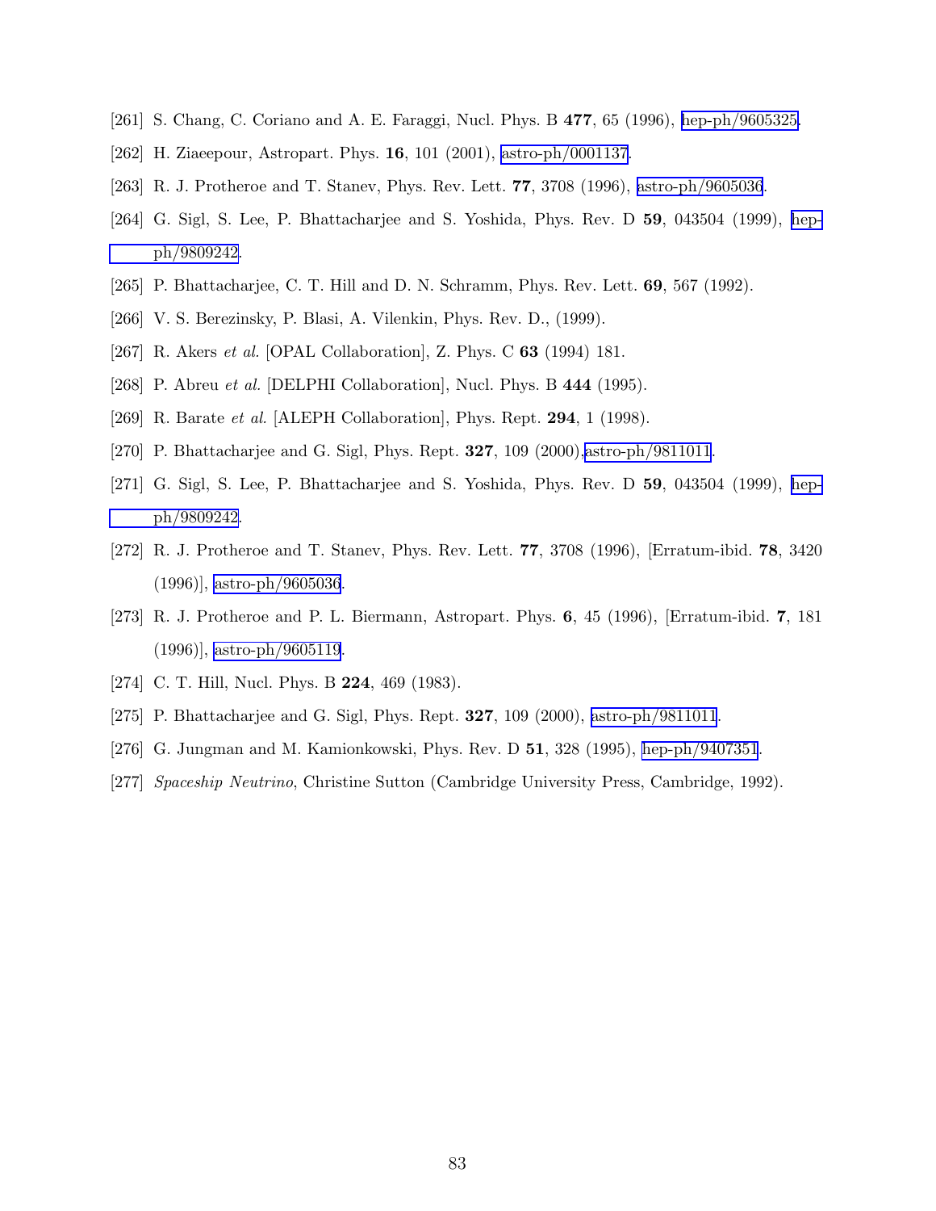[261] S. Chang, C. Coriano and A. E. Faraggi, Nucl. Phys. B **477**, 65 (1996), hep-ph/9605325.

[262] H. Ziaeepour, Astropart. Phys. **16**, 101 (2001), astro-ph/0001137.

[263] R. J. Protheroe and T. Stanev, Phys. Rev. Lett. **77**, 3708 (1996), astro-ph/9605036.

[264] G. Sigl, S. Lee, P. Bhattacharjee and S. Yoshida, Phys. Rev. D **59**, 043504 (1999), hep-ph/9809242.

[265] P. Bhattacharjee, C. T. Hill and D. N. Schramm, Phys. Rev. Lett. **69**, 567 (1992).

[266] V. S. Berezinsky, P. Blasi, A. Vilenkin, Phys. Rev. D., (1999).

[267] R. Akers *et al.* [OPAL Collaboration], Z. Phys. C **63** (1994) 181.

[268] P. Abreu *et al.* [DELPHI Collaboration], Nucl. Phys. B **444** (1995).

[269] R. Barate *et al.* [ALEPH Collaboration], Phys. Rept. **294**, 1 (1998).

[270] P. Bhattacharjee and G. Sigl, Phys. Rept. **327**, 109 (2000), astro-ph/9811011.

[271] G. Sigl, S. Lee, P. Bhattacharjee and S. Yoshida, Phys. Rev. D **59**, 043504 (1999), hep-ph/9809242.

[272] R. J. Protheroe and T. Stanev, Phys. Rev. Lett. **77**, 3708 (1996), [Erratum-ibid. **78**, 3420 (1996)], astro-ph/9605036.

[273] R. J. Protheroe and P. L. Biermann, Astropart. Phys. **6**, 45 (1996), [Erratum-ibid. **7**, 181 (1996)], astro-ph/9605119.

[274] C. T. Hill, Nucl. Phys. B **224**, 469 (1983).

[275] P. Bhattacharjee and G. Sigl, Phys. Rept. **327**, 109 (2000), astro-ph/9811011.

[276] G. Jungman and M. Kamionkowski, Phys. Rev. D **51**, 328 (1995), hep-ph/9407351.

[277] *Spaceship Neutrino*, Christine Sutton (Cambridge University Press, Cambridge, 1992).